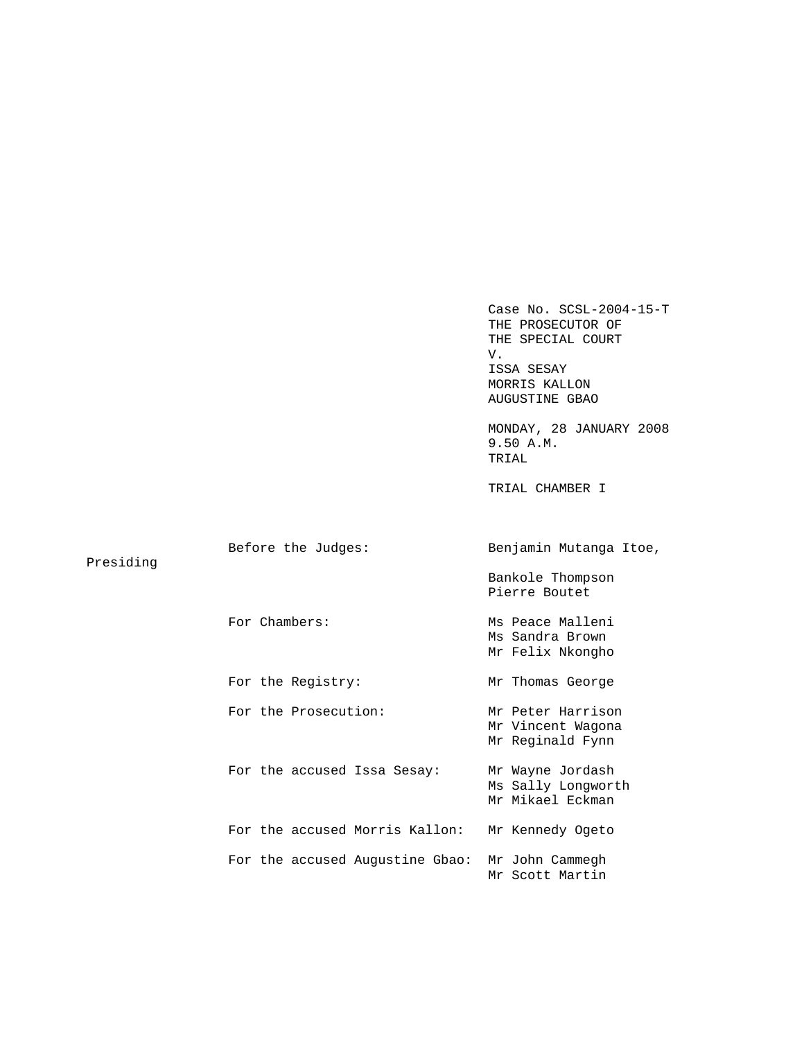Case No. SCSL-2004-15-T
THE PROSECUTOR OF
THE SPECIAL COURT
V.
ISSA SESAY
MORRIS KALLON
AUGUSTINE GBAO

MONDAY, 28 JANUARY 2008
9.50 A.M.
TRIAL

TRIAL CHAMBER I

| | |
|---|---|
| Before the Judges: | Benjamin Mutanga Itoe, Presiding |
| | Bankole Thompson |
| | Pierre Boutet |
| For Chambers: | Ms Peace Malleni |
| | Ms Sandra Brown |
| | Mr Felix Nkongho |
| For the Registry: | Mr Thomas George |
| For the Prosecution: | Mr Peter Harrison |
| | Mr Vincent Wagona |
| | Mr Reginald Fynn |
| For the accused Issa Sesay: | Mr Wayne Jordash |
| | Ms Sally Longworth |
| | Mr Mikael Eckman |
| For the accused Morris Kallon: | Mr Kennedy Ogeto |
| For the accused Augustine Gbao: | Mr John Cammegh |
| | Mr Scott Martin |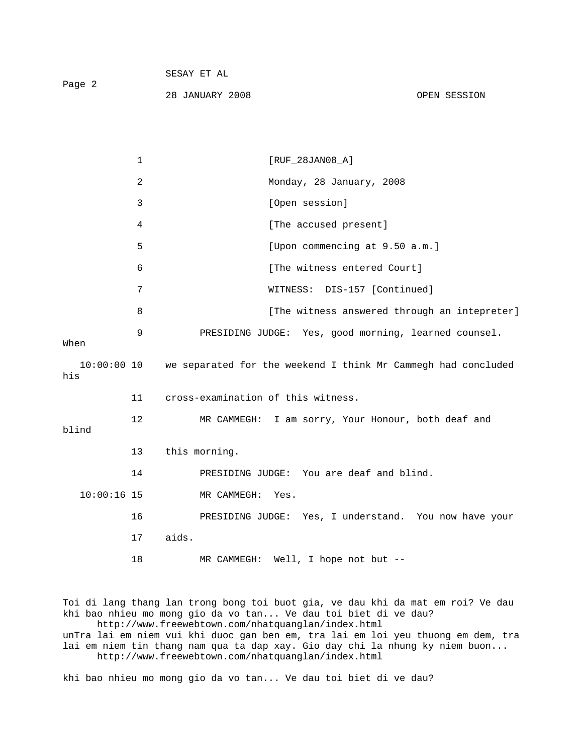1 [RUF_28JAN08_A]

2 Monday, 28 January, 2008

3 [Open session]

4 [The accused present]

5 [Upon commencing at 9.50 a.m.]

6 [The witness entered Court]

7 WITNESS: DIS-157 [Continued]

8 [The witness answered through an intepreter]

9 PRESIDING JUDGE: Yes, good morning, learned counsel. When

10:00:00 10 we separated for the weekend I think Mr Cammegh had concluded his

11 cross-examination of this witness.

12 MR CAMMEGH: I am sorry, Your Honour, both deaf and blind

13 this morning.

14 PRESIDING JUDGE: You are deaf and blind.

10:00:16 15 MR CAMMEGH: Yes.

16 PRESIDING JUDGE: Yes, I understand. You now have your

17 aids.

18 MR CAMMEGH: Well, I hope not but --

Toi di lang thang lan trong bong toi buot gia, ve dau khi da mat em roi? Ve dau khi bao nhieu mo mong gio da vo tan... Ve dau toi biet di ve dau?
http://www.freewebtown.com/nhatquanglan/index.html
unTra lai em niem vui khi duoc gan ben em, tra lai em loi yeu thuong em dem, tra lai em niem tin thang nam qua ta dap xay. Gio day chi la nhung ky niem buon...
http://www.freewebtown.com/nhatquanglan/index.html

khi bao nhieu mo mong gio da vo tan... Ve dau toi biet di ve dau?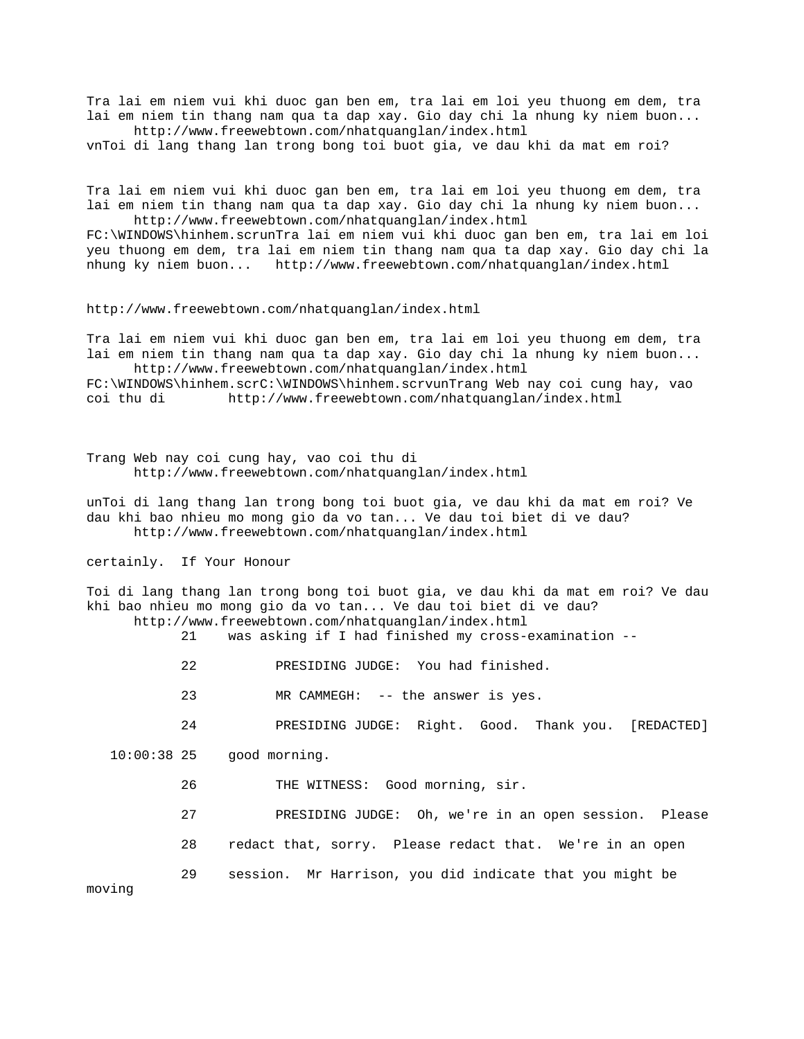Tra lai em niem vui khi duoc gan ben em, tra lai em loi yeu thuong em dem, tra lai em niem tin thang nam qua ta dap xay. Gio day chi la nhung ky niem buon...
      http://www.freewebtown.com/nhatquanglan/index.html
vnToi di lang thang lan trong bong toi buot gia, ve dau khi da mat em roi?

Tra lai em niem vui khi duoc gan ben em, tra lai em loi yeu thuong em dem, tra lai em niem tin thang nam qua ta dap xay. Gio day chi la nhung ky niem buon...
      http://www.freewebtown.com/nhatquanglan/index.html
FC:\WINDOWS\hinhem.scrunTra lai em niem vui khi duoc gan ben em, tra lai em loi yeu thuong em dem, tra lai em niem tin thang nam qua ta dap xay. Gio day chi la nhung ky niem buon...   http://www.freewebtown.com/nhatquanglan/index.html

http://www.freewebtown.com/nhatquanglan/index.html

Tra lai em niem vui khi duoc gan ben em, tra lai em loi yeu thuong em dem, tra lai em niem tin thang nam qua ta dap xay. Gio day chi la nhung ky niem buon...
      http://www.freewebtown.com/nhatquanglan/index.html
FC:\WINDOWS\hinhem.scrC:\WINDOWS\hinhem.scrvunTrang Web nay coi cung hay, vao coi thu di        http://www.freewebtown.com/nhatquanglan/index.html

Trang Web nay coi cung hay, vao coi thu di
      http://www.freewebtown.com/nhatquanglan/index.html

unToi di lang thang lan trong bong toi buot gia, ve dau khi da mat em roi? Ve dau khi bao nhieu mo mong gio da vo tan... Ve dau toi biet di ve dau?
      http://www.freewebtown.com/nhatquanglan/index.html

certainly.  If Your Honour

Toi di lang thang lan trong bong toi buot gia, ve dau khi da mat em roi? Ve dau khi bao nhieu mo mong gio da vo tan... Ve dau toi biet di ve dau?
      http://www.freewebtown.com/nhatquanglan/index.html

21    was asking if I had finished my cross-examination --

22          PRESIDING JUDGE:  You had finished.

23          MR CAMMEGH:  -- the answer is yes.

24          PRESIDING JUDGE:  Right.  Good.  Thank you.  [REDACTED]

10:00:38 25    good morning.

26          THE WITNESS:  Good morning, sir.

27          PRESIDING JUDGE:  Oh, we're in an open session.  Please

28    redact that, sorry.  Please redact that.  We're in an open

29    session.  Mr Harrison, you did indicate that you might be moving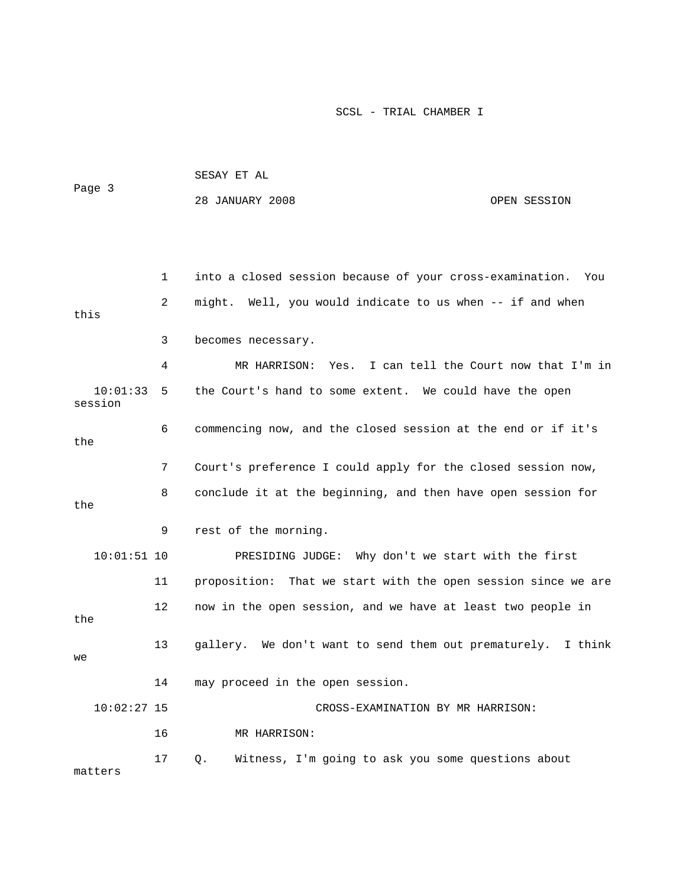into a closed session because of your cross-examination. You might. Well, you would indicate to us when -- if and when this becomes necessary.

MR HARRISON: Yes. I can tell the Court now that I'm in the Court's hand to some extent. We could have the open session commencing now, and the closed session at the end or if it's the Court's preference I could apply for the closed session now, conclude it at the beginning, and then have open session for the rest of the morning.

PRESIDING JUDGE: Why don't we start with the first proposition: That we start with the open session since we are now in the open session, and we have at least two people in the gallery. We don't want to send them out prematurely. I think we may proceed in the open session.

CROSS-EXAMINATION BY MR HARRISON:

MR HARRISON:

Q. Witness, I'm going to ask you some questions about matters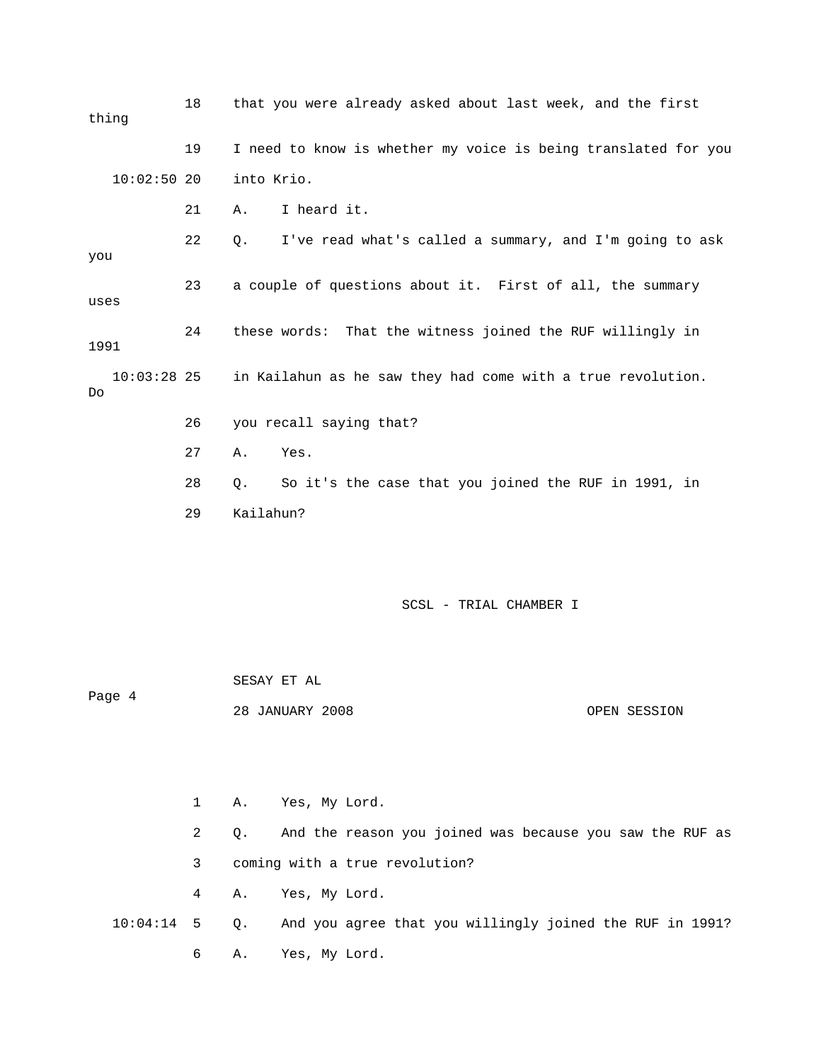18 that you were already asked about last week, and the first thing

19 I need to know is whether my voice is being translated for you

10:02:50 20 into Krio.

21 A. I heard it.

22 Q. I've read what's called a summary, and I'm going to ask you

23 a couple of questions about it. First of all, the summary uses

24 these words: That the witness joined the RUF willingly in 1991

10:03:28 25 in Kailahun as he saw they had come with a true revolution. Do

26 you recall saying that?

27 A. Yes.

28 Q. So it's the case that you joined the RUF in 1991, in

29 Kailahun?

1 A. Yes, My Lord.

2 Q. And the reason you joined was because you saw the RUF as

3 coming with a true revolution?

4 A. Yes, My Lord.

10:04:14 5 Q. And you agree that you willingly joined the RUF in 1991?

6 A. Yes, My Lord.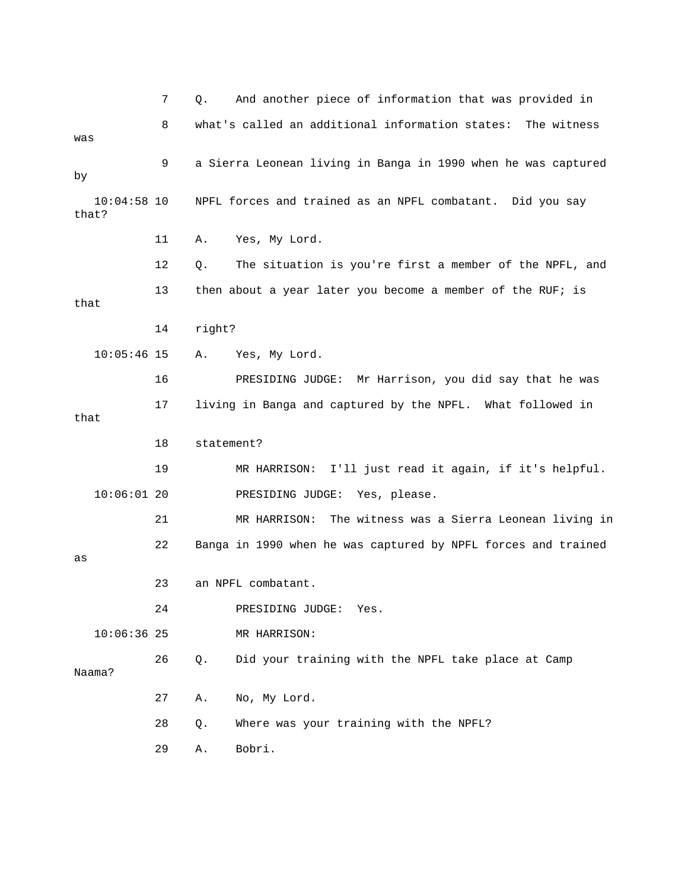7 Q. And another piece of information that was provided in

8 what's called an additional information states: The witness was

9 a Sierra Leonean living in Banga in 1990 when he was captured by

10:04:58 10 NPFL forces and trained as an NPFL combatant. Did you say that?

11 A. Yes, My Lord.

12 Q. The situation is you're first a member of the NPFL, and

13 then about a year later you become a member of the RUF; is that

14 right?

10:05:46 15 A. Yes, My Lord.

16 PRESIDING JUDGE: Mr Harrison, you did say that he was

17 living in Banga and captured by the NPFL. What followed in that

18 statement?

19 MR HARRISON: I'll just read it again, if it's helpful.

10:06:01 20 PRESIDING JUDGE: Yes, please.

21 MR HARRISON: The witness was a Sierra Leonean living in

22 Banga in 1990 when he was captured by NPFL forces and trained as

23 an NPFL combatant.

24 PRESIDING JUDGE: Yes.

10:06:36 25 MR HARRISON:

26 Q. Did your training with the NPFL take place at Camp Naama?

27 A. No, My Lord.

28 Q. Where was your training with the NPFL?

29 A. Bobri.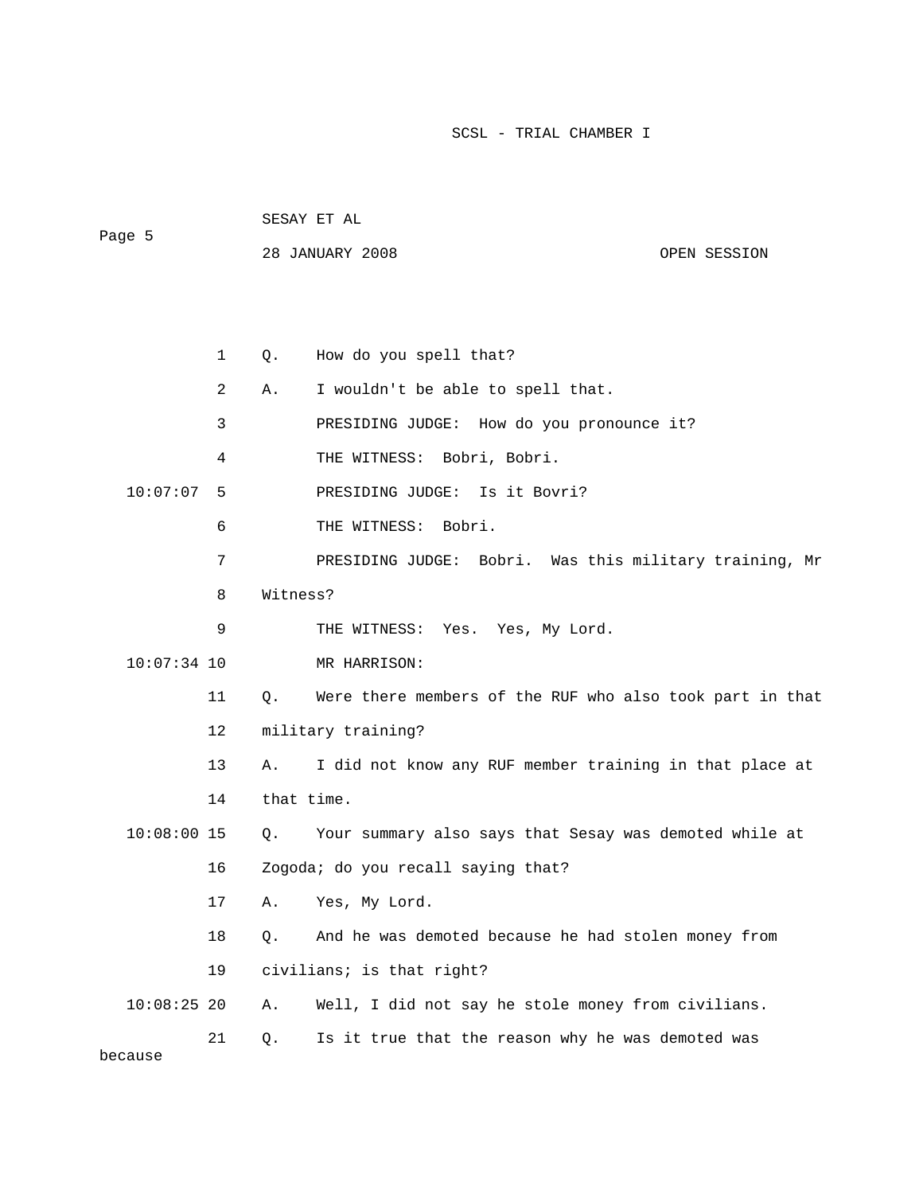1 Q. How do you spell that?

2 A. I wouldn't be able to spell that.

3 PRESIDING JUDGE: How do you pronounce it?

4 THE WITNESS: Bobri, Bobri.

10:07:07 5 PRESIDING JUDGE: Is it Bovri?

6 THE WITNESS: Bobri.

7 PRESIDING JUDGE: Bobri. Was this military training, Mr

8 Witness?

9 THE WITNESS: Yes. Yes, My Lord.

10:07:34 10 MR HARRISON:

11 Q. Were there members of the RUF who also took part in that

12 military training?

13 A. I did not know any RUF member training in that place at

14 that time.

10:08:00 15 Q. Your summary also says that Sesay was demoted while at

16 Zogoda; do you recall saying that?

17 A. Yes, My Lord.

18 Q. And he was demoted because he had stolen money from

19 civilians; is that right?

10:08:25 20 A. Well, I did not say he stole money from civilians.

21 Q. Is it true that the reason why he was demoted was because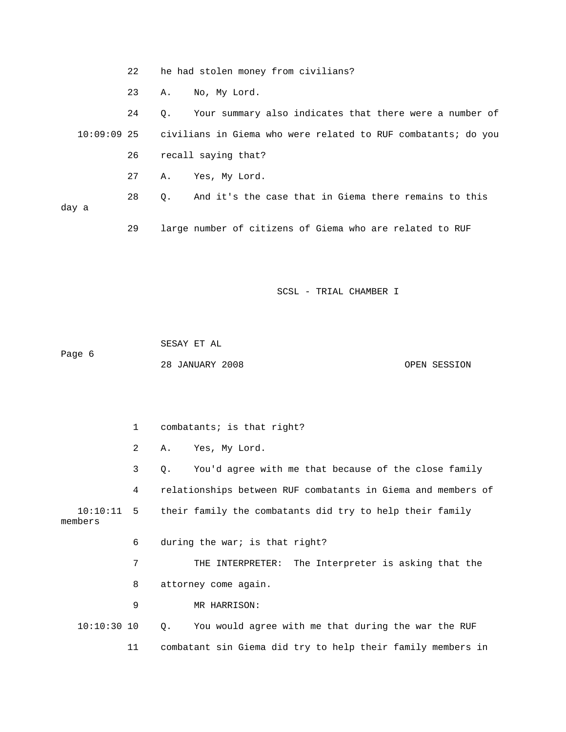22 he had stolen money from civilians?

23 A. No, My Lord.

24 Q. Your summary also indicates that there were a number of

10:09:09 25 civilians in Giema who were related to RUF combatants; do you

26 recall saying that?

27 A. Yes, My Lord.

28 Q. And it's the case that in Giema there remains to this day a

29 large number of citizens of Giema who are related to RUF

1 combatants; is that right?

2 A. Yes, My Lord.

3 Q. You'd agree with me that because of the close family

4 relationships between RUF combatants in Giema and members of

10:10:11 5 their family the combatants did try to help their family members

6 during the war; is that right?

7 THE INTERPRETER: The Interpreter is asking that the

8 attorney come again.

9 MR HARRISON:

10:10:30 10 Q. You would agree with me that during the war the RUF

11 combatant sin Giema did try to help their family members in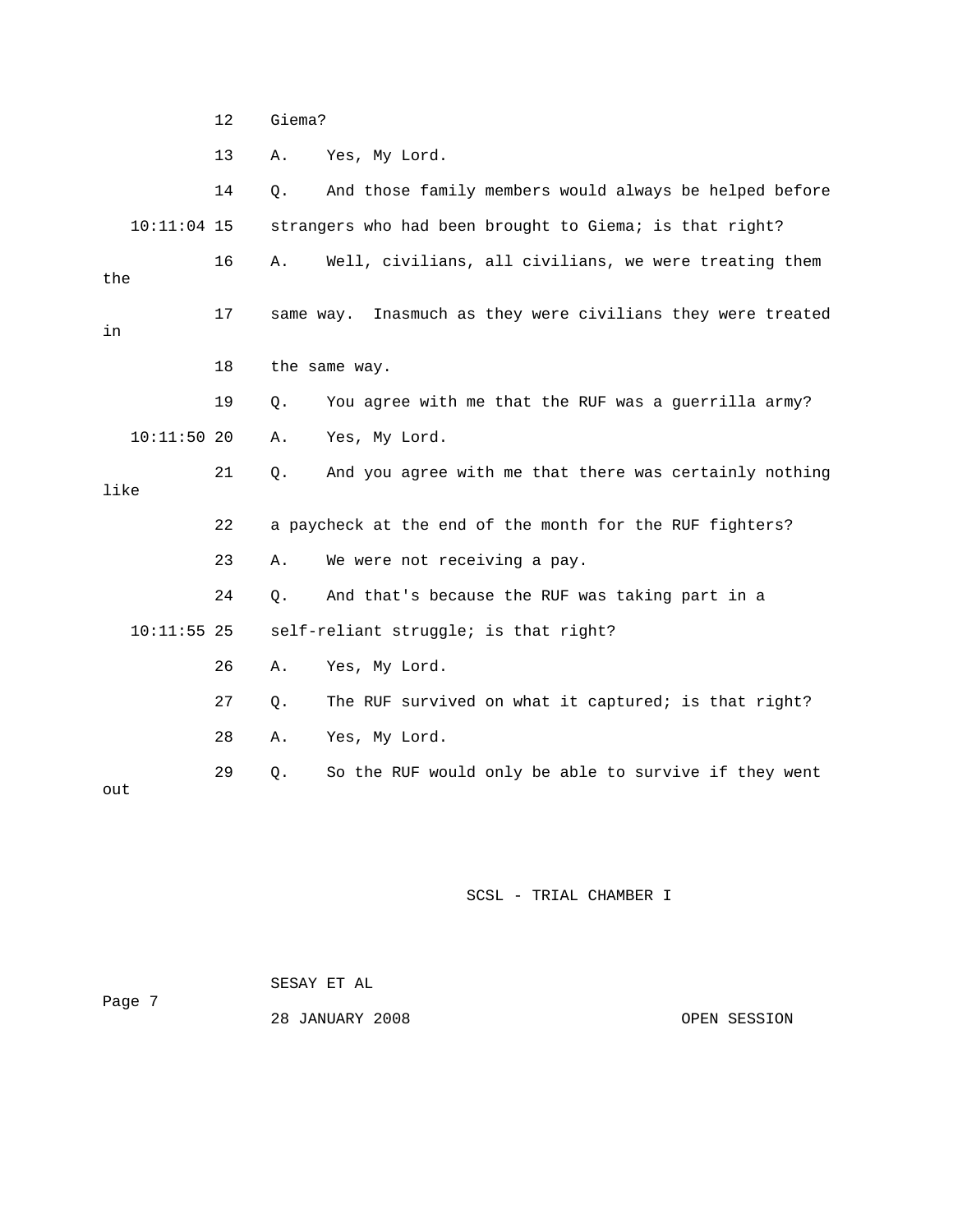12 Giema?

13 A. Yes, My Lord.

14 Q. And those family members would always be helped before

10:11:04 15 strangers who had been brought to Giema; is that right?

16 A. Well, civilians, all civilians, we were treating them the

17 same way. Inasmuch as they were civilians they were treated in

18 the same way.

19 Q. You agree with me that the RUF was a guerrilla army?

10:11:50 20 A. Yes, My Lord.

21 Q. And you agree with me that there was certainly nothing like

22 a paycheck at the end of the month for the RUF fighters?

23 A. We were not receiving a pay.

24 Q. And that's because the RUF was taking part in a

10:11:55 25 self-reliant struggle; is that right?

26 A. Yes, My Lord.

27 Q. The RUF survived on what it captured; is that right?

28 A. Yes, My Lord.

29 Q. So the RUF would only be able to survive if they went out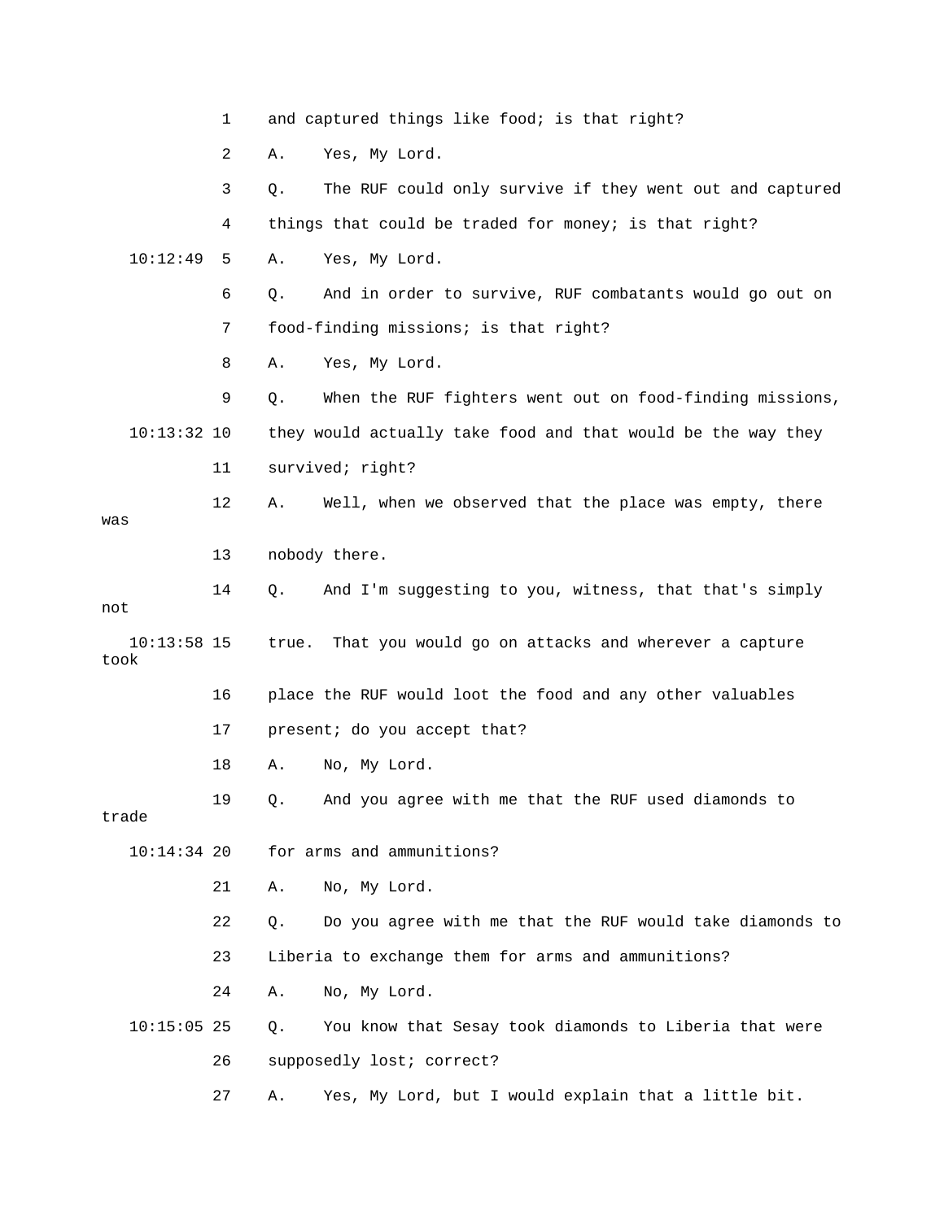1 and captured things like food; is that right?

2 A. Yes, My Lord.

3 Q. The RUF could only survive if they went out and captured

4 things that could be traded for money; is that right?

10:12:49 5 A. Yes, My Lord.

6 Q. And in order to survive, RUF combatants would go out on

7 food-finding missions; is that right?

8 A. Yes, My Lord.

9 Q. When the RUF fighters went out on food-finding missions,

10:13:32 10 they would actually take food and that would be the way they

11 survived; right?

12 A. Well, when we observed that the place was empty, there was

13 nobody there.

14 Q. And I'm suggesting to you, witness, that that's simply not

10:13:58 15 true. That you would go on attacks and wherever a capture took

16 place the RUF would loot the food and any other valuables

17 present; do you accept that?

18 A. No, My Lord.

19 Q. And you agree with me that the RUF used diamonds to trade

10:14:34 20 for arms and ammunitions?

21 A. No, My Lord.

22 Q. Do you agree with me that the RUF would take diamonds to

23 Liberia to exchange them for arms and ammunitions?

24 A. No, My Lord.

10:15:05 25 Q. You know that Sesay took diamonds to Liberia that were

26 supposedly lost; correct?

27 A. Yes, My Lord, but I would explain that a little bit.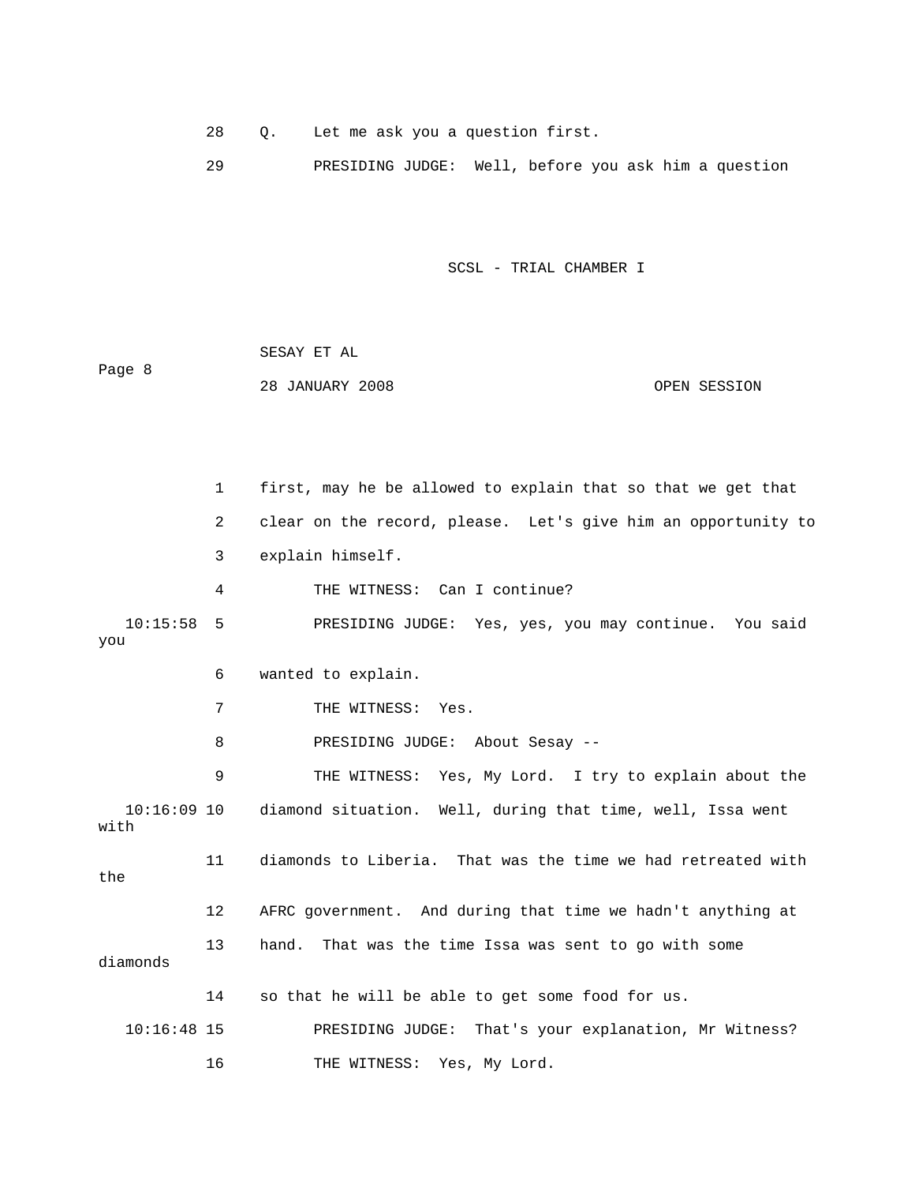28 Q. Let me ask you a question first.

29 PRESIDING JUDGE: Well, before you ask him a question

1 first, may he be allowed to explain that so that we get that

2 clear on the record, please. Let's give him an opportunity to

3 explain himself.

4 THE WITNESS: Can I continue?

10:15:58 5 PRESIDING JUDGE: Yes, yes, you may continue. You said you

6 wanted to explain.

7 THE WITNESS: Yes.

8 PRESIDING JUDGE: About Sesay --

9 THE WITNESS: Yes, My Lord. I try to explain about the

10:16:09 10 diamond situation. Well, during that time, well, Issa went with

11 diamonds to Liberia. That was the time we had retreated with the

12 AFRC government. And during that time we hadn't anything at

13 hand. That was the time Issa was sent to go with some diamonds

14 so that he will be able to get some food for us.

10:16:48 15 PRESIDING JUDGE: That's your explanation, Mr Witness?

16 THE WITNESS: Yes, My Lord.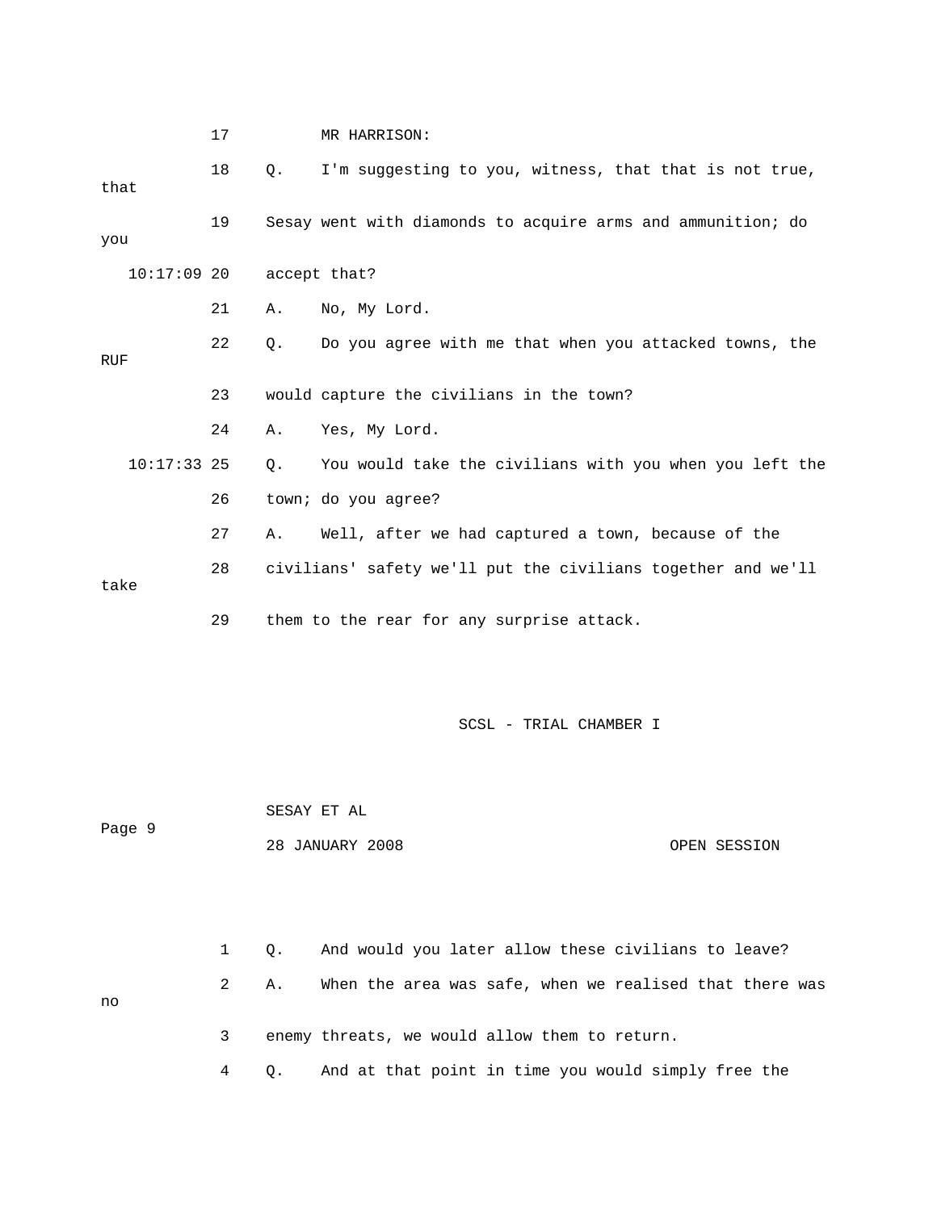17 MR HARRISON:

18 Q. I'm suggesting to you, witness, that that is not true, that

19 Sesay went with diamonds to acquire arms and ammunition; do you

10:17:09 20 accept that?

21 A. No, My Lord.

22 Q. Do you agree with me that when you attacked towns, the RUF

23 would capture the civilians in the town?

24 A. Yes, My Lord.

10:17:33 25 Q. You would take the civilians with you when you left the

26 town; do you agree?

27 A. Well, after we had captured a town, because of the

28 civilians' safety we'll put the civilians together and we'll take

29 them to the rear for any surprise attack.

1 Q. And would you later allow these civilians to leave?

2 A. When the area was safe, when we realised that there was no

3 enemy threats, we would allow them to return.

4 Q. And at that point in time you would simply free the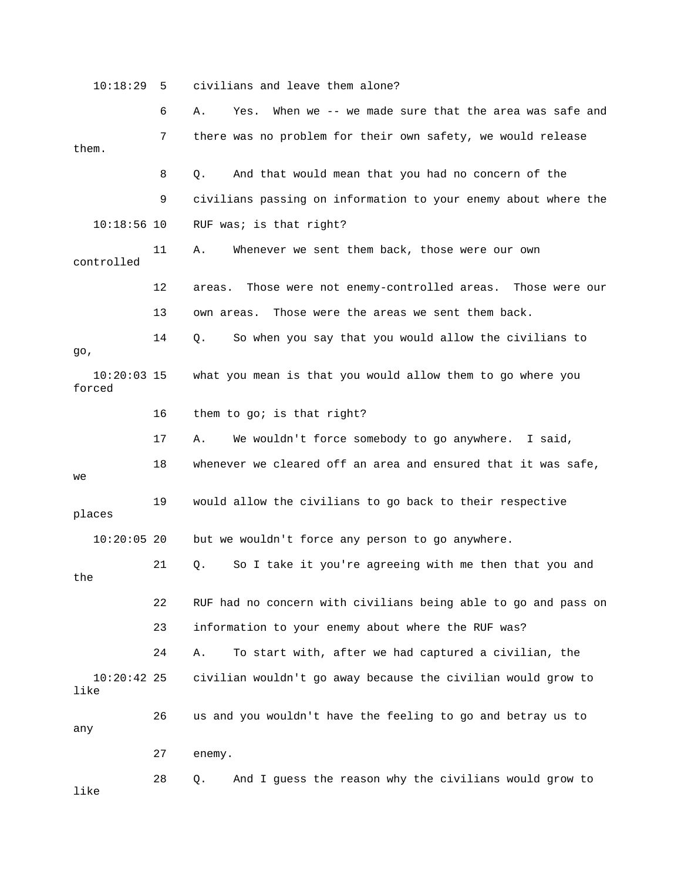10:18:29 5 civilians and leave them alone?

6 A. Yes. When we -- we made sure that the area was safe and

7 there was no problem for their own safety, we would release them.

8 Q. And that would mean that you had no concern of the

9 civilians passing on information to your enemy about where the

10:18:56 10 RUF was; is that right?

11 A. Whenever we sent them back, those were our own controlled

12 areas. Those were not enemy-controlled areas. Those were our

13 own areas. Those were the areas we sent them back.

14 Q. So when you say that you would allow the civilians to go,

10:20:03 15 what you mean is that you would allow them to go where you forced

16 them to go; is that right?

17 A. We wouldn't force somebody to go anywhere. I said,

18 whenever we cleared off an area and ensured that it was safe, we

19 would allow the civilians to go back to their respective places

10:20:05 20 but we wouldn't force any person to go anywhere.

21 Q. So I take it you're agreeing with me then that you and the

22 RUF had no concern with civilians being able to go and pass on

23 information to your enemy about where the RUF was?

24 A. To start with, after we had captured a civilian, the

10:20:42 25 civilian wouldn't go away because the civilian would grow to like

26 us and you wouldn't have the feeling to go and betray us to any

27 enemy.

28 Q. And I guess the reason why the civilians would grow to like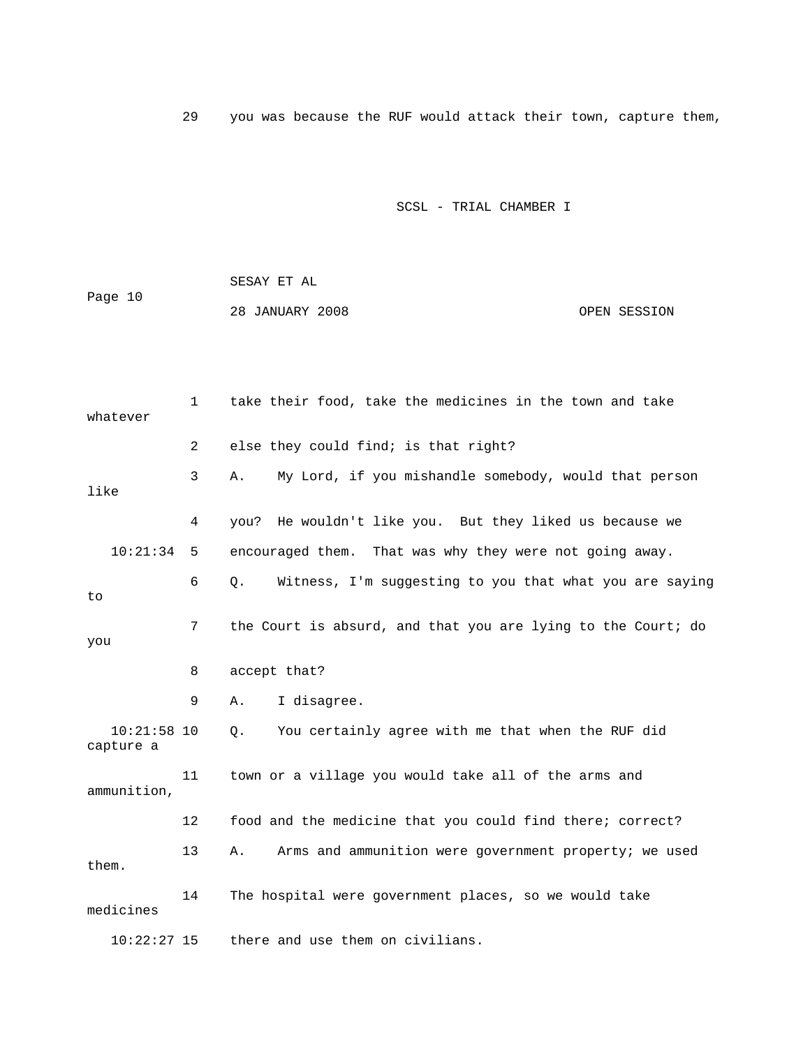29 you was because the RUF would attack their town, capture them,

1 take their food, take the medicines in the town and take whatever

2 else they could find; is that right?

3 A. My Lord, if you mishandle somebody, would that person like

4 you? He wouldn't like you. But they liked us because we

10:21:34 5 encouraged them. That was why they were not going away.

6 Q. Witness, I'm suggesting to you that what you are saying to

7 the Court is absurd, and that you are lying to the Court; do you

8 accept that?

9 A. I disagree.

10:21:58 10 Q. You certainly agree with me that when the RUF did capture a

11 town or a village you would take all of the arms and ammunition,

12 food and the medicine that you could find there; correct?

13 A. Arms and ammunition were government property; we used them.

14 The hospital were government places, so we would take medicines

10:22:27 15 there and use them on civilians.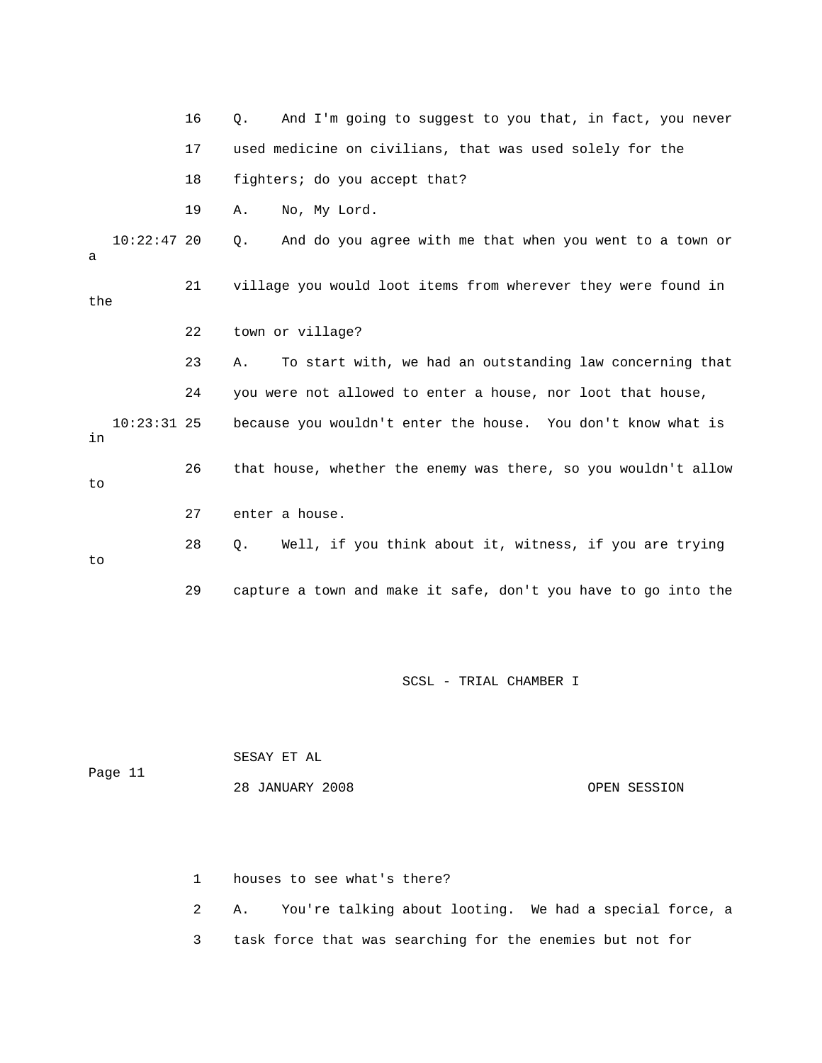16 Q. And I'm going to suggest to you that, in fact, you never

17 used medicine on civilians, that was used solely for the

18 fighters; do you accept that?

19 A. No, My Lord.

10:22:47 20 Q. And do you agree with me that when you went to a town or a

21 village you would loot items from wherever they were found in the

22 town or village?

23 A. To start with, we had an outstanding law concerning that

24 you were not allowed to enter a house, nor loot that house,

10:23:31 25 because you wouldn't enter the house. You don't know what is in

26 that house, whether the enemy was there, so you wouldn't allow to

27 enter a house.

28 Q. Well, if you think about it, witness, if you are trying to

29 capture a town and make it safe, don't you have to go into the

1 houses to see what's there?

2 A. You're talking about looting. We had a special force, a

3 task force that was searching for the enemies but not for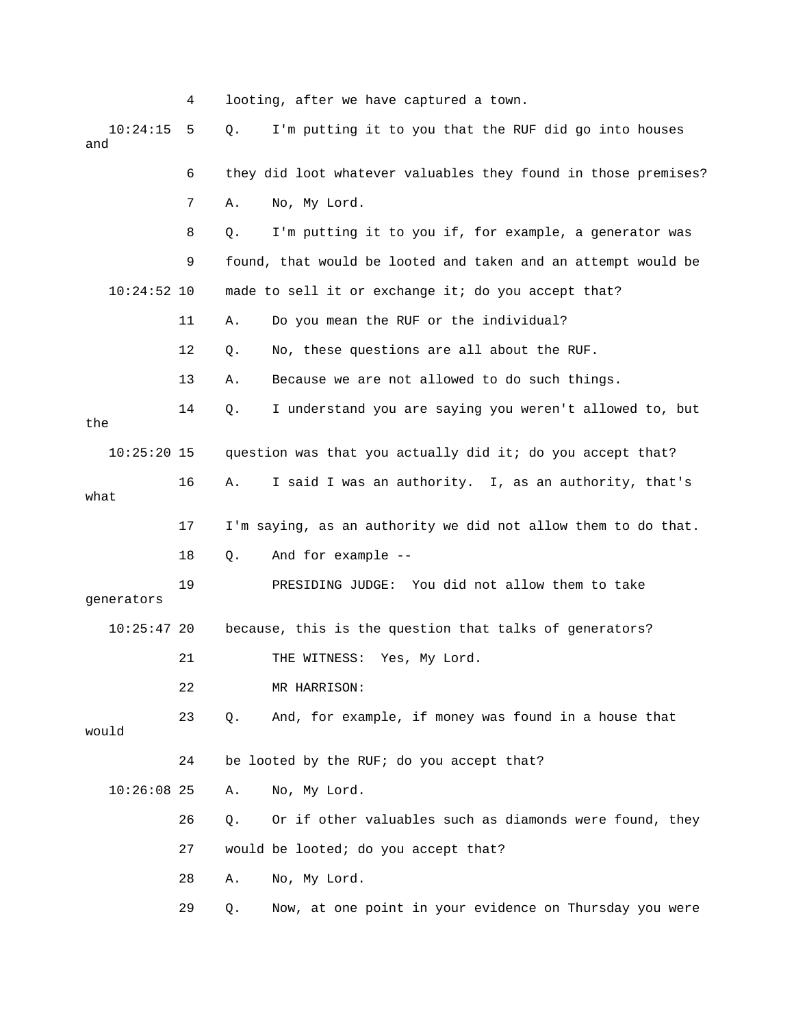4 looting, after we have captured a town.

10:24:15 5 Q. I'm putting it to you that the RUF did go into houses and

6 they did loot whatever valuables they found in those premises?

7 A. No, My Lord.

8 Q. I'm putting it to you if, for example, a generator was

9 found, that would be looted and taken and an attempt would be

10:24:52 10 made to sell it or exchange it; do you accept that?

11 A. Do you mean the RUF or the individual?

12 Q. No, these questions are all about the RUF.

13 A. Because we are not allowed to do such things.

14 Q. I understand you are saying you weren't allowed to, but the

10:25:20 15 question was that you actually did it; do you accept that?

16 A. I said I was an authority. I, as an authority, that's what

17 I'm saying, as an authority we did not allow them to do that.

18 Q. And for example --

19 PRESIDING JUDGE: You did not allow them to take generators

10:25:47 20 because, this is the question that talks of generators?

21 THE WITNESS: Yes, My Lord.

22 MR HARRISON:

23 Q. And, for example, if money was found in a house that would

24 be looted by the RUF; do you accept that?

10:26:08 25 A. No, My Lord.

26 Q. Or if other valuables such as diamonds were found, they

27 would be looted; do you accept that?

28 A. No, My Lord.

29 Q. Now, at one point in your evidence on Thursday you were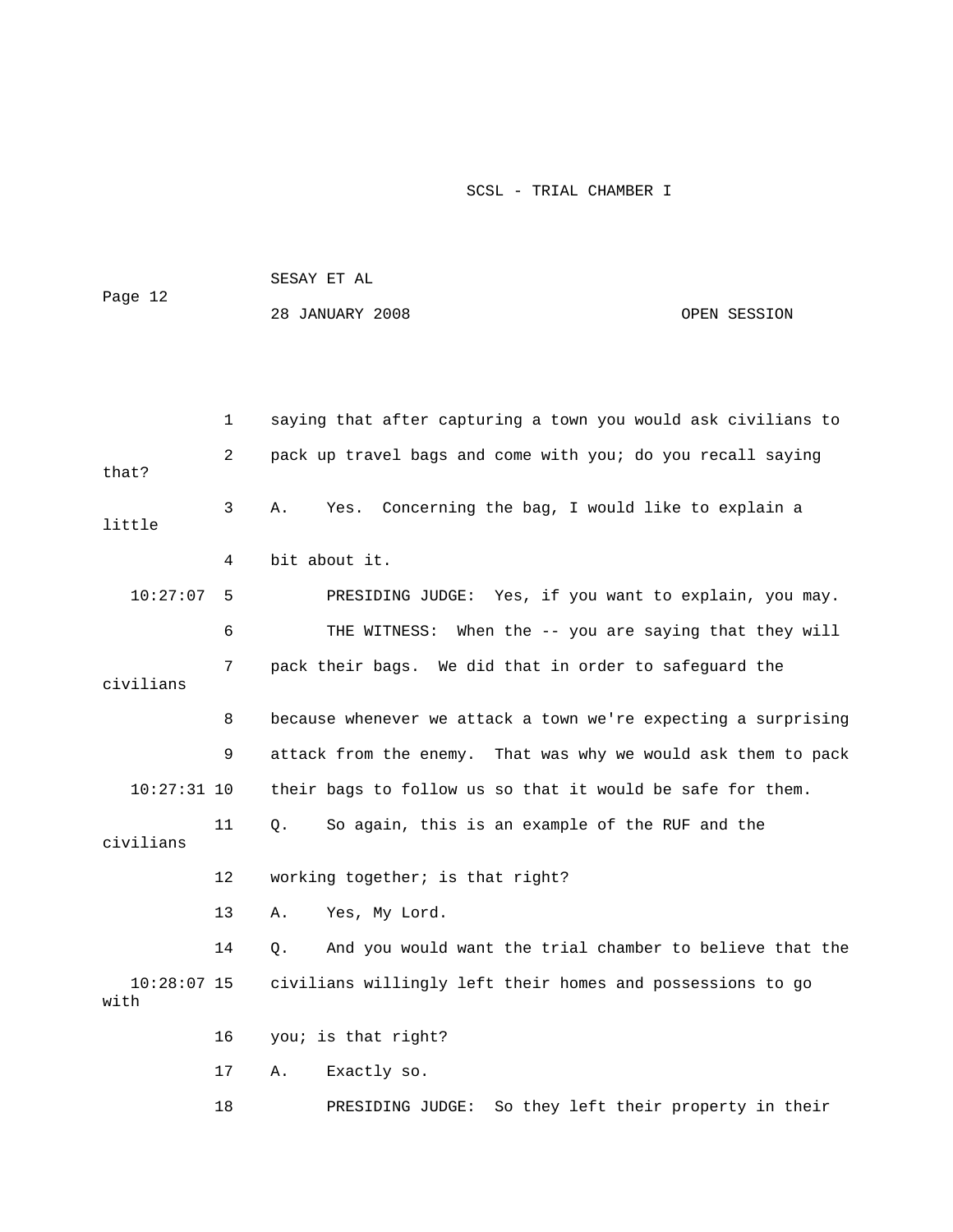saying that after capturing a town you would ask civilians to pack up travel bags and come with you; do you recall saying that?

A. Yes. Concerning the bag, I would like to explain a little bit about it.

PRESIDING JUDGE: Yes, if you want to explain, you may.

THE WITNESS: When the -- you are saying that they will pack their bags. We did that in order to safeguard the civilians because whenever we attack a town we're expecting a surprising attack from the enemy. That was why we would ask them to pack their bags to follow us so that it would be safe for them.

Q. So again, this is an example of the RUF and the civilians working together; is that right?

A. Yes, My Lord.

Q. And you would want the trial chamber to believe that the civilians willingly left their homes and possessions to go with you; is that right?

A. Exactly so.

PRESIDING JUDGE: So they left their property in their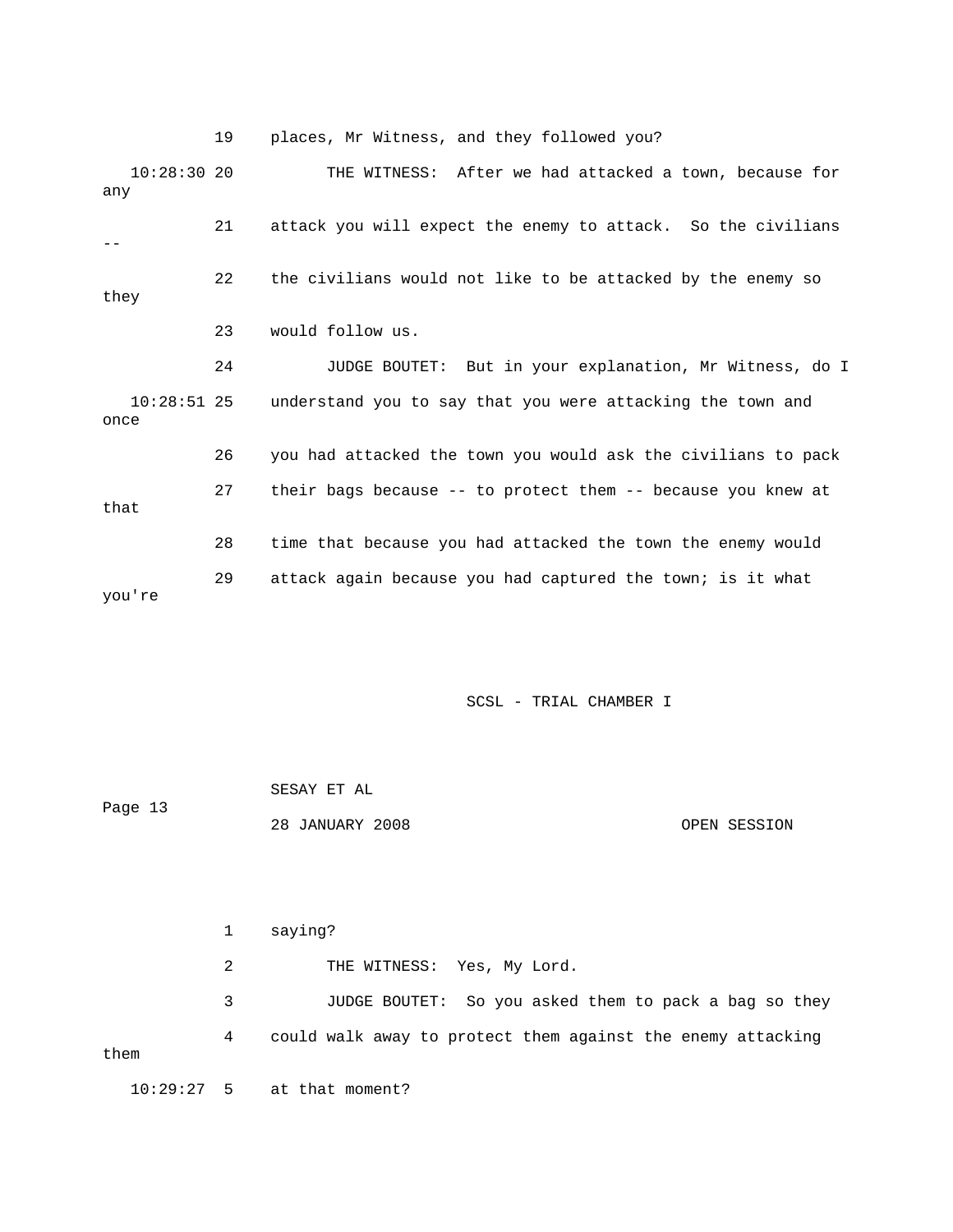19 places, Mr Witness, and they followed you?

10:28:30 20 THE WITNESS: After we had attacked a town, because for any

21 attack you will expect the enemy to attack. So the civilians --

22 the civilians would not like to be attacked by the enemy so they

23 would follow us.

24 JUDGE BOUTET: But in your explanation, Mr Witness, do I

10:28:51 25 understand you to say that you were attacking the town and once

26 you had attacked the town you would ask the civilians to pack

27 their bags because -- to protect them -- because you knew at that

28 time that because you had attacked the town the enemy would

29 attack again because you had captured the town; is it what you're

1 saying?

2 THE WITNESS: Yes, My Lord.

3 JUDGE BOUTET: So you asked them to pack a bag so they

4 could walk away to protect them against the enemy attacking them

10:29:27 5 at that moment?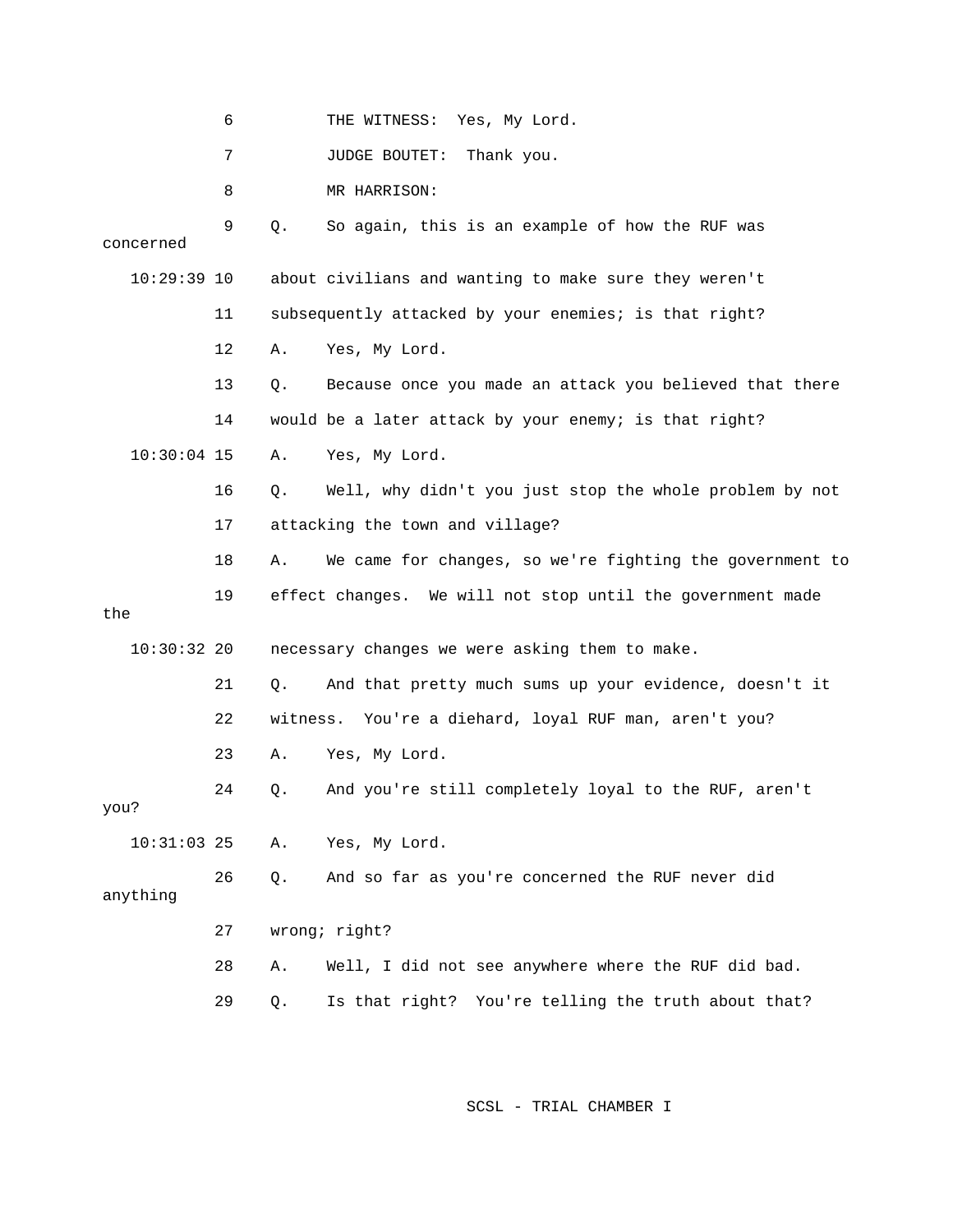6 THE WITNESS: Yes, My Lord.

7 JUDGE BOUTET: Thank you.

8 MR HARRISON:

9 Q. So again, this is an example of how the RUF was concerned

10:29:39 10 about civilians and wanting to make sure they weren't

11 subsequently attacked by your enemies; is that right?

12 A. Yes, My Lord.

13 Q. Because once you made an attack you believed that there

14 would be a later attack by your enemy; is that right?

10:30:04 15 A. Yes, My Lord.

16 Q. Well, why didn't you just stop the whole problem by not

17 attacking the town and village?

18 A. We came for changes, so we're fighting the government to

19 effect changes. We will not stop until the government made the

10:30:32 20 necessary changes we were asking them to make.

21 Q. And that pretty much sums up your evidence, doesn't it

22 witness. You're a diehard, loyal RUF man, aren't you?

23 A. Yes, My Lord.

24 Q. And you're still completely loyal to the RUF, aren't you?

10:31:03 25 A. Yes, My Lord.

26 Q. And so far as you're concerned the RUF never did anything

27 wrong; right?

28 A. Well, I did not see anywhere where the RUF did bad.

29 Q. Is that right? You're telling the truth about that?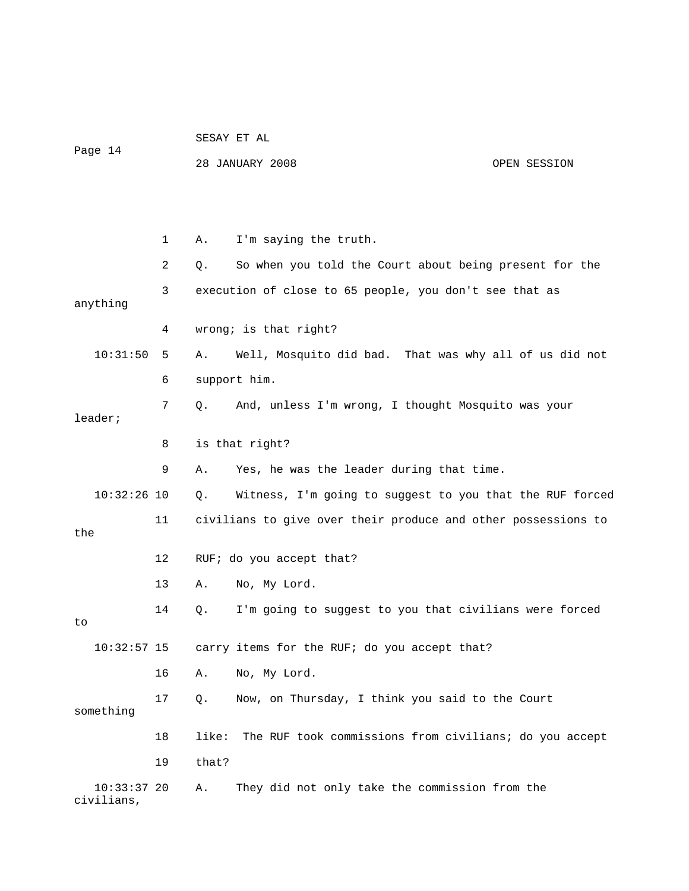1 A. I'm saying the truth.

2 Q. So when you told the Court about being present for the

3 execution of close to 65 people, you don't see that as anything

4 wrong; is that right?

10:31:50 5 A. Well, Mosquito did bad. That was why all of us did not

6 support him.

7 Q. And, unless I'm wrong, I thought Mosquito was your leader;

8 is that right?

9 A. Yes, he was the leader during that time.

10:32:26 10 Q. Witness, I'm going to suggest to you that the RUF forced

11 civilians to give over their produce and other possessions to the

12 RUF; do you accept that?

13 A. No, My Lord.

14 Q. I'm going to suggest to you that civilians were forced to

10:32:57 15 carry items for the RUF; do you accept that?

16 A. No, My Lord.

17 Q. Now, on Thursday, I think you said to the Court something

18 like: The RUF took commissions from civilians; do you accept

19 that?

10:33:37 20 A. They did not only take the commission from the civilians,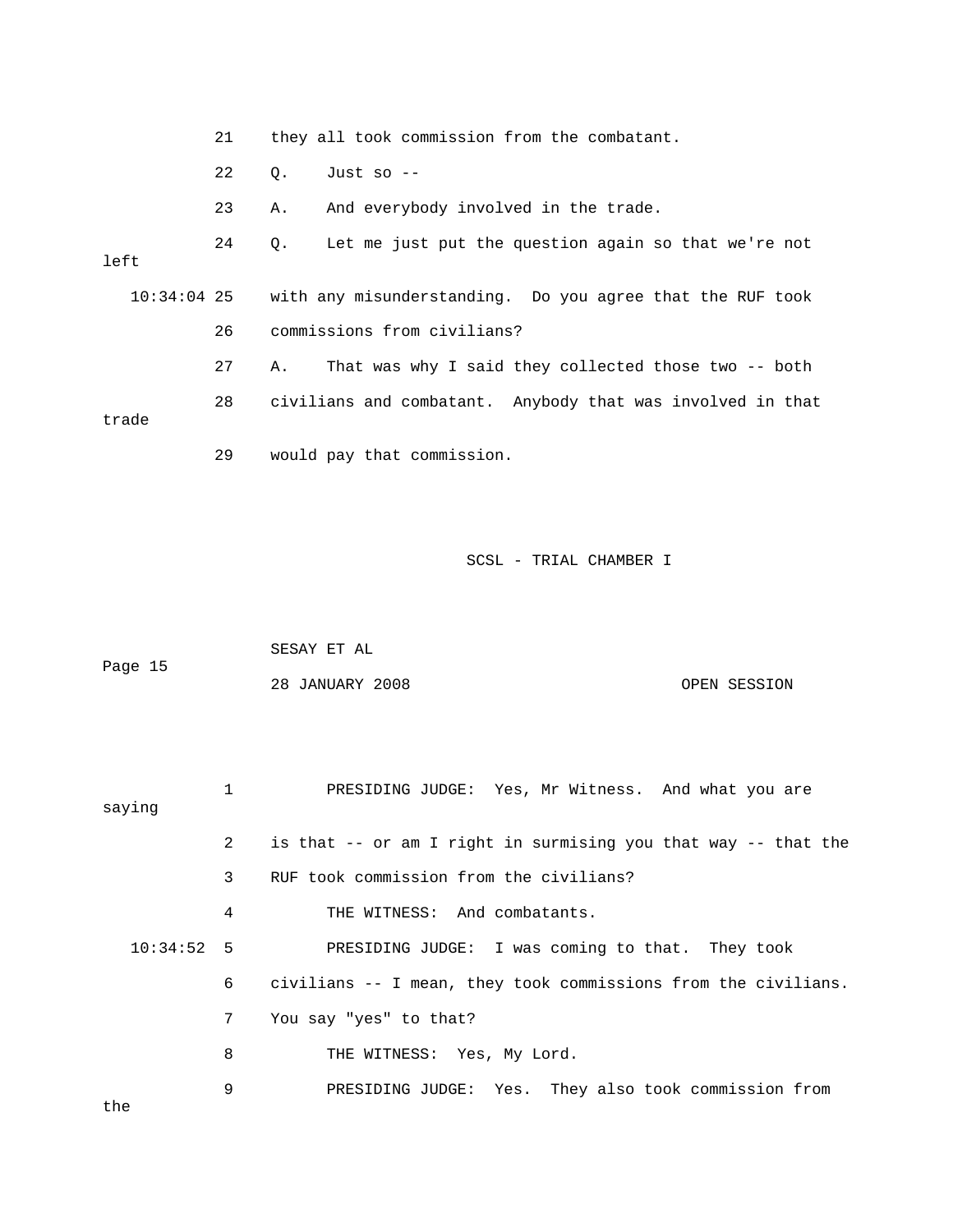21 they all took commission from the combatant.

22 Q. Just so --

23 A. And everybody involved in the trade.

24 Q. Let me just put the question again so that we're not left

10:34:04 25 with any misunderstanding. Do you agree that the RUF took

26 commissions from civilians?

27 A. That was why I said they collected those two -- both

28 civilians and combatant. Anybody that was involved in that trade

29 would pay that commission.

SCSL - TRIAL CHAMBER I

SESAY ET AL

Page 15

28 JANUARY 2008 OPEN SESSION

1 PRESIDING JUDGE: Yes, Mr Witness. And what you are saying

2 is that -- or am I right in surmising you that way -- that the

3 RUF took commission from the civilians?

4 THE WITNESS: And combatants.

10:34:52 5 PRESIDING JUDGE: I was coming to that. They took

6 civilians -- I mean, they took commissions from the civilians.

7 You say "yes" to that?

8 THE WITNESS: Yes, My Lord.

9 PRESIDING JUDGE: Yes. They also took commission from the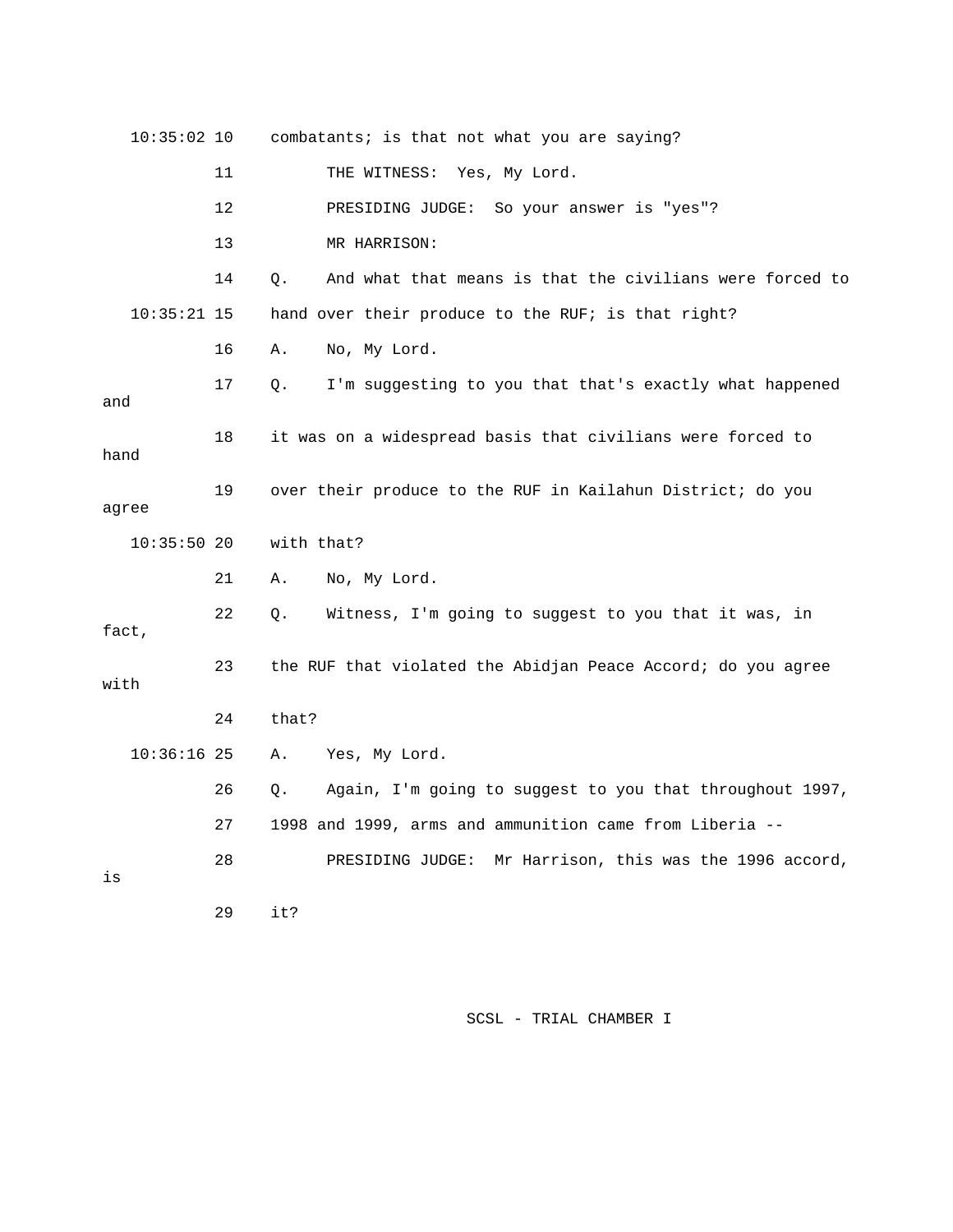10:35:02 10 combatants; is that not what you are saying?

11 THE WITNESS: Yes, My Lord.

12 PRESIDING JUDGE: So your answer is "yes"?

13 MR HARRISON:

14 Q. And what that means is that the civilians were forced to

10:35:21 15 hand over their produce to the RUF; is that right?

16 A. No, My Lord.

17 Q. I'm suggesting to you that that's exactly what happened and

18 it was on a widespread basis that civilians were forced to hand

19 over their produce to the RUF in Kailahun District; do you agree

10:35:50 20 with that?

21 A. No, My Lord.

22 Q. Witness, I'm going to suggest to you that it was, in fact,

23 the RUF that violated the Abidjan Peace Accord; do you agree with

24 that?

10:36:16 25 A. Yes, My Lord.

26 Q. Again, I'm going to suggest to you that throughout 1997,

27 1998 and 1999, arms and ammunition came from Liberia --

28 PRESIDING JUDGE: Mr Harrison, this was the 1996 accord, is

29 it?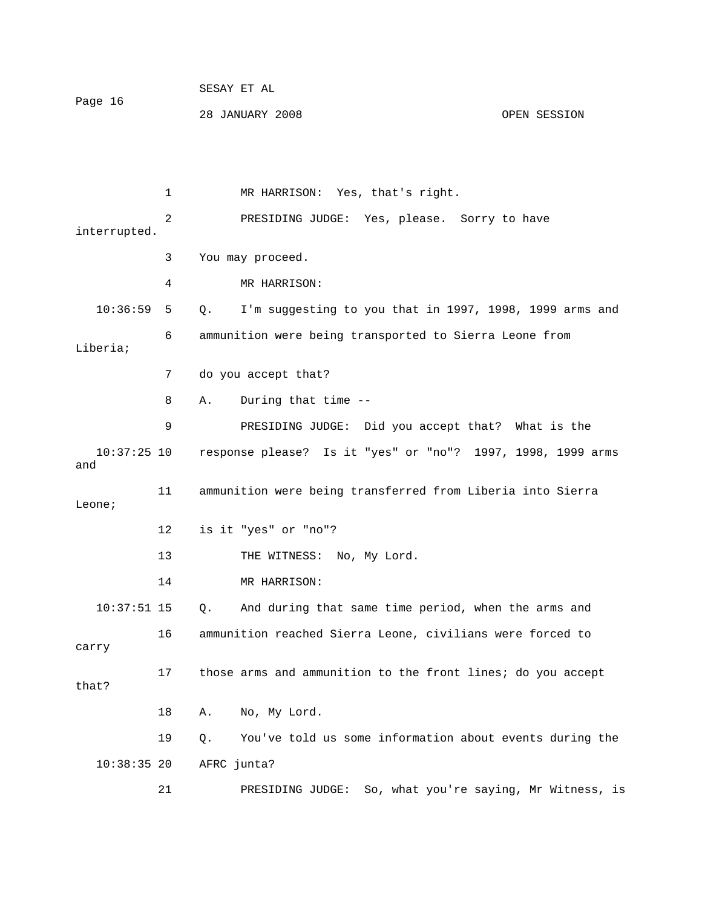1 MR HARRISON: Yes, that's right.

2 PRESIDING JUDGE: Yes, please. Sorry to have interrupted.

3 You may proceed.

4 MR HARRISON:

10:36:59 5 Q. I'm suggesting to you that in 1997, 1998, 1999 arms and

6 ammunition were being transported to Sierra Leone from Liberia;

7 do you accept that?

8 A. During that time --

9 PRESIDING JUDGE: Did you accept that? What is the

10:37:25 10 response please? Is it "yes" or "no"? 1997, 1998, 1999 arms and

11 ammunition were being transferred from Liberia into Sierra Leone;

12 is it "yes" or "no"?

13 THE WITNESS: No, My Lord.

14 MR HARRISON:

10:37:51 15 Q. And during that same time period, when the arms and

16 ammunition reached Sierra Leone, civilians were forced to carry

17 those arms and ammunition to the front lines; do you accept that?

18 A. No, My Lord.

19 Q. You've told us some information about events during the

10:38:35 20 AFRC junta?

21 PRESIDING JUDGE: So, what you're saying, Mr Witness, is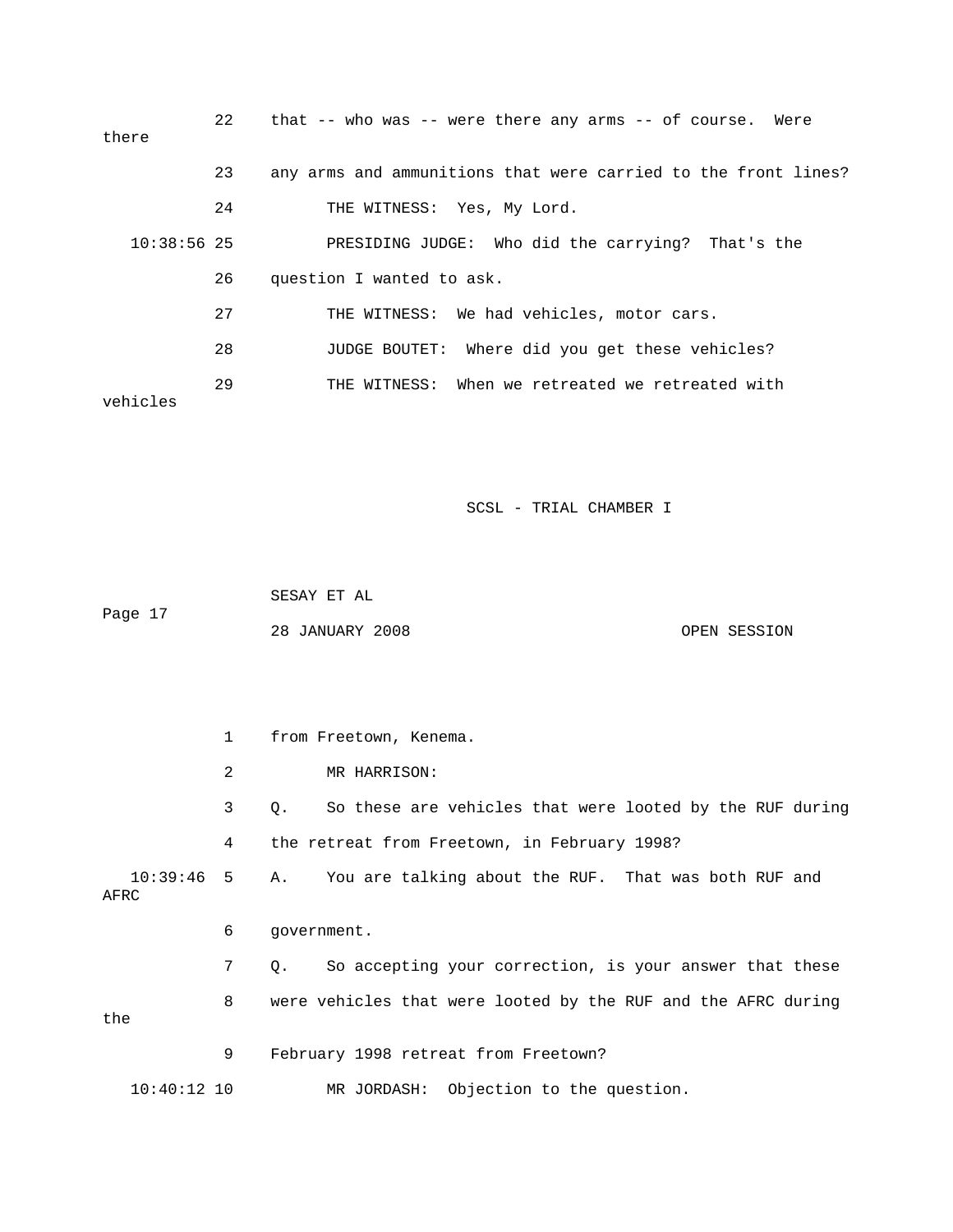22 that -- who was -- were there any arms -- of course. Were there

23 any arms and ammunitions that were carried to the front lines?

24 THE WITNESS: Yes, My Lord.

10:38:56 25 PRESIDING JUDGE: Who did the carrying? That's the

26 question I wanted to ask.

27 THE WITNESS: We had vehicles, motor cars.

28 JUDGE BOUTET: Where did you get these vehicles?

29 THE WITNESS: When we retreated we retreated with vehicles

1 from Freetown, Kenema.

2 MR HARRISON:

3 Q. So these are vehicles that were looted by the RUF during

4 the retreat from Freetown, in February 1998?

10:39:46 5 A. You are talking about the RUF. That was both RUF and AFRC

6 government.

7 Q. So accepting your correction, is your answer that these

8 were vehicles that were looted by the RUF and the AFRC during the

9 February 1998 retreat from Freetown?

10:40:12 10 MR JORDASH: Objection to the question.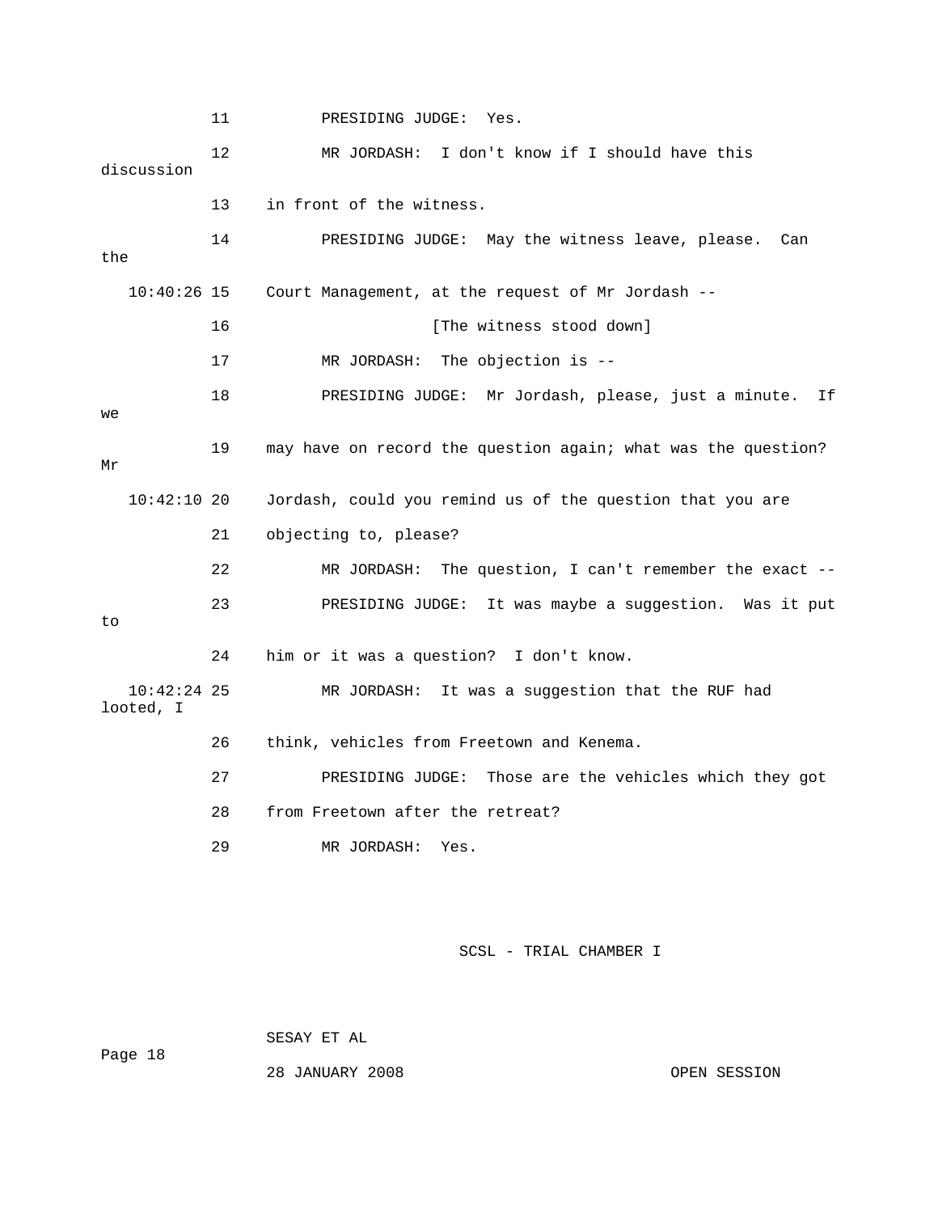11 PRESIDING JUDGE: Yes.

12 MR JORDASH: I don't know if I should have this discussion

13 in front of the witness.

14 PRESIDING JUDGE: May the witness leave, please. Can the

10:40:26 15 Court Management, at the request of Mr Jordash --

16 [The witness stood down]

17 MR JORDASH: The objection is --

18 PRESIDING JUDGE: Mr Jordash, please, just a minute. If we

19 may have on record the question again; what was the question? Mr

10:42:10 20 Jordash, could you remind us of the question that you are

21 objecting to, please?

22 MR JORDASH: The question, I can't remember the exact --

23 PRESIDING JUDGE: It was maybe a suggestion. Was it put to

24 him or it was a question? I don't know.

10:42:24 25 MR JORDASH: It was a suggestion that the RUF had looted, I

26 think, vehicles from Freetown and Kenema.

27 PRESIDING JUDGE: Those are the vehicles which they got

28 from Freetown after the retreat?

29 MR JORDASH: Yes.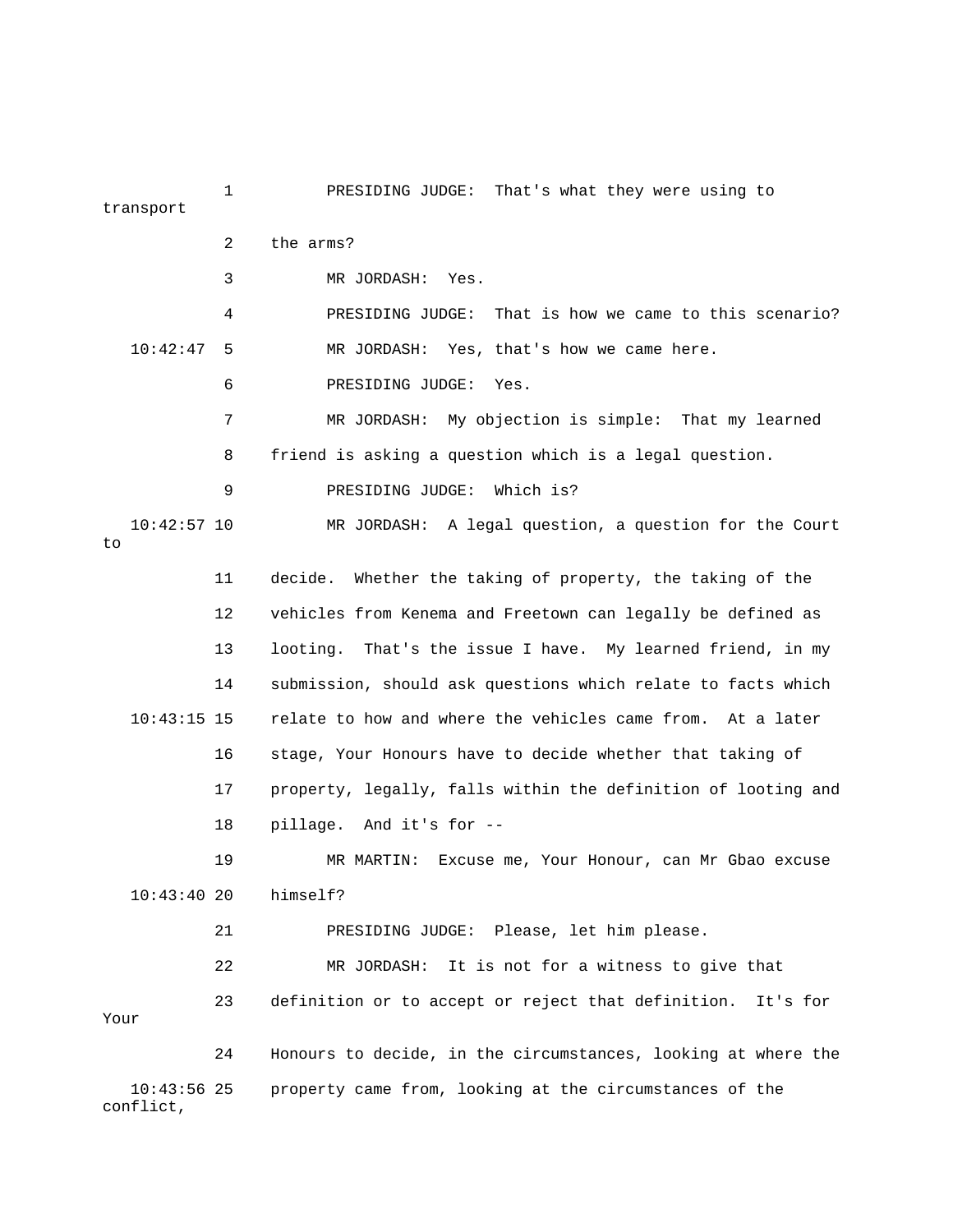PRESIDING JUDGE: That's what they were using to transport the arms?

MR JORDASH: Yes.

PRESIDING JUDGE: That is how we came to this scenario?

MR JORDASH: Yes, that's how we came here.

PRESIDING JUDGE: Yes.

MR JORDASH: My objection is simple: That my learned friend is asking a question which is a legal question.

PRESIDING JUDGE: Which is?

MR JORDASH: A legal question, a question for the Court to decide. Whether the taking of property, the taking of the vehicles from Kenema and Freetown can legally be defined as looting. That's the issue I have. My learned friend, in my submission, should ask questions which relate to facts which relate to how and where the vehicles came from. At a later stage, Your Honours have to decide whether that taking of property, legally, falls within the definition of looting and pillage. And it's for --

MR MARTIN: Excuse me, Your Honour, can Mr Gbao excuse himself?

PRESIDING JUDGE: Please, let him please.

MR JORDASH: It is not for a witness to give that definition or to accept or reject that definition. It's for Your Honours to decide, in the circumstances, looking at where the property came from, looking at the circumstances of the conflict,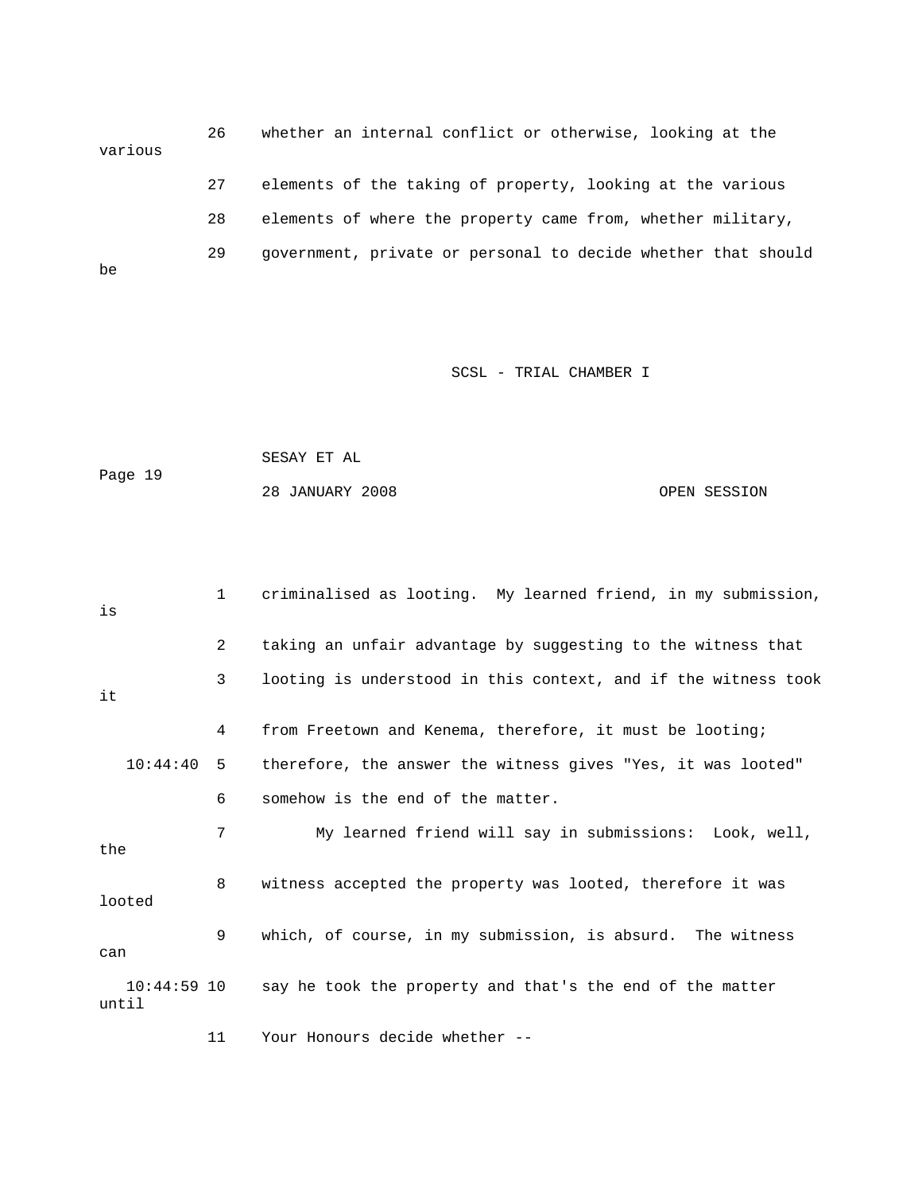26 whether an internal conflict or otherwise, looking at the various

27 elements of the taking of property, looking at the various

28 elements of where the property came from, whether military,

29 government, private or personal to decide whether that should be

1 criminalised as looting. My learned friend, in my submission, is

2 taking an unfair advantage by suggesting to the witness that

3 looting is understood in this context, and if the witness took it

4 from Freetown and Kenema, therefore, it must be looting;

10:44:40 5 therefore, the answer the witness gives "Yes, it was looted"

6 somehow is the end of the matter.

7 My learned friend will say in submissions: Look, well, the

8 witness accepted the property was looted, therefore it was looted

9 which, of course, in my submission, is absurd. The witness can

10:44:59 10 say he took the property and that's the end of the matter until

11 Your Honours decide whether --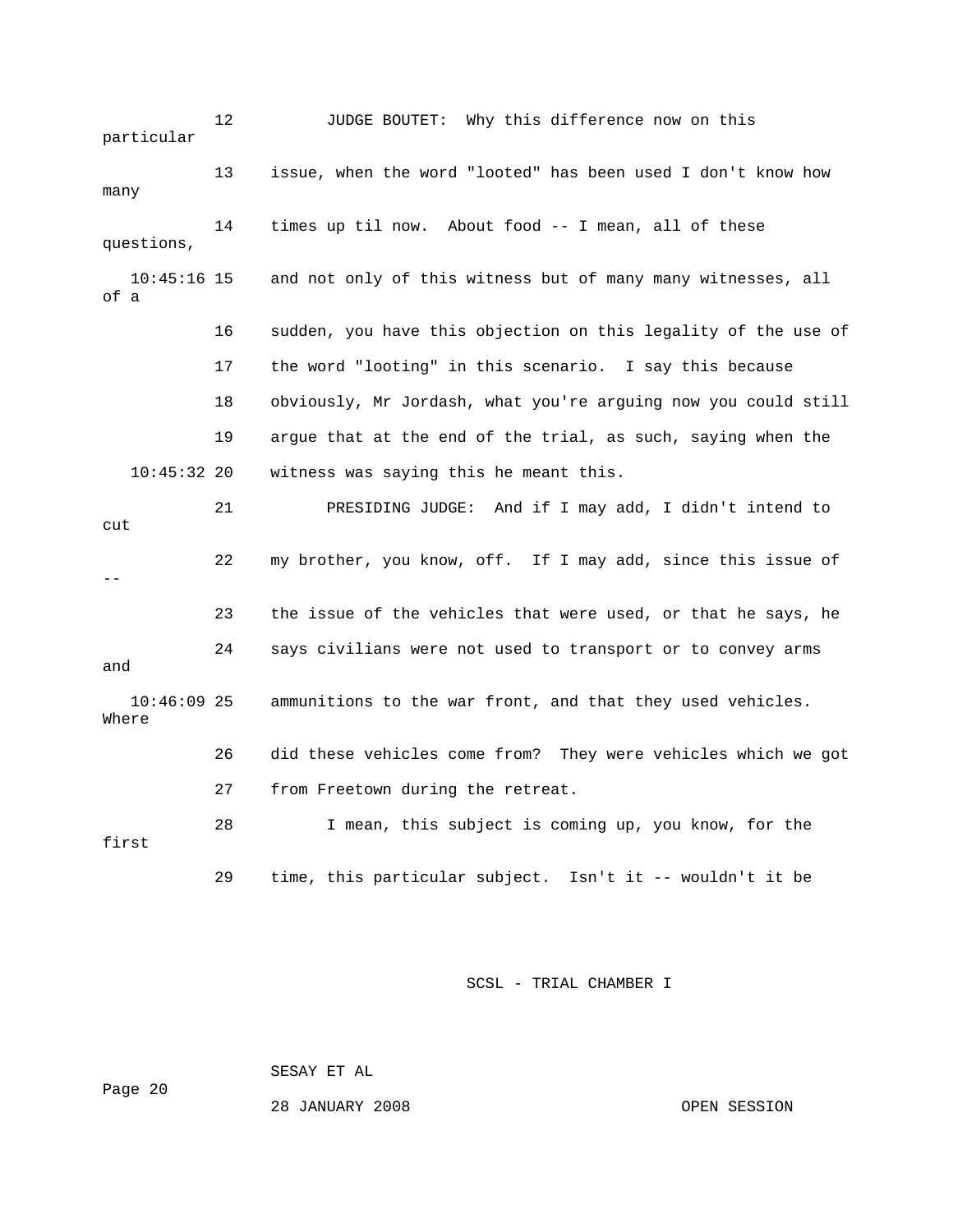12 JUDGE BOUTET: Why this difference now on this particular

13 issue, when the word "looted" has been used I don't know how many

14 times up til now. About food -- I mean, all of these questions,

10:45:16 15 and not only of this witness but of many many witnesses, all of a

16 sudden, you have this objection on this legality of the use of

17 the word "looting" in this scenario. I say this because

18 obviously, Mr Jordash, what you're arguing now you could still

19 argue that at the end of the trial, as such, saying when the

10:45:32 20 witness was saying this he meant this.

21 PRESIDING JUDGE: And if I may add, I didn't intend to cut

22 my brother, you know, off. If I may add, since this issue of --

23 the issue of the vehicles that were used, or that he says, he

24 says civilians were not used to transport or to convey arms and

10:46:09 25 ammunitions to the war front, and that they used vehicles. Where

26 did these vehicles come from? They were vehicles which we got

27 from Freetown during the retreat.

28 I mean, this subject is coming up, you know, for the first

29 time, this particular subject. Isn't it -- wouldn't it be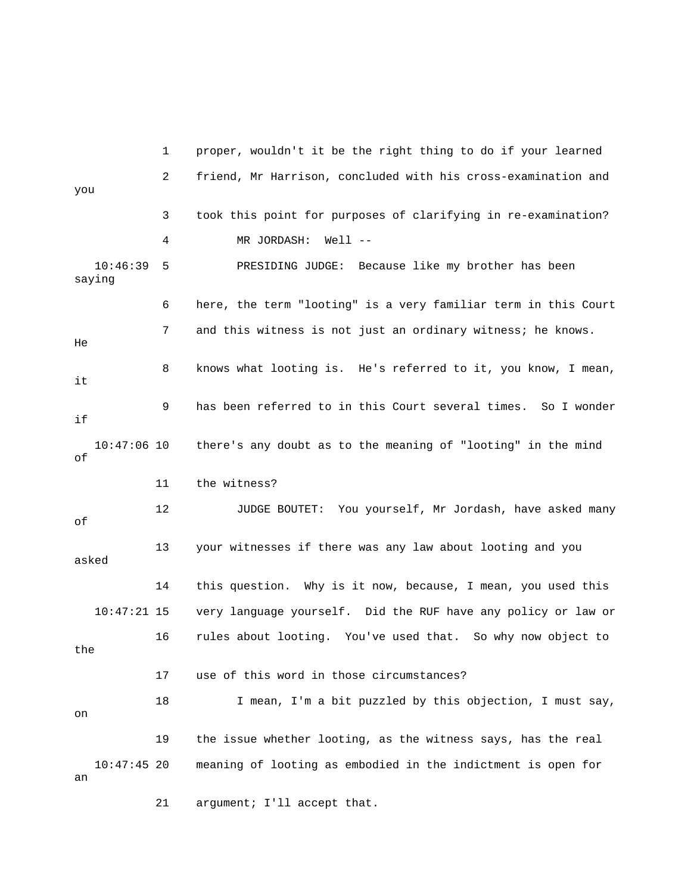1 proper, wouldn't it be the right thing to do if your learned

2 friend, Mr Harrison, concluded with his cross-examination and you

3 took this point for purposes of clarifying in re-examination?

4 MR JORDASH: Well --

10:46:39 5 PRESIDING JUDGE: Because like my brother has been saying

6 here, the term "looting" is a very familiar term in this Court

7 and this witness is not just an ordinary witness; he knows. He

8 knows what looting is. He's referred to it, you know, I mean, it

9 has been referred to in this Court several times. So I wonder if

10:47:06 10 there's any doubt as to the meaning of "looting" in the mind of

11 the witness?

12 JUDGE BOUTET: You yourself, Mr Jordash, have asked many of

13 your witnesses if there was any law about looting and you asked

14 this question. Why is it now, because, I mean, you used this

10:47:21 15 very language yourself. Did the RUF have any policy or law or

16 rules about looting. You've used that. So why now object to the

17 use of this word in those circumstances?

18 I mean, I'm a bit puzzled by this objection, I must say, on

19 the issue whether looting, as the witness says, has the real

10:47:45 20 meaning of looting as embodied in the indictment is open for an

21 argument; I'll accept that.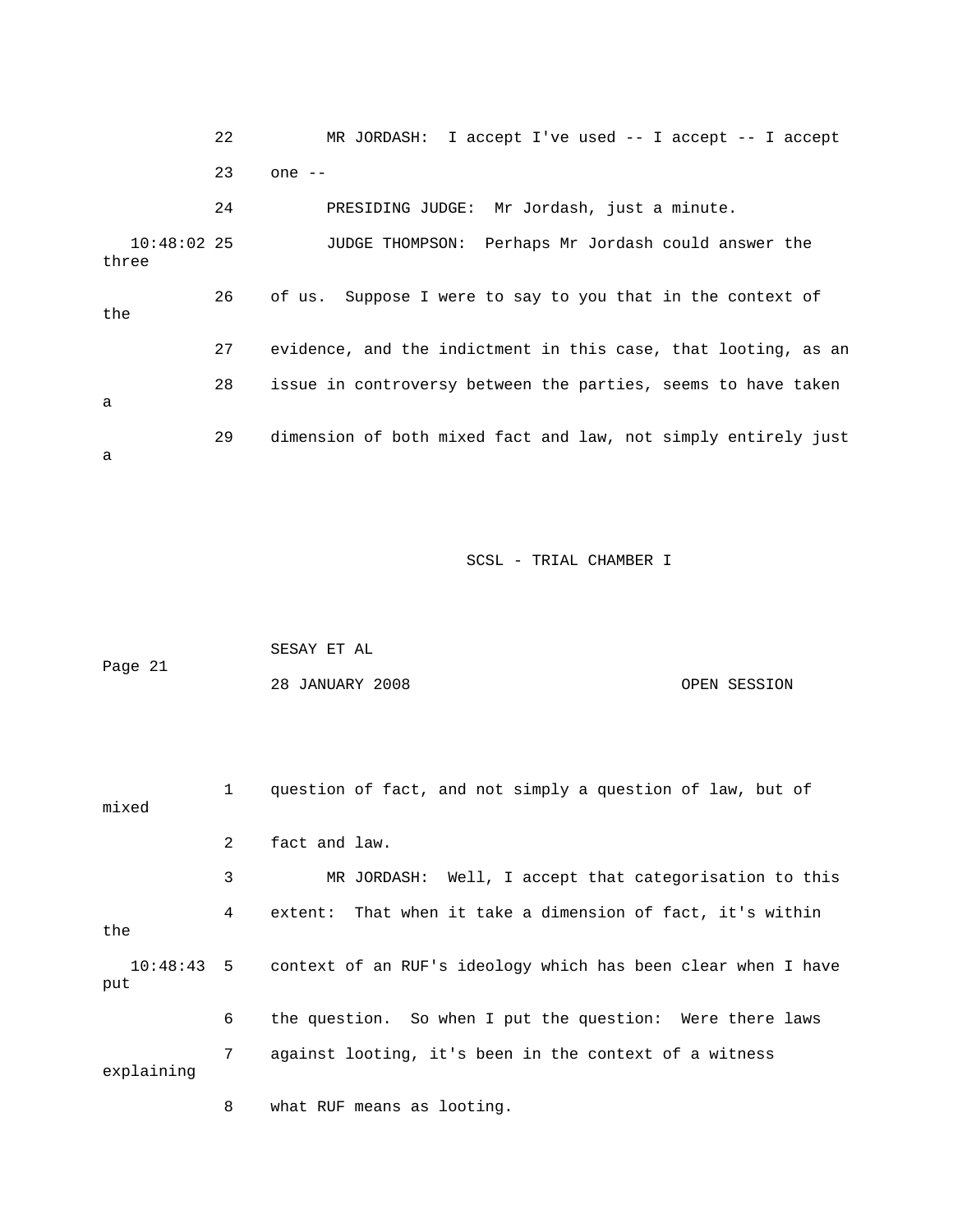22 MR JORDASH: I accept I've used -- I accept -- I accept

23 one --

24 PRESIDING JUDGE: Mr Jordash, just a minute.

10:48:02 25 JUDGE THOMPSON: Perhaps Mr Jordash could answer the three

26 of us. Suppose I were to say to you that in the context of the

27 evidence, and the indictment in this case, that looting, as an

28 issue in controversy between the parties, seems to have taken a

29 dimension of both mixed fact and law, not simply entirely just a

1 question of fact, and not simply a question of law, but of mixed

2 fact and law.

3 MR JORDASH: Well, I accept that categorisation to this

4 extent: That when it take a dimension of fact, it's within the

10:48:43 5 context of an RUF's ideology which has been clear when I have put

6 the question. So when I put the question: Were there laws

7 against looting, it's been in the context of a witness explaining

8 what RUF means as looting.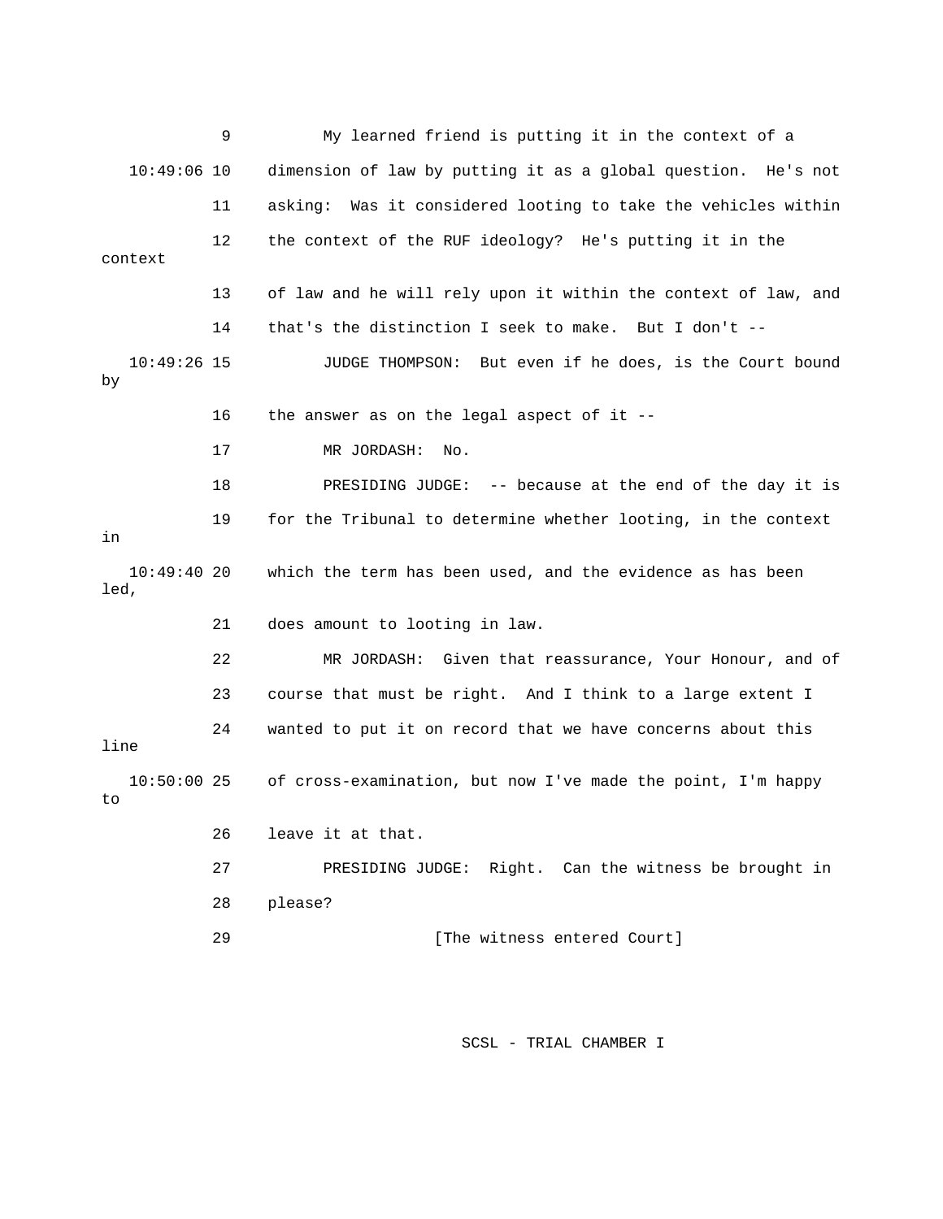9 My learned friend is putting it in the context of a

10:49:06 10 dimension of law by putting it as a global question. He's not

11 asking: Was it considered looting to take the vehicles within

12 the context of the RUF ideology? He's putting it in the context

13 of law and he will rely upon it within the context of law, and

14 that's the distinction I seek to make. But I don't --

10:49:26 15 JUDGE THOMPSON: But even if he does, is the Court bound by

16 the answer as on the legal aspect of it --

17 MR JORDASH: No.

18 PRESIDING JUDGE: -- because at the end of the day it is

19 for the Tribunal to determine whether looting, in the context in

10:49:40 20 which the term has been used, and the evidence as has been led,

21 does amount to looting in law.

22 MR JORDASH: Given that reassurance, Your Honour, and of

23 course that must be right. And I think to a large extent I

24 wanted to put it on record that we have concerns about this line

10:50:00 25 of cross-examination, but now I've made the point, I'm happy to

26 leave it at that.

27 PRESIDING JUDGE: Right. Can the witness be brought in

28 please?

29 [The witness entered Court]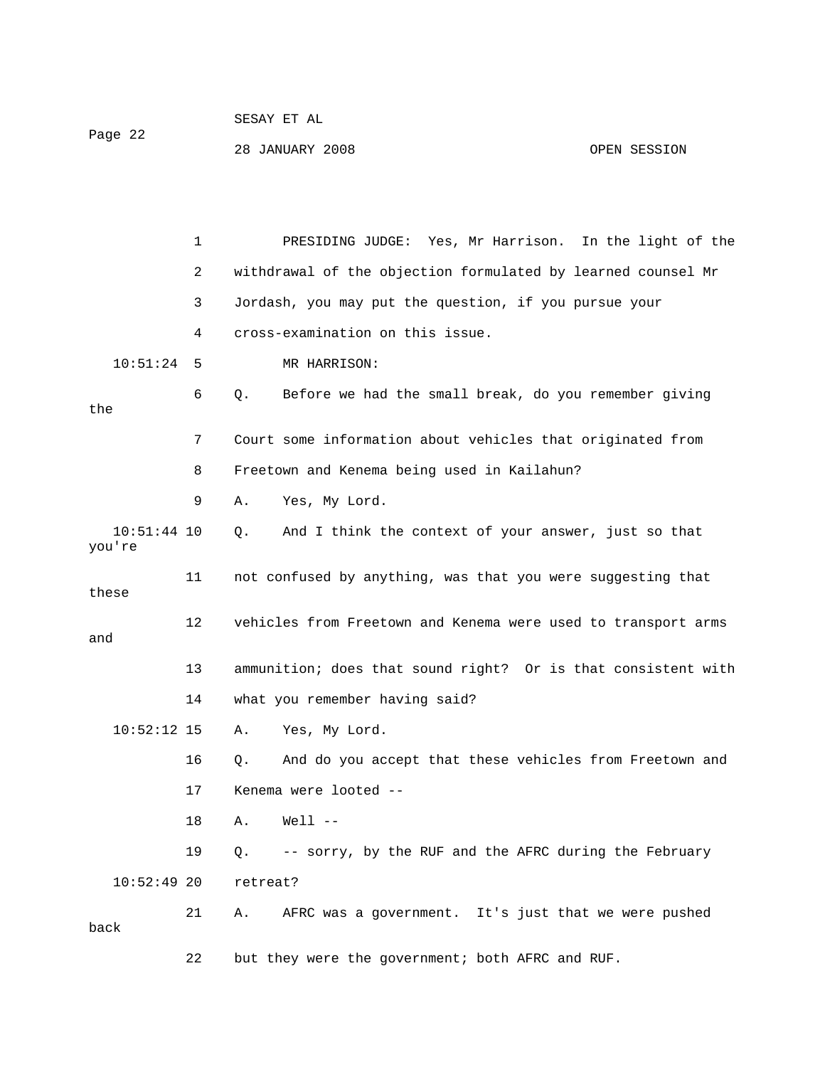PRESIDING JUDGE: Yes, Mr Harrison. In the light of the withdrawal of the objection formulated by learned counsel Mr Jordash, you may put the question, if you pursue your cross-examination on this issue.

MR HARRISON:

Q. Before we had the small break, do you remember giving the Court some information about vehicles that originated from Freetown and Kenema being used in Kailahun?

A. Yes, My Lord.

Q. And I think the context of your answer, just so that you're not confused by anything, was that you were suggesting that these vehicles from Freetown and Kenema were used to transport arms and ammunition; does that sound right? Or is that consistent with what you remember having said?

A. Yes, My Lord.

Q. And do you accept that these vehicles from Freetown and Kenema were looted --

A. Well --

Q. -- sorry, by the RUF and the AFRC during the February retreat?

A. AFRC was a government. It's just that we were pushed back but they were the government; both AFRC and RUF.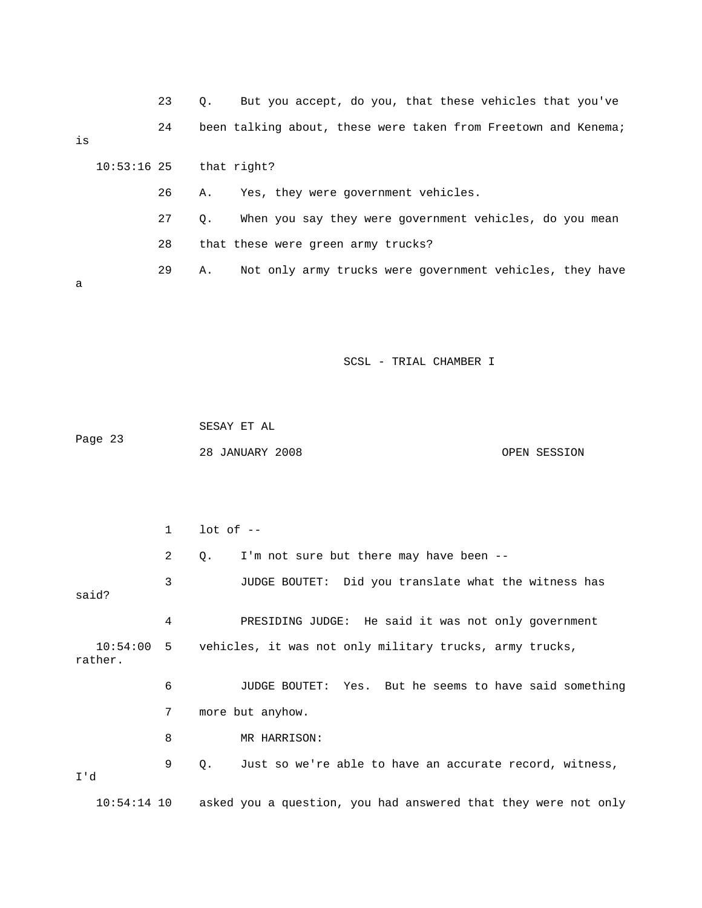23 Q. But you accept, do you, that these vehicles that you've

24 been talking about, these were taken from Freetown and Kenema; is

10:53:16 25 that right?

26 A. Yes, they were government vehicles.

27 Q. When you say they were government vehicles, do you mean

28 that these were green army trucks?

29 A. Not only army trucks were government vehicles, they have a

1 lot of --

2 Q. I'm not sure but there may have been --

3 JUDGE BOUTET: Did you translate what the witness has said?

4 PRESIDING JUDGE: He said it was not only government

10:54:00 5 vehicles, it was not only military trucks, army trucks, rather.

6 JUDGE BOUTET: Yes. But he seems to have said something

7 more but anyhow.

8 MR HARRISON:

9 Q. Just so we're able to have an accurate record, witness, I'd

10:54:14 10 asked you a question, you had answered that they were not only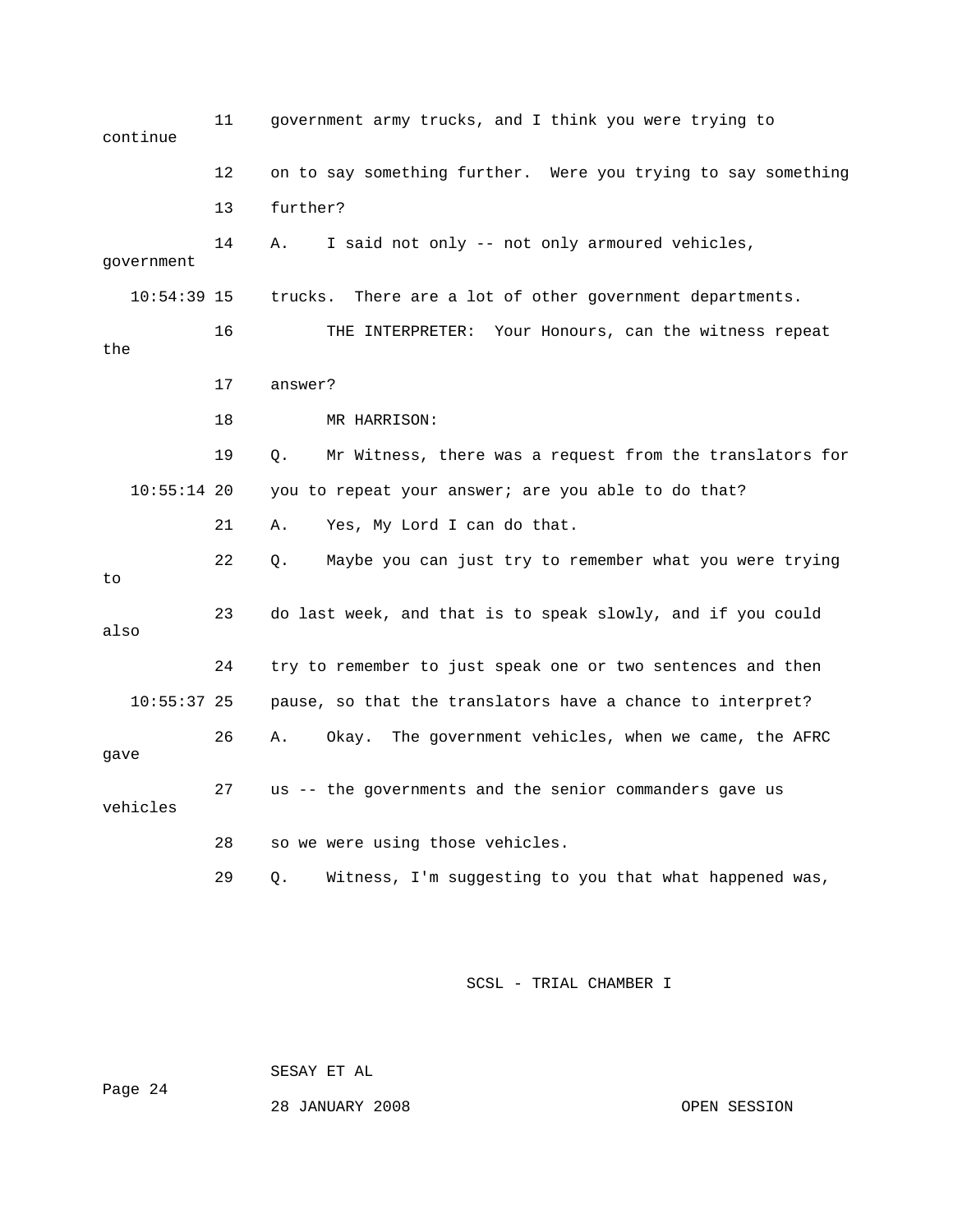11 government army trucks, and I think you were trying to continue

12 on to say something further. Were you trying to say something

13 further?

14 A. I said not only -- not only armoured vehicles, government

10:54:39 15 trucks. There are a lot of other government departments.

16 THE INTERPRETER: Your Honours, can the witness repeat the

17 answer?

18 MR HARRISON:

19 Q. Mr Witness, there was a request from the translators for

10:55:14 20 you to repeat your answer; are you able to do that?

21 A. Yes, My Lord I can do that.

22 Q. Maybe you can just try to remember what you were trying to

23 do last week, and that is to speak slowly, and if you could also

24 try to remember to just speak one or two sentences and then

10:55:37 25 pause, so that the translators have a chance to interpret?

26 A. Okay. The government vehicles, when we came, the AFRC gave

27 us -- the governments and the senior commanders gave us vehicles

28 so we were using those vehicles.

29 Q. Witness, I'm suggesting to you that what happened was,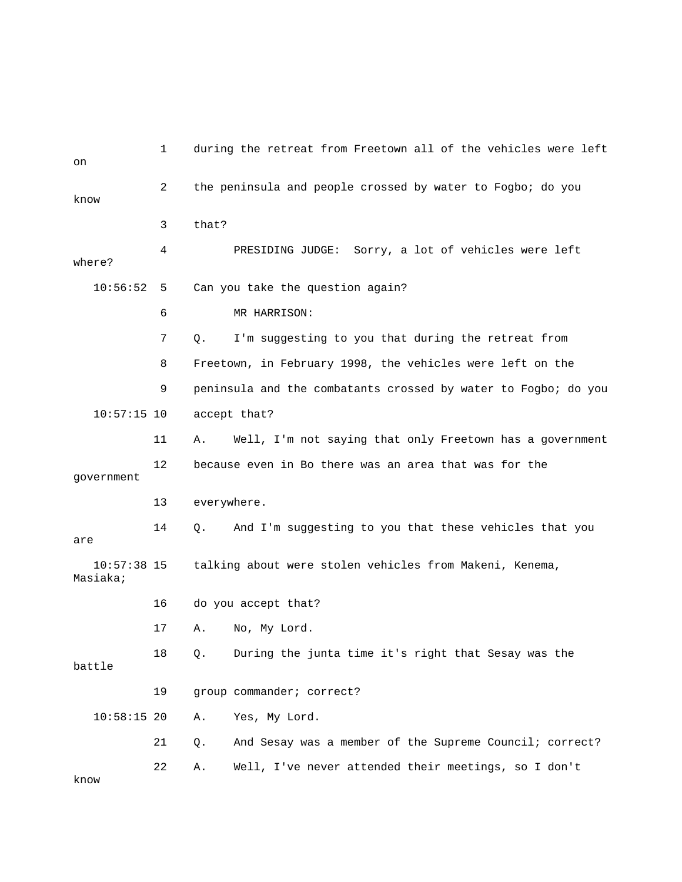1 during the retreat from Freetown all of the vehicles were left on

2 the peninsula and people crossed by water to Fogbo; do you know

3 that?

4 PRESIDING JUDGE: Sorry, a lot of vehicles were left where?

10:56:52 5 Can you take the question again?

6 MR HARRISON:

7 Q. I'm suggesting to you that during the retreat from

8 Freetown, in February 1998, the vehicles were left on the

9 peninsula and the combatants crossed by water to Fogbo; do you

10:57:15 10 accept that?

11 A. Well, I'm not saying that only Freetown has a government

12 because even in Bo there was an area that was for the government

13 everywhere.

14 Q. And I'm suggesting to you that these vehicles that you are

10:57:38 15 talking about were stolen vehicles from Makeni, Kenema, Masiaka;

16 do you accept that?

17 A. No, My Lord.

18 Q. During the junta time it's right that Sesay was the battle

19 group commander; correct?

10:58:15 20 A. Yes, My Lord.

21 Q. And Sesay was a member of the Supreme Council; correct?

22 A. Well, I've never attended their meetings, so I don't know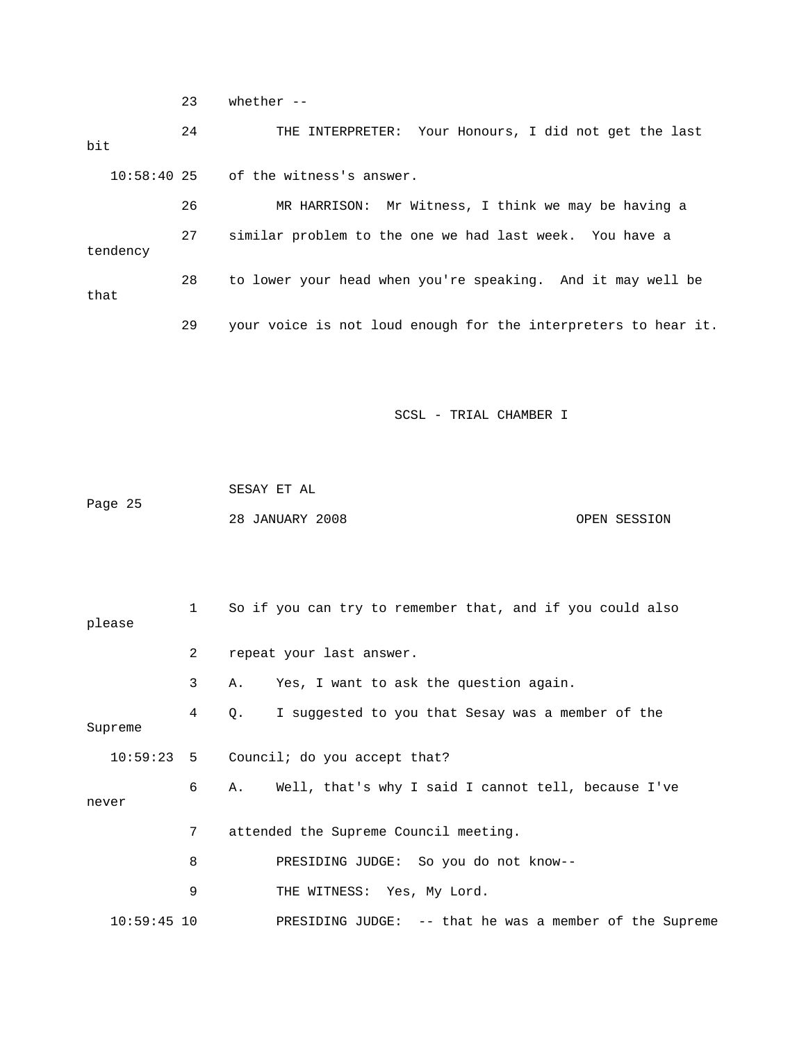23 whether --

24 THE INTERPRETER: Your Honours, I did not get the last bit

10:58:40 25 of the witness's answer.

26 MR HARRISON: Mr Witness, I think we may be having a

27 similar problem to the one we had last week. You have a tendency

28 to lower your head when you're speaking. And it may well be that

29 your voice is not loud enough for the interpreters to hear it.

1 So if you can try to remember that, and if you could also please

2 repeat your last answer.

3 A. Yes, I want to ask the question again.

4 Q. I suggested to you that Sesay was a member of the Supreme

10:59:23 5 Council; do you accept that?

6 A. Well, that's why I said I cannot tell, because I've never

7 attended the Supreme Council meeting.

8 PRESIDING JUDGE: So you do not know--

9 THE WITNESS: Yes, My Lord.

10:59:45 10 PRESIDING JUDGE: -- that he was a member of the Supreme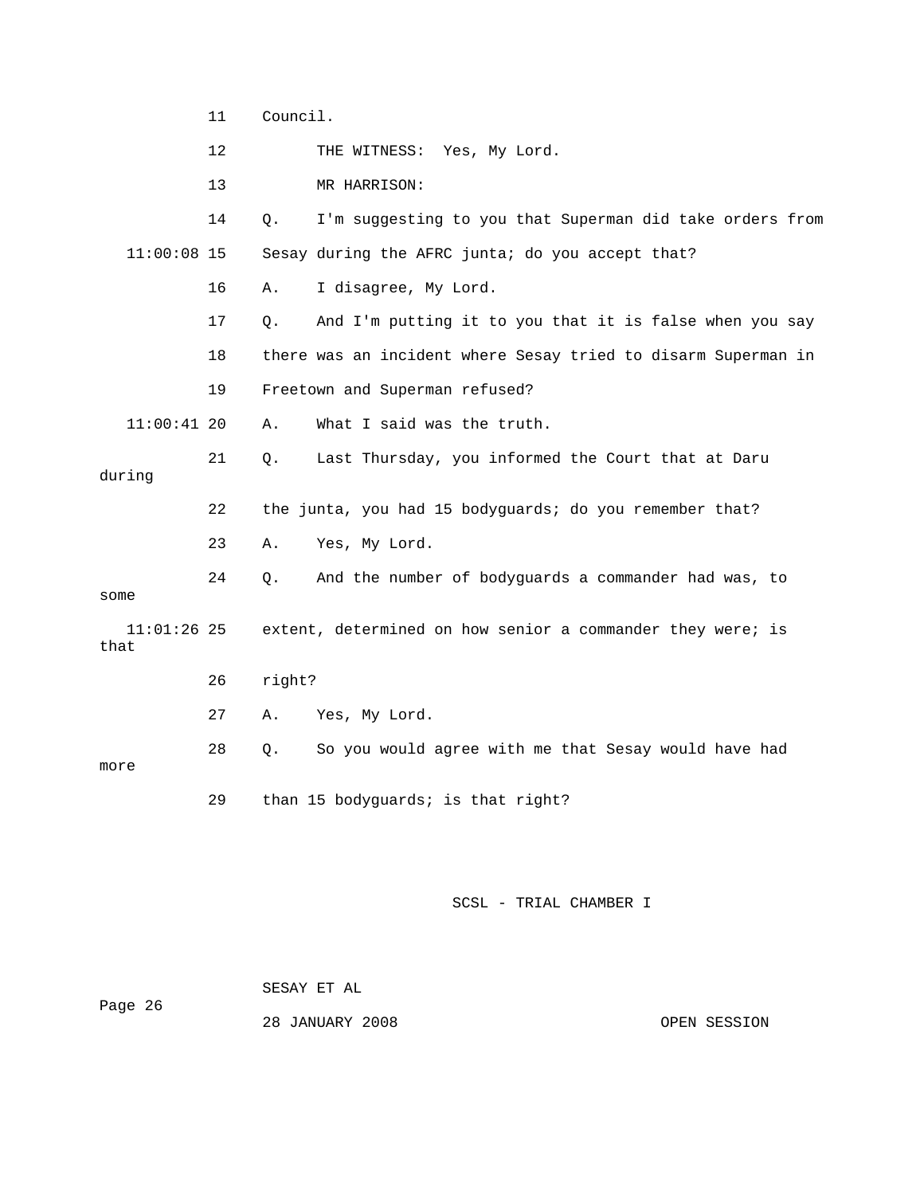11 Council.

12 THE WITNESS: Yes, My Lord.

13 MR HARRISON:

14 Q. I'm suggesting to you that Superman did take orders from

11:00:08 15 Sesay during the AFRC junta; do you accept that?

16 A. I disagree, My Lord.

17 Q. And I'm putting it to you that it is false when you say

18 there was an incident where Sesay tried to disarm Superman in

19 Freetown and Superman refused?

11:00:41 20 A. What I said was the truth.

21 Q. Last Thursday, you informed the Court that at Daru during

22 the junta, you had 15 bodyguards; do you remember that?

23 A. Yes, My Lord.

24 Q. And the number of bodyguards a commander had was, to some

11:01:26 25 extent, determined on how senior a commander they were; is that

26 right?

27 A. Yes, My Lord.

28 Q. So you would agree with me that Sesay would have had more

29 than 15 bodyguards; is that right?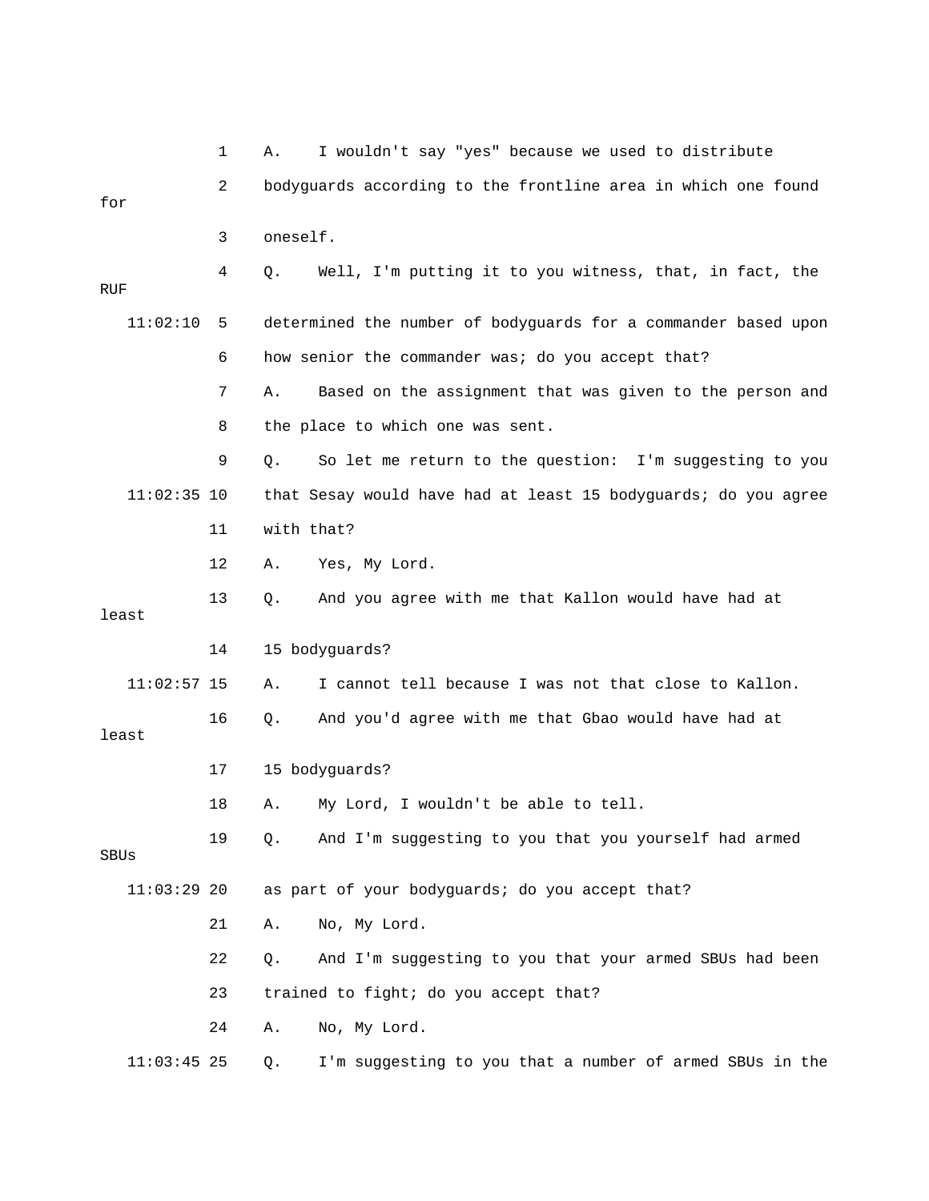1 A. I wouldn't say "yes" because we used to distribute

2 bodyguards according to the frontline area in which one found for

3 oneself.

4 Q. Well, I'm putting it to you witness, that, in fact, the RUF

11:02:10 5 determined the number of bodyguards for a commander based upon

6 how senior the commander was; do you accept that?

7 A. Based on the assignment that was given to the person and

8 the place to which one was sent.

9 Q. So let me return to the question: I'm suggesting to you

11:02:35 10 that Sesay would have had at least 15 bodyguards; do you agree

11 with that?

12 A. Yes, My Lord.

13 Q. And you agree with me that Kallon would have had at least

14 15 bodyguards?

11:02:57 15 A. I cannot tell because I was not that close to Kallon.

16 Q. And you'd agree with me that Gbao would have had at least

17 15 bodyguards?

18 A. My Lord, I wouldn't be able to tell.

19 Q. And I'm suggesting to you that you yourself had armed SBUs

11:03:29 20 as part of your bodyguards; do you accept that?

21 A. No, My Lord.

22 Q. And I'm suggesting to you that your armed SBUs had been

23 trained to fight; do you accept that?

24 A. No, My Lord.

11:03:45 25 Q. I'm suggesting to you that a number of armed SBUs in the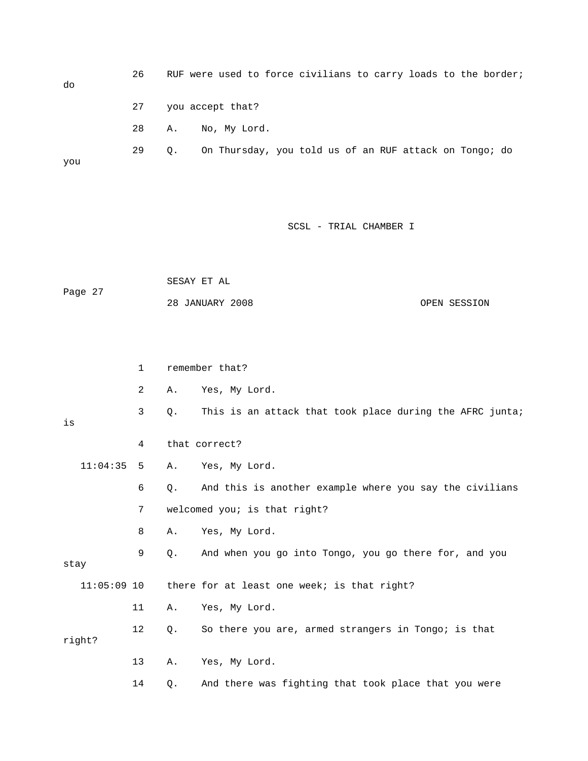26 RUF were used to force civilians to carry loads to the border; do

27 you accept that?

28 A. No, My Lord.

29 Q. On Thursday, you told us of an RUF attack on Tongo; do you

1 remember that?

2 A. Yes, My Lord.

3 Q. This is an attack that took place during the AFRC junta; is

4 that correct?

11:04:35 5 A. Yes, My Lord.

6 Q. And this is another example where you say the civilians

7 welcomed you; is that right?

8 A. Yes, My Lord.

9 Q. And when you go into Tongo, you go there for, and you stay

11:05:09 10 there for at least one week; is that right?

11 A. Yes, My Lord.

12 Q. So there you are, armed strangers in Tongo; is that right?

13 A. Yes, My Lord.

14 Q. And there was fighting that took place that you were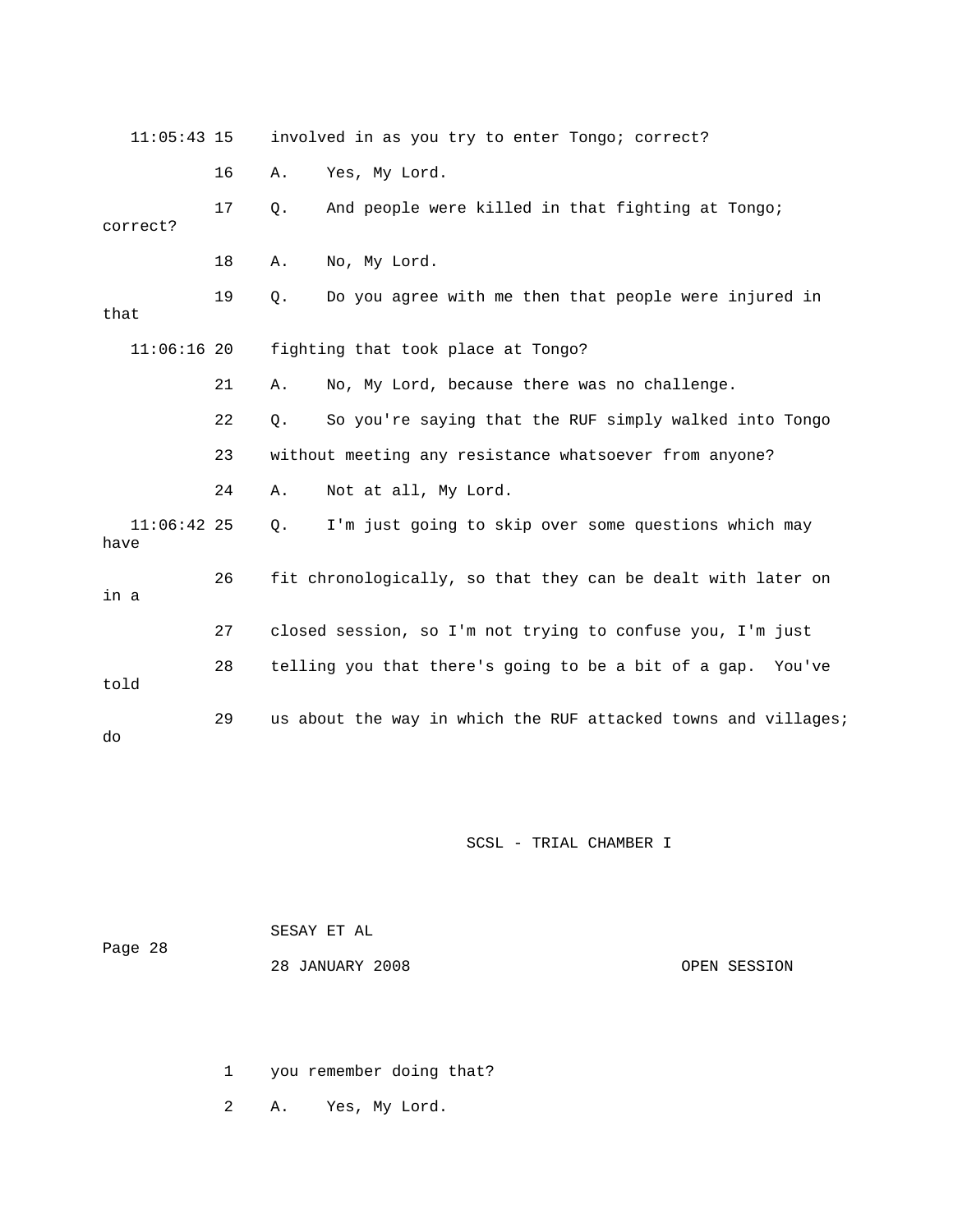11:05:43 15 involved in as you try to enter Tongo; correct?

16 A. Yes, My Lord.

17 Q. And people were killed in that fighting at Tongo; correct?

18 A. No, My Lord.

19 Q. Do you agree with me then that people were injured in that

11:06:16 20 fighting that took place at Tongo?

21 A. No, My Lord, because there was no challenge.

22 Q. So you're saying that the RUF simply walked into Tongo

23 without meeting any resistance whatsoever from anyone?

24 A. Not at all, My Lord.

11:06:42 25 Q. I'm just going to skip over some questions which may have

26 fit chronologically, so that they can be dealt with later on in a

27 closed session, so I'm not trying to confuse you, I'm just

28 telling you that there's going to be a bit of a gap. You've told

29 us about the way in which the RUF attacked towns and villages; do

1 you remember doing that?

2 A. Yes, My Lord.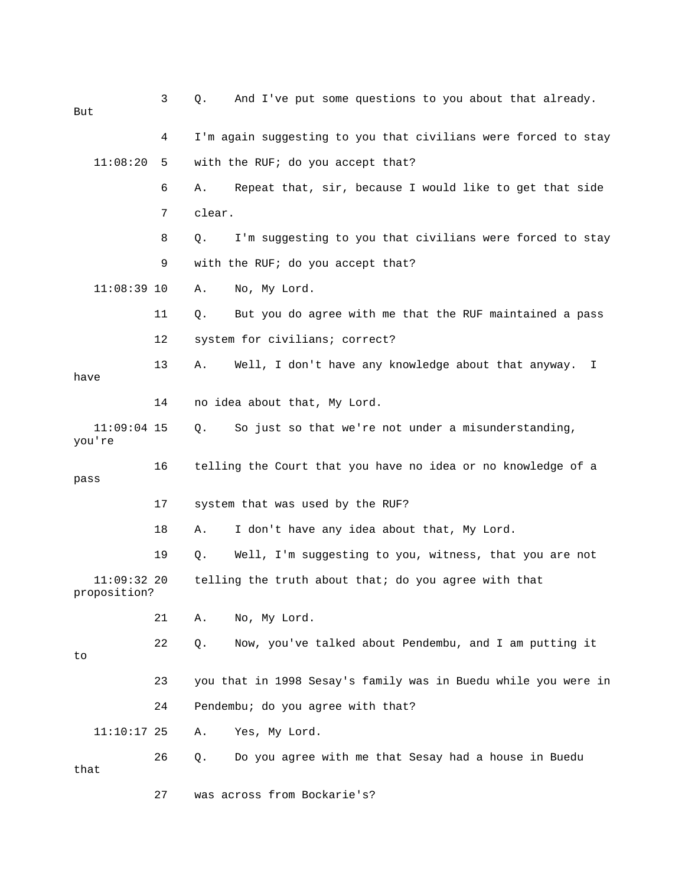3 Q. And I've put some questions to you about that already. But

4 I'm again suggesting to you that civilians were forced to stay

11:08:20 5 with the RUF; do you accept that?

6 A. Repeat that, sir, because I would like to get that side

7 clear.

8 Q. I'm suggesting to you that civilians were forced to stay

9 with the RUF; do you accept that?

11:08:39 10 A. No, My Lord.

11 Q. But you do agree with me that the RUF maintained a pass

12 system for civilians; correct?

13 A. Well, I don't have any knowledge about that anyway. I have

14 no idea about that, My Lord.

11:09:04 15 Q. So just so that we're not under a misunderstanding, you're

16 telling the Court that you have no idea or no knowledge of a pass

17 system that was used by the RUF?

18 A. I don't have any idea about that, My Lord.

19 Q. Well, I'm suggesting to you, witness, that you are not

11:09:32 20 telling the truth about that; do you agree with that proposition?

21 A. No, My Lord.

22 Q. Now, you've talked about Pendembu, and I am putting it to

23 you that in 1998 Sesay's family was in Buedu while you were in

24 Pendembu; do you agree with that?

11:10:17 25 A. Yes, My Lord.

26 Q. Do you agree with me that Sesay had a house in Buedu that

27 was across from Bockarie's?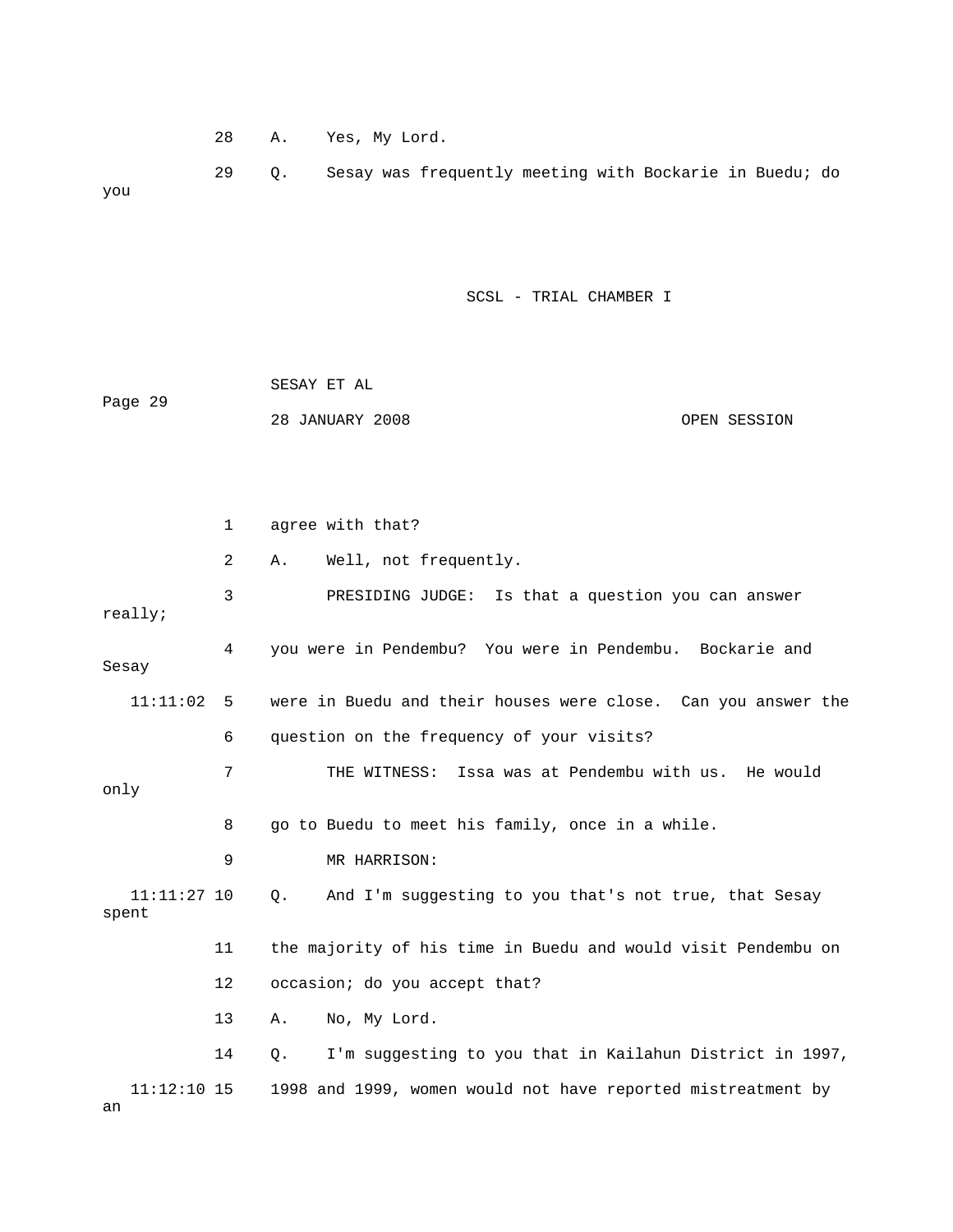28 A. Yes, My Lord.

29 Q. Sesay was frequently meeting with Bockarie in Buedu; do you

1 agree with that?

2 A. Well, not frequently.

3 PRESIDING JUDGE: Is that a question you can answer really;

4 you were in Pendembu? You were in Pendembu. Bockarie and Sesay

11:11:02 5 were in Buedu and their houses were close. Can you answer the

6 question on the frequency of your visits?

7 THE WITNESS: Issa was at Pendembu with us. He would only

8 go to Buedu to meet his family, once in a while.

9 MR HARRISON:

11:11:27 10 Q. And I'm suggesting to you that's not true, that Sesay spent

11 the majority of his time in Buedu and would visit Pendembu on

12 occasion; do you accept that?

13 A. No, My Lord.

14 Q. I'm suggesting to you that in Kailahun District in 1997,

11:12:10 15 1998 and 1999, women would not have reported mistreatment by an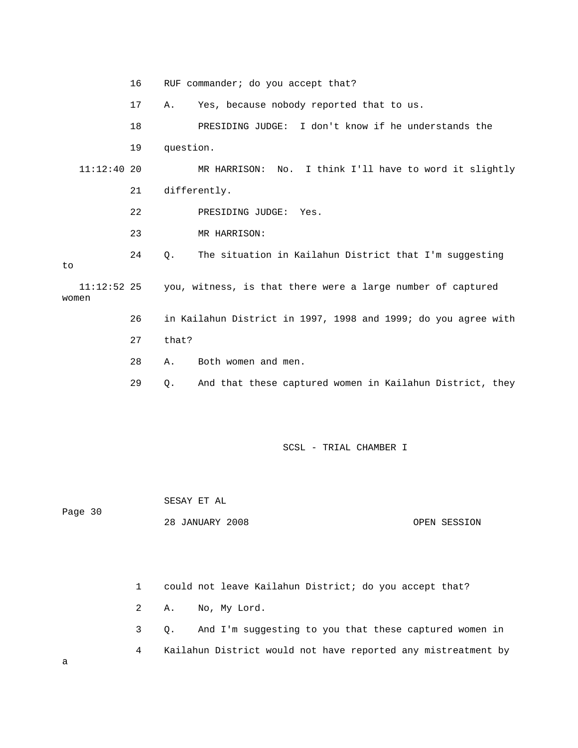16 RUF commander; do you accept that?

17 A. Yes, because nobody reported that to us.

18 PRESIDING JUDGE: I don't know if he understands the

19 question.

11:12:40 20 MR HARRISON: No. I think I'll have to word it slightly

21 differently.

22 PRESIDING JUDGE: Yes.

23 MR HARRISON:

24 Q. The situation in Kailahun District that I'm suggesting to

11:12:52 25 you, witness, is that there were a large number of captured women

26 in Kailahun District in 1997, 1998 and 1999; do you agree with

27 that?

28 A. Both women and men.

29 Q. And that these captured women in Kailahun District, they

SCSL - TRIAL CHAMBER I

SESAY ET AL

Page 30

28 JANUARY 2008 OPEN SESSION

1 could not leave Kailahun District; do you accept that?

2 A. No, My Lord.

3 Q. And I'm suggesting to you that these captured women in

4 Kailahun District would not have reported any mistreatment by a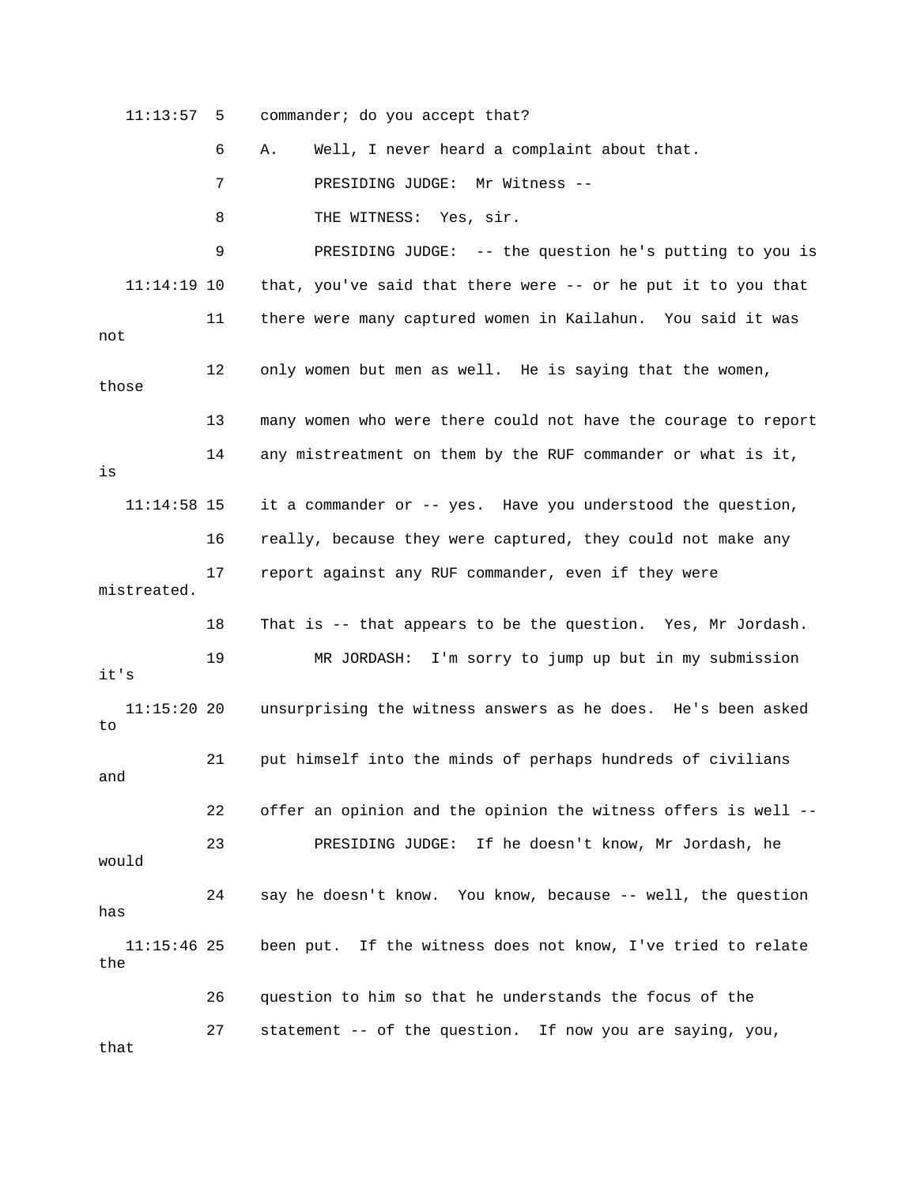11:13:57 5 commander; do you accept that?

6 A. Well, I never heard a complaint about that.

7 PRESIDING JUDGE: Mr Witness --

8 THE WITNESS: Yes, sir.

9 PRESIDING JUDGE: -- the question he's putting to you is

11:14:19 10 that, you've said that there were -- or he put it to you that

11 there were many captured women in Kailahun. You said it was not

12 only women but men as well. He is saying that the women, those

13 many women who were there could not have the courage to report

14 any mistreatment on them by the RUF commander or what is it, is

11:14:58 15 it a commander or -- yes. Have you understood the question,

16 really, because they were captured, they could not make any

17 report against any RUF commander, even if they were mistreated.

18 That is -- that appears to be the question. Yes, Mr Jordash.

19 MR JORDASH: I'm sorry to jump up but in my submission it's

11:15:20 20 unsurprising the witness answers as he does. He's been asked to

21 put himself into the minds of perhaps hundreds of civilians and

22 offer an opinion and the opinion the witness offers is well --

23 PRESIDING JUDGE: If he doesn't know, Mr Jordash, he would

24 say he doesn't know. You know, because -- well, the question has

11:15:46 25 been put. If the witness does not know, I've tried to relate the

26 question to him so that he understands the focus of the

27 statement -- of the question. If now you are saying, you, that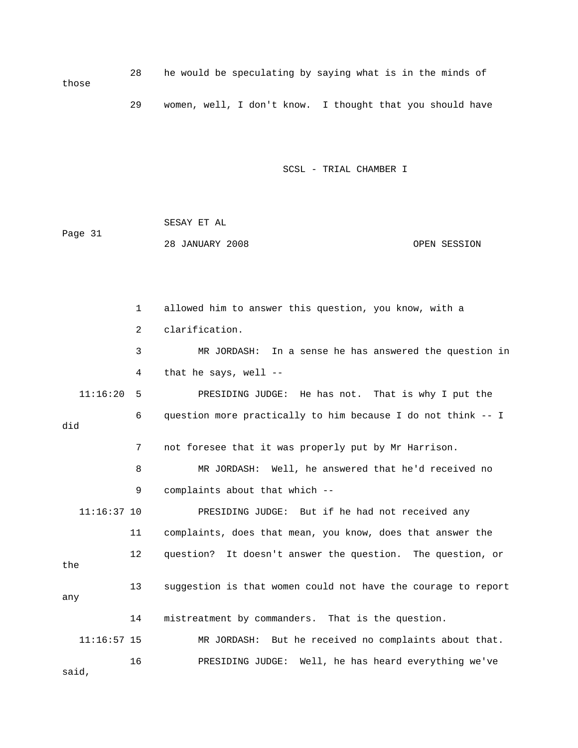28 he would be speculating by saying what is in the minds of those

29 women, well, I don't know. I thought that you should have

1 allowed him to answer this question, you know, with a

2 clarification.

3 MR JORDASH: In a sense he has answered the question in

4 that he says, well --

11:16:20 5 PRESIDING JUDGE: He has not. That is why I put the

6 question more practically to him because I do not think -- I did

7 not foresee that it was properly put by Mr Harrison.

8 MR JORDASH: Well, he answered that he'd received no

9 complaints about that which --

11:16:37 10 PRESIDING JUDGE: But if he had not received any

11 complaints, does that mean, you know, does that answer the

12 question? It doesn't answer the question. The question, or the

13 suggestion is that women could not have the courage to report any

14 mistreatment by commanders. That is the question.

11:16:57 15 MR JORDASH: But he received no complaints about that.

16 PRESIDING JUDGE: Well, he has heard everything we've said,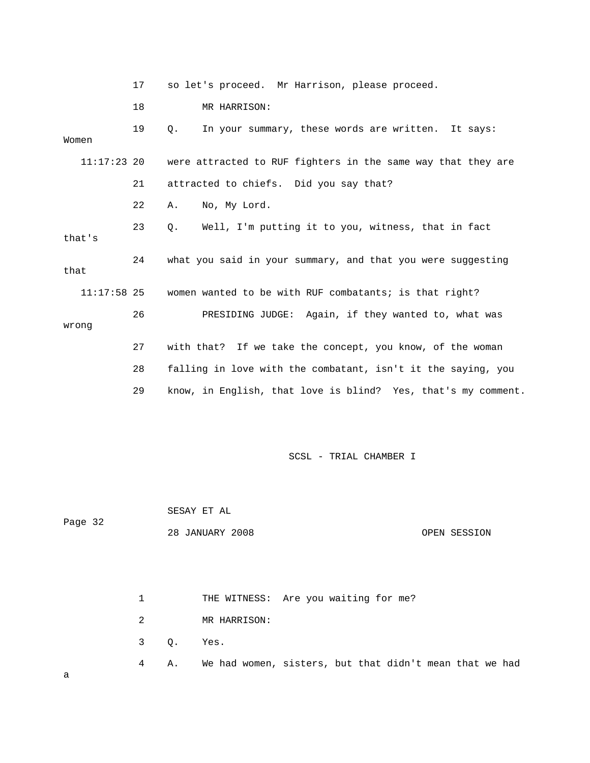17 so let's proceed. Mr Harrison, please proceed.

18 MR HARRISON:

19 Q. In your summary, these words are written. It says: Women

11:17:23 20 were attracted to RUF fighters in the same way that they are

21 attracted to chiefs. Did you say that?

22 A. No, My Lord.

23 Q. Well, I'm putting it to you, witness, that in fact that's

24 what you said in your summary, and that you were suggesting that

11:17:58 25 women wanted to be with RUF combatants; is that right?

26 PRESIDING JUDGE: Again, if they wanted to, what was wrong

27 with that? If we take the concept, you know, of the woman

28 falling in love with the combatant, isn't it the saying, you

29 know, in English, that love is blind? Yes, that's my comment.

1 THE WITNESS: Are you waiting for me?

2 MR HARRISON:

3 Q. Yes.

4 A. We had women, sisters, but that didn't mean that we had a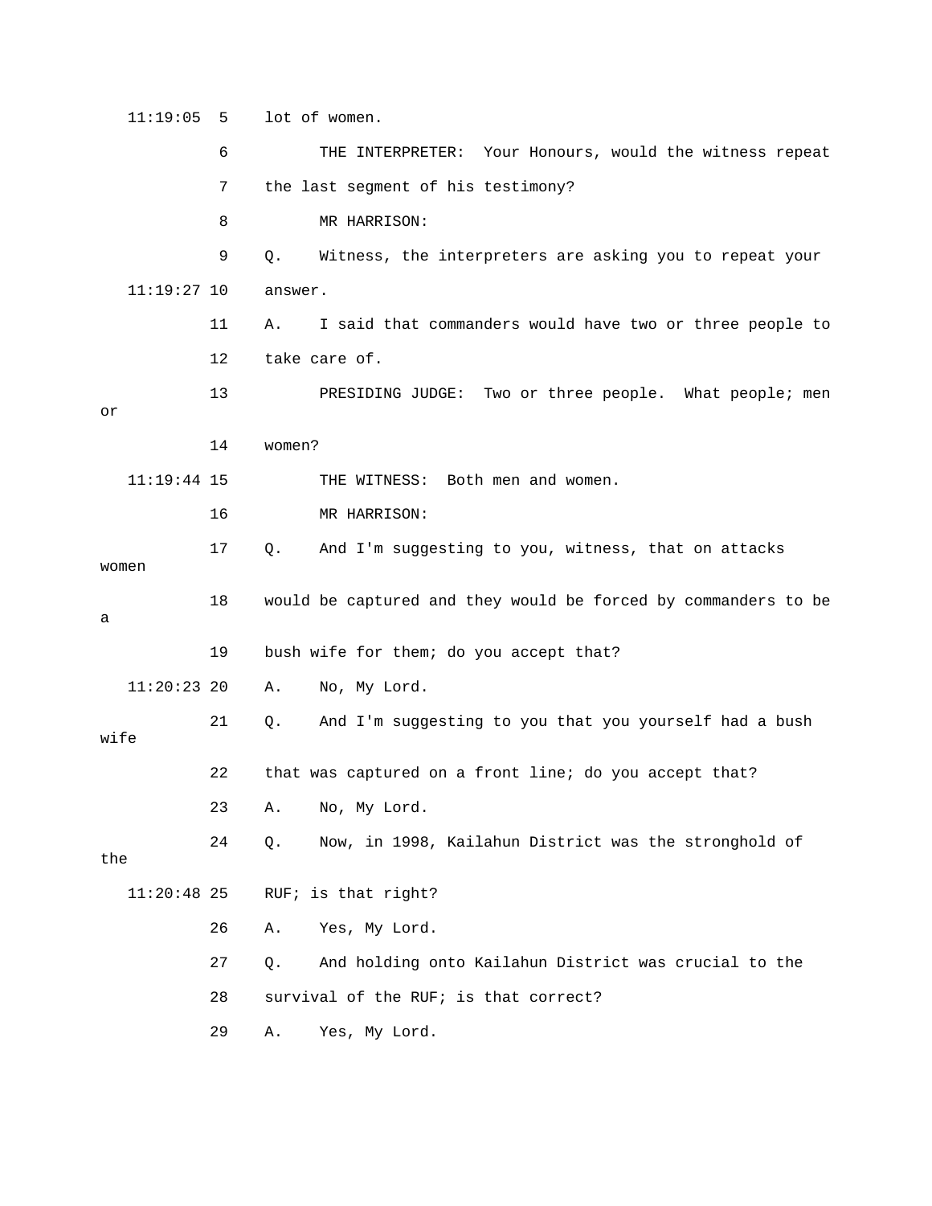11:19:05 5 lot of women.

6 THE INTERPRETER: Your Honours, would the witness repeat

7 the last segment of his testimony?

8 MR HARRISON:

9 Q. Witness, the interpreters are asking you to repeat your

11:19:27 10 answer.

11 A. I said that commanders would have two or three people to

12 take care of.

13 PRESIDING JUDGE: Two or three people. What people; men or

14 women?

11:19:44 15 THE WITNESS: Both men and women.

16 MR HARRISON:

17 Q. And I'm suggesting to you, witness, that on attacks women

18 would be captured and they would be forced by commanders to be a

19 bush wife for them; do you accept that?

11:20:23 20 A. No, My Lord.

21 Q. And I'm suggesting to you that you yourself had a bush wife

22 that was captured on a front line; do you accept that?

23 A. No, My Lord.

24 Q. Now, in 1998, Kailahun District was the stronghold of the

11:20:48 25 RUF; is that right?

26 A. Yes, My Lord.

27 Q. And holding onto Kailahun District was crucial to the

28 survival of the RUF; is that correct?

29 A. Yes, My Lord.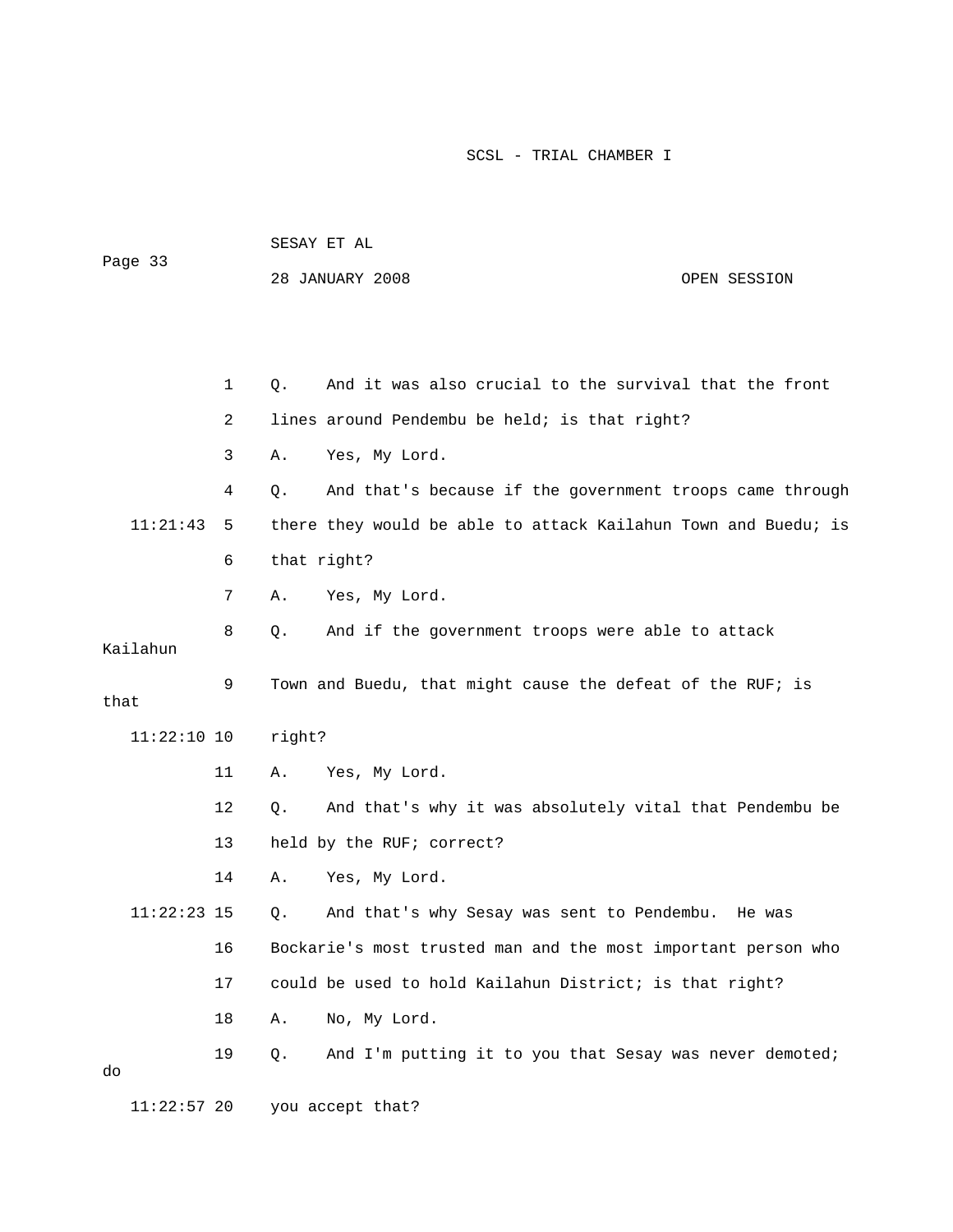1 Q. And it was also crucial to the survival that the front

2 lines around Pendembu be held; is that right?

3 A. Yes, My Lord.

4 Q. And that's because if the government troops came through

11:21:43 5 there they would be able to attack Kailahun Town and Buedu; is

6 that right?

7 A. Yes, My Lord.

8 Q. And if the government troops were able to attack Kailahun

9 Town and Buedu, that might cause the defeat of the RUF; is that

11:22:10 10 right?

11 A. Yes, My Lord.

12 Q. And that's why it was absolutely vital that Pendembu be

13 held by the RUF; correct?

14 A. Yes, My Lord.

11:22:23 15 Q. And that's why Sesay was sent to Pendembu. He was

16 Bockarie's most trusted man and the most important person who

17 could be used to hold Kailahun District; is that right?

18 A. No, My Lord.

19 Q. And I'm putting it to you that Sesay was never demoted; do

11:22:57 20 you accept that?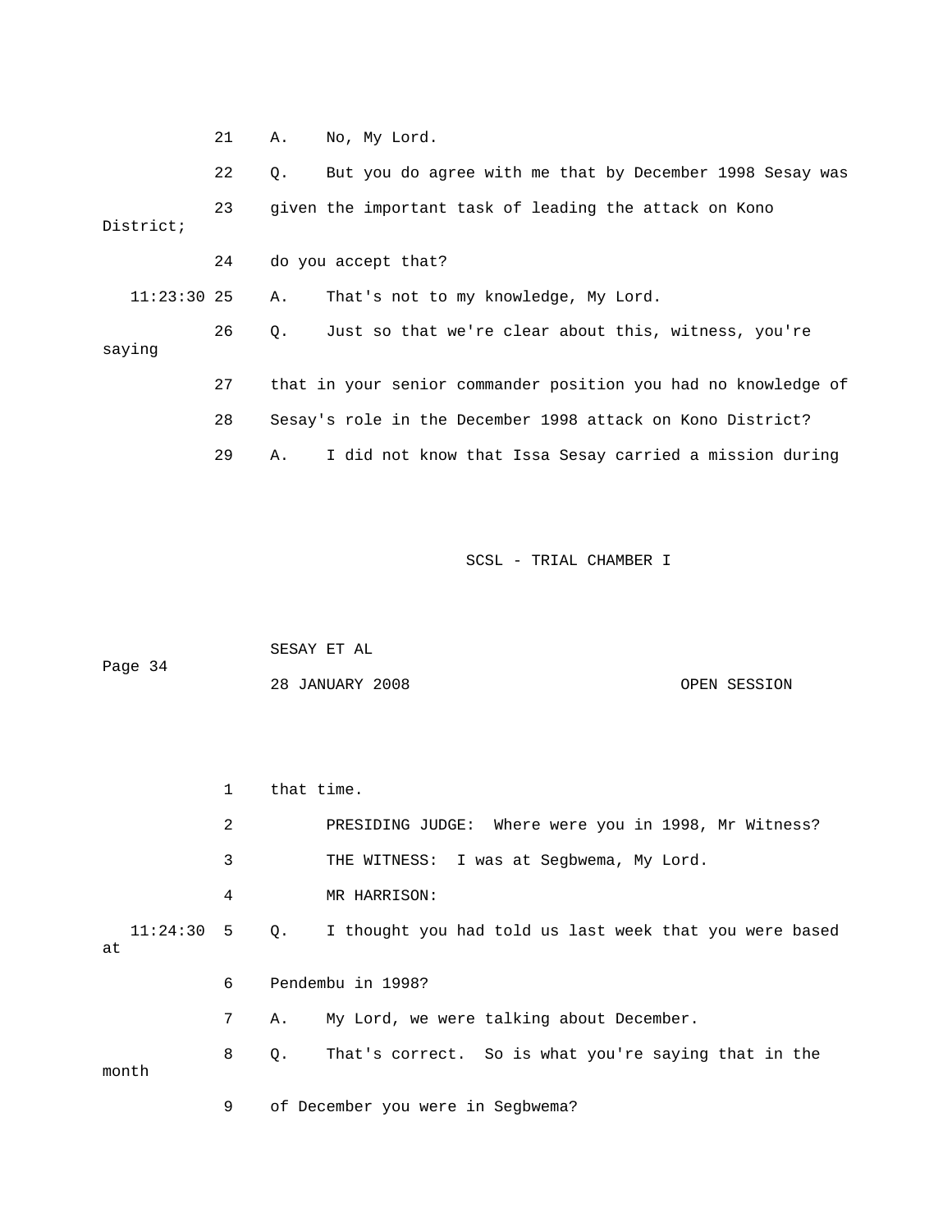21 A. No, My Lord.

22 Q. But you do agree with me that by December 1998 Sesay was

23 given the important task of leading the attack on Kono District;

24 do you accept that?

11:23:30 25 A. That's not to my knowledge, My Lord.

26 Q. Just so that we're clear about this, witness, you're saying

27 that in your senior commander position you had no knowledge of

28 Sesay's role in the December 1998 attack on Kono District?

29 A. I did not know that Issa Sesay carried a mission during

1 that time.

2 PRESIDING JUDGE: Where were you in 1998, Mr Witness?

3 THE WITNESS: I was at Segbwema, My Lord.

4 MR HARRISON:

11:24:30 5 Q. I thought you had told us last week that you were based at

6 Pendembu in 1998?

7 A. My Lord, we were talking about December.

8 Q. That's correct. So is what you're saying that in the month

9 of December you were in Segbwema?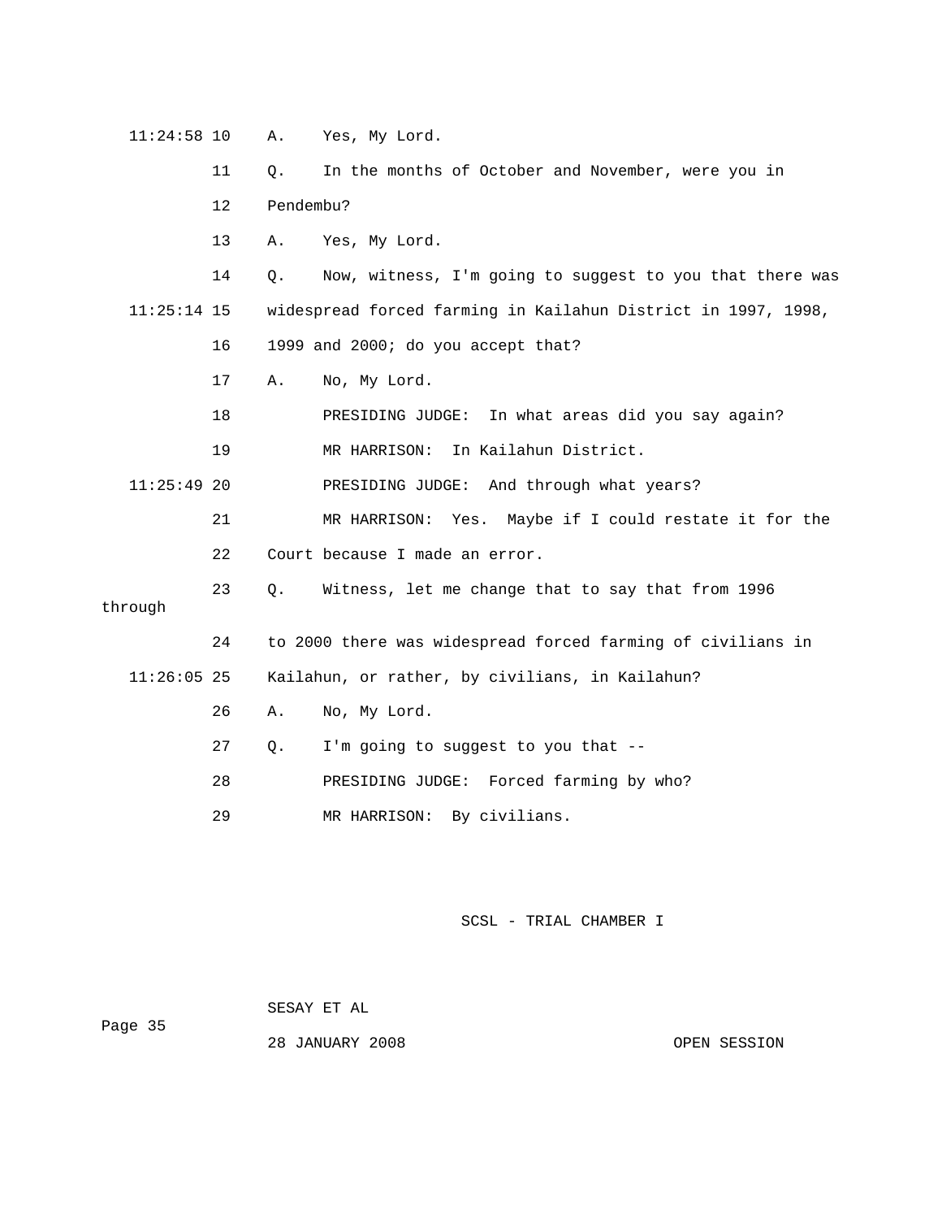11:24:58 10 A. Yes, My Lord.

11 Q. In the months of October and November, were you in

12 Pendembu?

13 A. Yes, My Lord.

14 Q. Now, witness, I'm going to suggest to you that there was

11:25:14 15 widespread forced farming in Kailahun District in 1997, 1998,

16 1999 and 2000; do you accept that?

17 A. No, My Lord.

18 PRESIDING JUDGE: In what areas did you say again?

19 MR HARRISON: In Kailahun District.

11:25:49 20 PRESIDING JUDGE: And through what years?

21 MR HARRISON: Yes. Maybe if I could restate it for the

22 Court because I made an error.

23 Q. Witness, let me change that to say that from 1996 through

24 to 2000 there was widespread forced farming of civilians in

11:26:05 25 Kailahun, or rather, by civilians, in Kailahun?

26 A. No, My Lord.

27 Q. I'm going to suggest to you that --

28 PRESIDING JUDGE: Forced farming by who?

29 MR HARRISON: By civilians.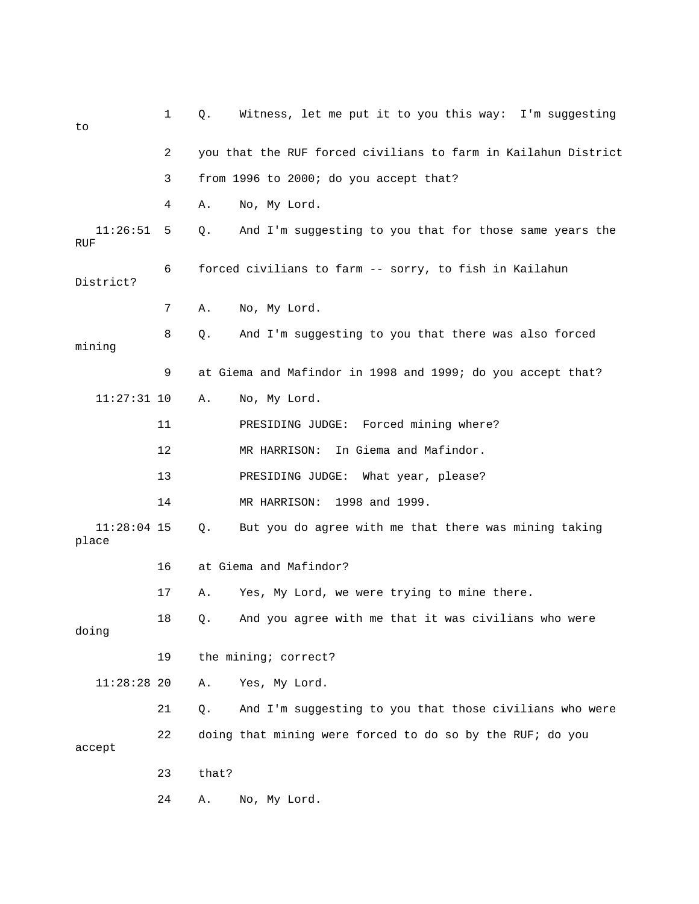1 Q. Witness, let me put it to you this way: I'm suggesting to

2 you that the RUF forced civilians to farm in Kailahun District

3 from 1996 to 2000; do you accept that?

4 A. No, My Lord.

11:26:51 5 Q. And I'm suggesting to you that for those same years the RUF

6 forced civilians to farm -- sorry, to fish in Kailahun District?

7 A. No, My Lord.

8 Q. And I'm suggesting to you that there was also forced mining

9 at Giema and Mafindor in 1998 and 1999; do you accept that?

11:27:31 10 A. No, My Lord.

11 PRESIDING JUDGE: Forced mining where?

12 MR HARRISON: In Giema and Mafindor.

13 PRESIDING JUDGE: What year, please?

14 MR HARRISON: 1998 and 1999.

11:28:04 15 Q. But you do agree with me that there was mining taking place

16 at Giema and Mafindor?

17 A. Yes, My Lord, we were trying to mine there.

18 Q. And you agree with me that it was civilians who were doing

19 the mining; correct?

11:28:28 20 A. Yes, My Lord.

21 Q. And I'm suggesting to you that those civilians who were

22 doing that mining were forced to do so by the RUF; do you accept

23 that?

24 A. No, My Lord.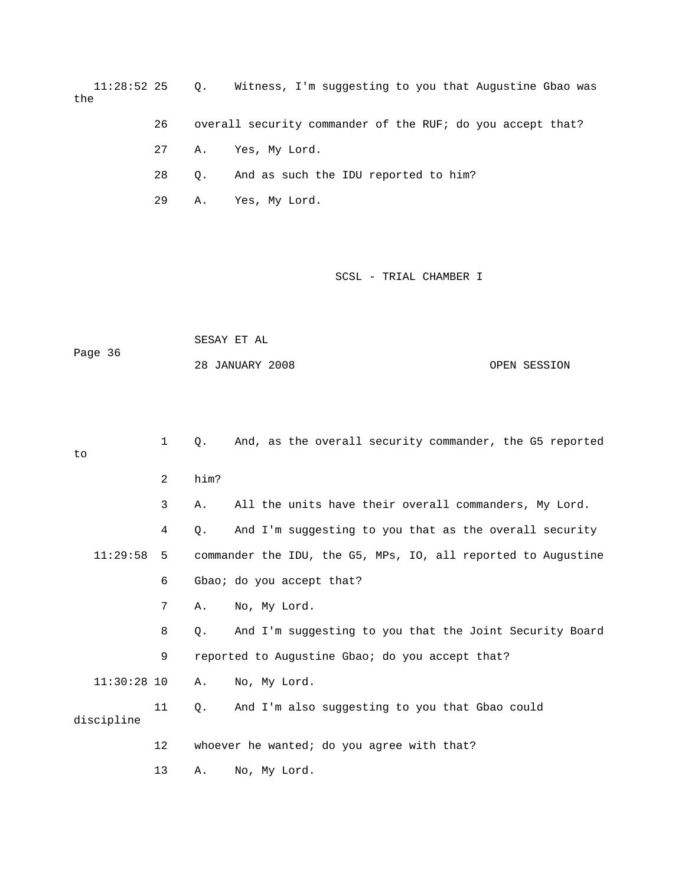11:28:52 25 Q. Witness, I'm suggesting to you that Augustine Gbao was the

26 overall security commander of the RUF; do you accept that?

27 A. Yes, My Lord.

28 Q. And as such the IDU reported to him?

29 A. Yes, My Lord.

1 Q. And, as the overall security commander, the G5 reported to

2 him?

3 A. All the units have their overall commanders, My Lord.

4 Q. And I'm suggesting to you that as the overall security

11:29:58 5 commander the IDU, the G5, MPs, IO, all reported to Augustine

6 Gbao; do you accept that?

7 A. No, My Lord.

8 Q. And I'm suggesting to you that the Joint Security Board

9 reported to Augustine Gbao; do you accept that?

11:30:28 10 A. No, My Lord.

11 Q. And I'm also suggesting to you that Gbao could discipline

12 whoever he wanted; do you agree with that?

13 A. No, My Lord.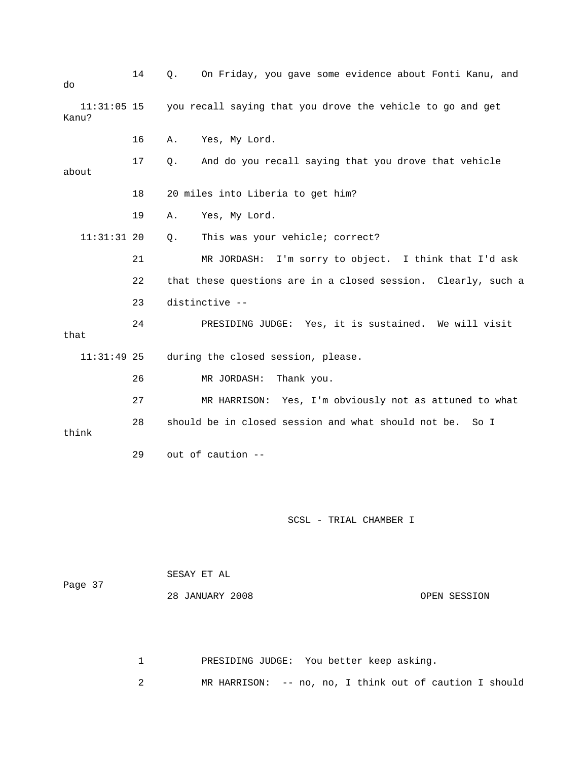14 Q. On Friday, you gave some evidence about Fonti Kanu, and do

11:31:05 15 you recall saying that you drove the vehicle to go and get Kanu?

16 A. Yes, My Lord.

17 Q. And do you recall saying that you drove that vehicle about

18 20 miles into Liberia to get him?

19 A. Yes, My Lord.

11:31:31 20 Q. This was your vehicle; correct?

21 MR JORDASH: I'm sorry to object. I think that I'd ask

22 that these questions are in a closed session. Clearly, such a

23 distinctive --

24 PRESIDING JUDGE: Yes, it is sustained. We will visit that

11:31:49 25 during the closed session, please.

26 MR JORDASH: Thank you.

27 MR HARRISON: Yes, I'm obviously not as attuned to what

28 should be in closed session and what should not be. So I think

29 out of caution --

1 PRESIDING JUDGE: You better keep asking.

2 MR HARRISON: -- no, no, I think out of caution I should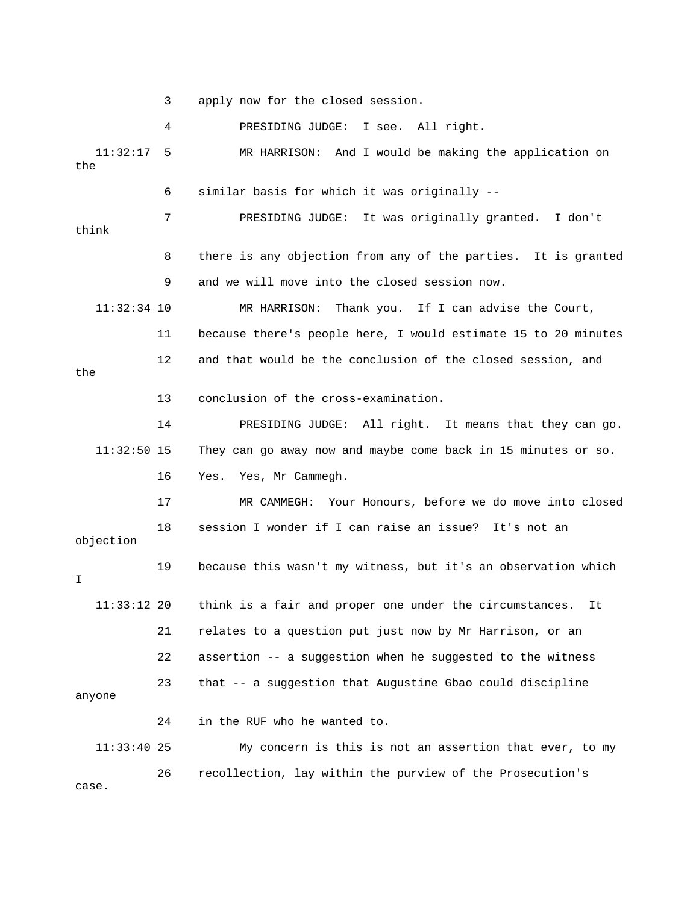3 apply now for the closed session.

4 PRESIDING JUDGE: I see. All right.

11:32:17 5 MR HARRISON: And I would be making the application on the

6 similar basis for which it was originally --

7 PRESIDING JUDGE: It was originally granted. I don't think

8 there is any objection from any of the parties. It is granted

9 and we will move into the closed session now.

11:32:34 10 MR HARRISON: Thank you. If I can advise the Court,

11 because there's people here, I would estimate 15 to 20 minutes

12 and that would be the conclusion of the closed session, and the

13 conclusion of the cross-examination.

14 PRESIDING JUDGE: All right. It means that they can go.

11:32:50 15 They can go away now and maybe come back in 15 minutes or so.

16 Yes. Yes, Mr Cammegh.

17 MR CAMMEGH: Your Honours, before we do move into closed

18 session I wonder if I can raise an issue? It's not an objection

19 because this wasn't my witness, but it's an observation which I

11:33:12 20 think is a fair and proper one under the circumstances. It

21 relates to a question put just now by Mr Harrison, or an

22 assertion -- a suggestion when he suggested to the witness

23 that -- a suggestion that Augustine Gbao could discipline anyone

24 in the RUF who he wanted to.

11:33:40 25 My concern is this is not an assertion that ever, to my

26 recollection, lay within the purview of the Prosecution's case.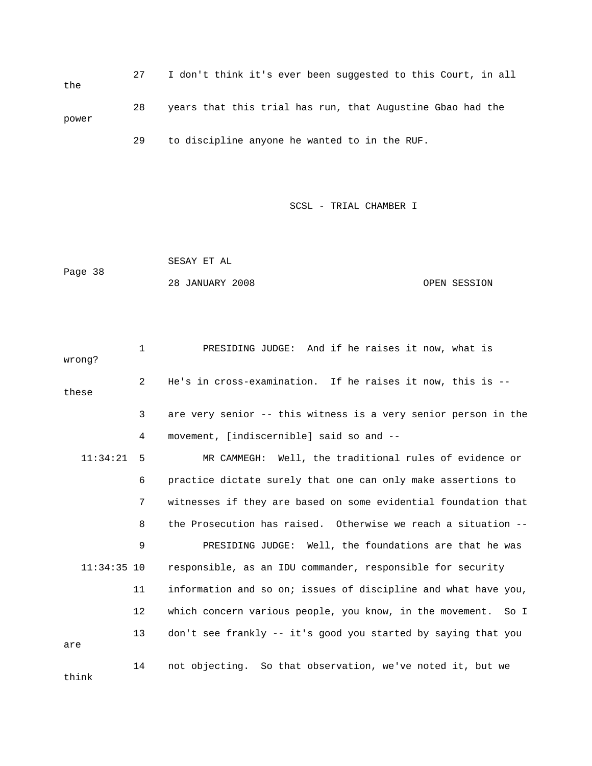27 I don't think it's ever been suggested to this Court, in all the

28 years that this trial has run, that Augustine Gbao had the power

29 to discipline anyone he wanted to in the RUF.

1 PRESIDING JUDGE: And if he raises it now, what is wrong?

2 He's in cross-examination. If he raises it now, this is -- these

3 are very senior -- this witness is a very senior person in the

4 movement, [indiscernible] said so and --

11:34:21 5 MR CAMMEGH: Well, the traditional rules of evidence or

6 practice dictate surely that one can only make assertions to

7 witnesses if they are based on some evidential foundation that

8 the Prosecution has raised. Otherwise we reach a situation --

9 PRESIDING JUDGE: Well, the foundations are that he was

11:34:35 10 responsible, as an IDU commander, responsible for security

11 information and so on; issues of discipline and what have you,

12 which concern various people, you know, in the movement. So I

13 don't see frankly -- it's good you started by saying that you are

14 not objecting. So that observation, we've noted it, but we think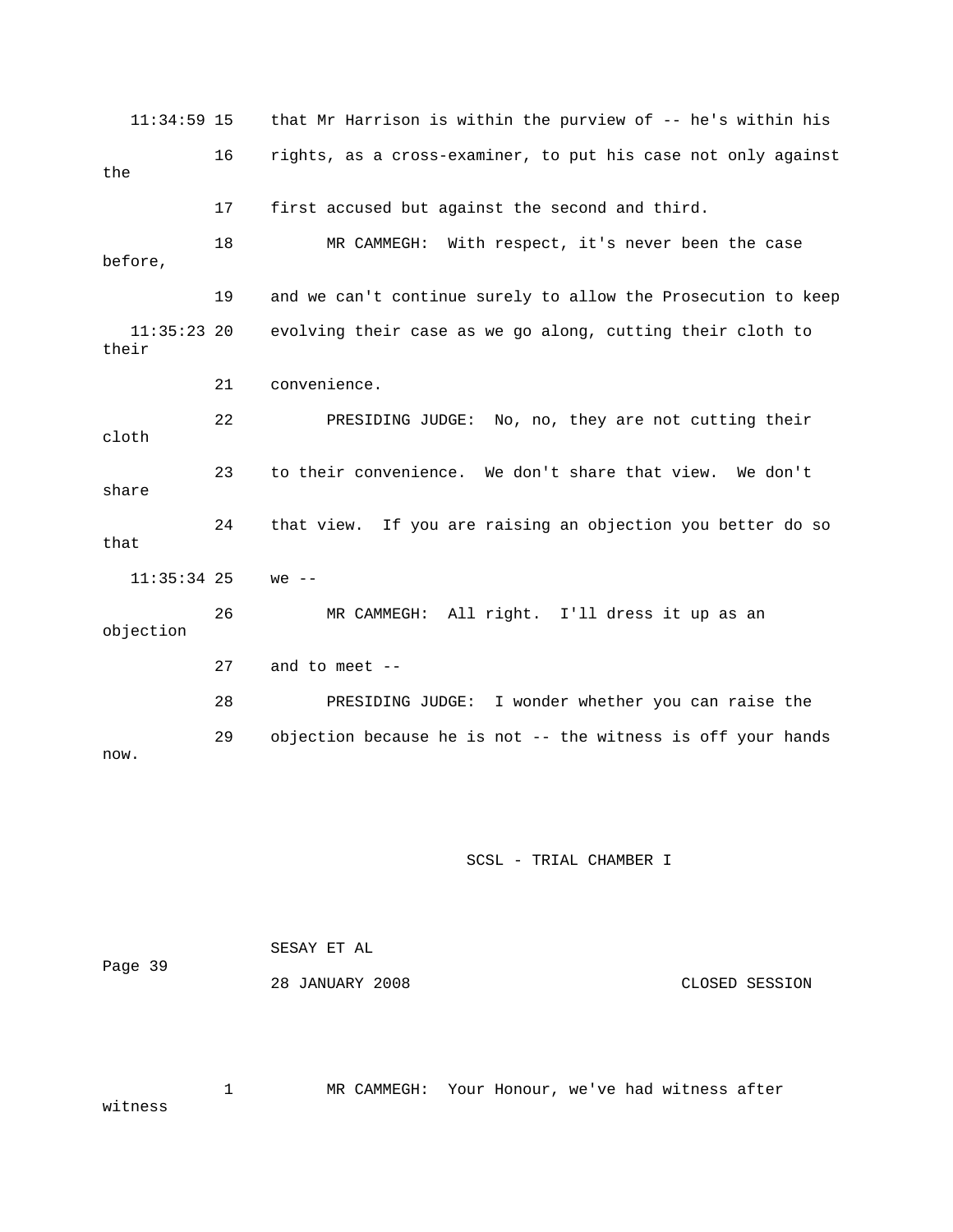11:34:59 15 that Mr Harrison is within the purview of -- he's within his

16 rights, as a cross-examiner, to put his case not only against the

17 first accused but against the second and third.

18 MR CAMMEGH: With respect, it's never been the case before,

19 and we can't continue surely to allow the Prosecution to keep

11:35:23 20 evolving their case as we go along, cutting their cloth to their

21 convenience.

22 PRESIDING JUDGE: No, no, they are not cutting their cloth

23 to their convenience. We don't share that view. We don't share

24 that view. If you are raising an objection you better do so that

11:35:34 25 we --

26 MR CAMMEGH: All right. I'll dress it up as an objection

27 and to meet --

28 PRESIDING JUDGE: I wonder whether you can raise the

29 objection because he is not -- the witness is off your hands now.

1 MR CAMMEGH: Your Honour, we've had witness after witness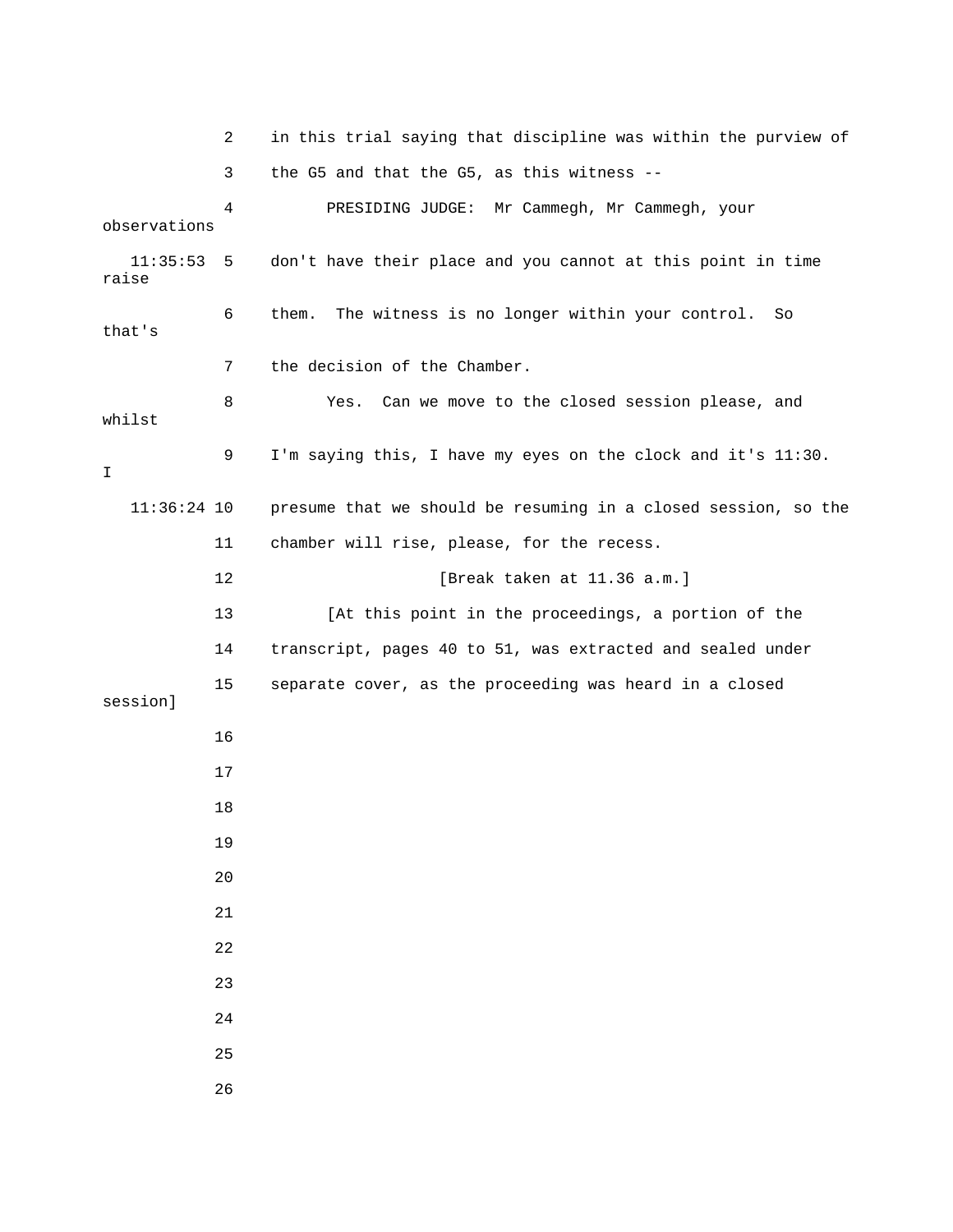2 in this trial saying that discipline was within the purview of

3 the G5 and that the G5, as this witness --

4 PRESIDING JUDGE: Mr Cammegh, Mr Cammegh, your observations

11:35:53 5 don't have their place and you cannot at this point in time raise

6 them. The witness is no longer within your control. So that's

7 the decision of the Chamber.

8 Yes. Can we move to the closed session please, and whilst

9 I'm saying this, I have my eyes on the clock and it's 11:30. I

11:36:24 10 presume that we should be resuming in a closed session, so the

11 chamber will rise, please, for the recess.

12 [Break taken at 11.36 a.m.]

13 [At this point in the proceedings, a portion of the

14 transcript, pages 40 to 51, was extracted and sealed under

15 separate cover, as the proceeding was heard in a closed session]

16

17

18

19

20

21

22

23

24

25

26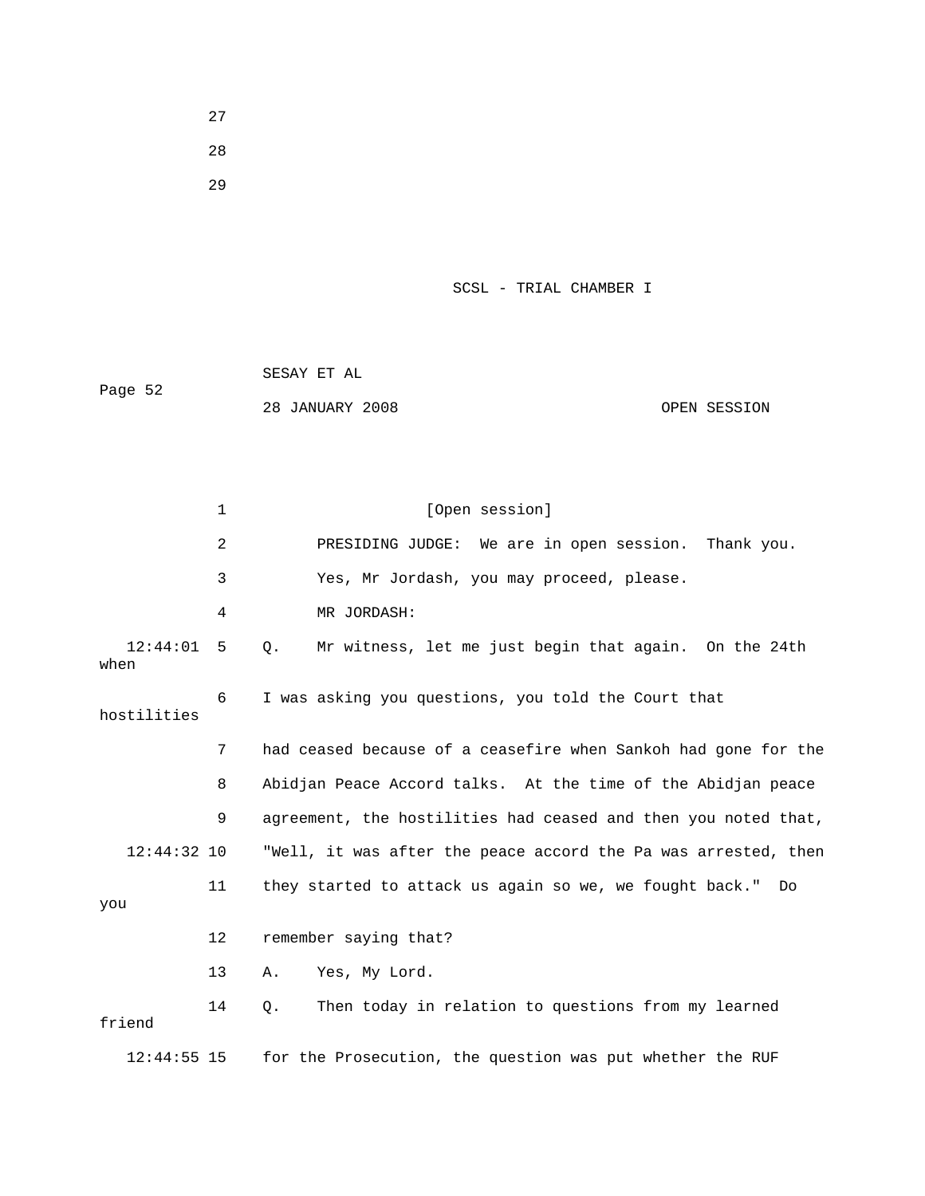27

28

29

1 [Open session]

2 PRESIDING JUDGE: We are in open session. Thank you.

3 Yes, Mr Jordash, you may proceed, please.

4 MR JORDASH:

12:44:01 5 Q. Mr witness, let me just begin that again. On the 24th when

6 I was asking you questions, you told the Court that hostilities

7 had ceased because of a ceasefire when Sankoh had gone for the

8 Abidjan Peace Accord talks. At the time of the Abidjan peace

9 agreement, the hostilities had ceased and then you noted that,

12:44:32 10 "Well, it was after the peace accord the Pa was arrested, then

11 they started to attack us again so we, we fought back." Do you

12 remember saying that?

13 A. Yes, My Lord.

14 Q. Then today in relation to questions from my learned friend

12:44:55 15 for the Prosecution, the question was put whether the RUF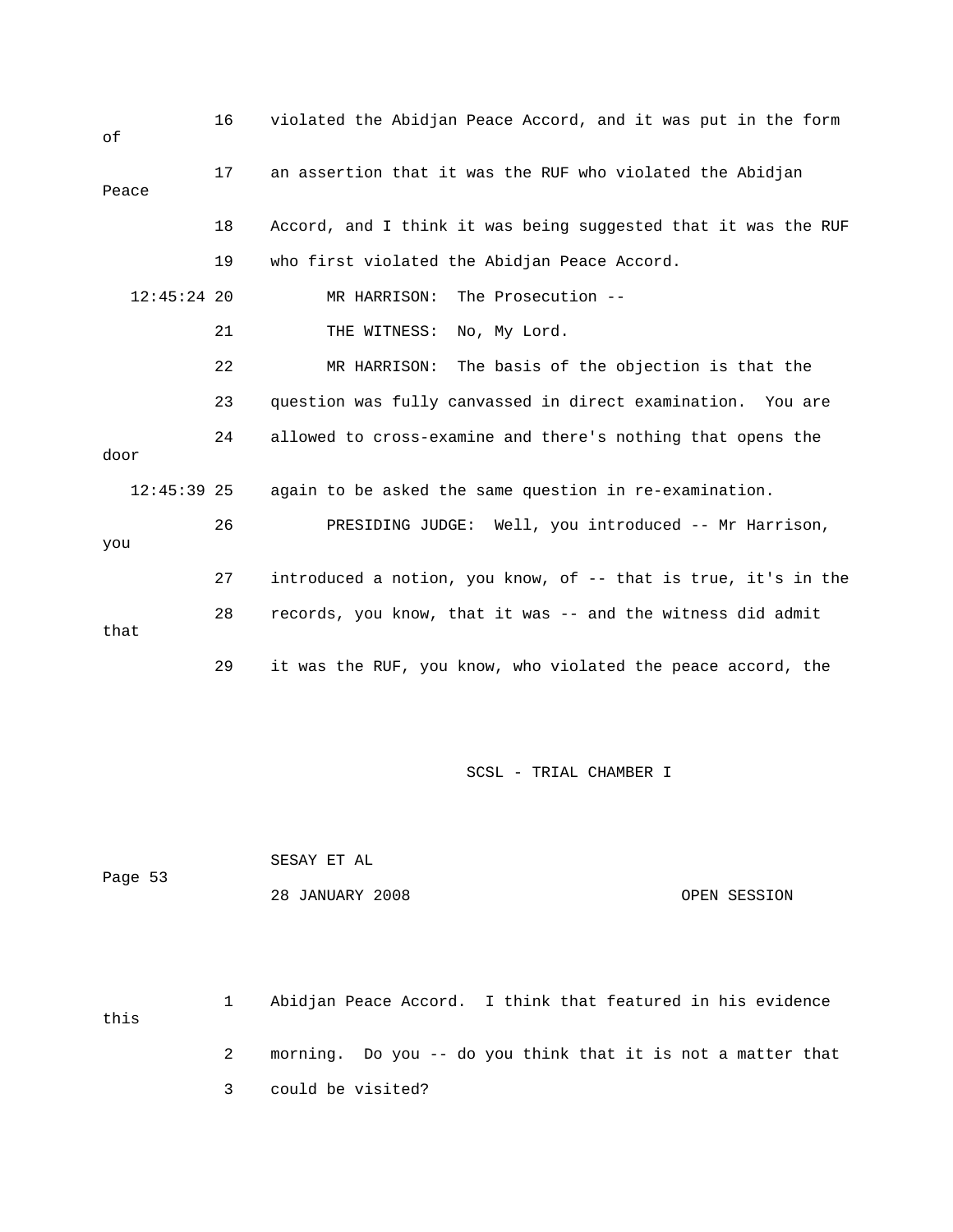16 violated the Abidjan Peace Accord, and it was put in the form of

17 an assertion that it was the RUF who violated the Abidjan Peace

18 Accord, and I think it was being suggested that it was the RUF

19 who first violated the Abidjan Peace Accord.

12:45:24 20 MR HARRISON: The Prosecution --

21 THE WITNESS: No, My Lord.

22 MR HARRISON: The basis of the objection is that the

23 question was fully canvassed in direct examination. You are

24 allowed to cross-examine and there's nothing that opens the door

12:45:39 25 again to be asked the same question in re-examination.

26 PRESIDING JUDGE: Well, you introduced -- Mr Harrison, you

27 introduced a notion, you know, of -- that is true, it's in the

28 records, you know, that it was -- and the witness did admit that

29 it was the RUF, you know, who violated the peace accord, the

1 Abidjan Peace Accord. I think that featured in his evidence this

2 morning. Do you -- do you think that it is not a matter that

3 could be visited?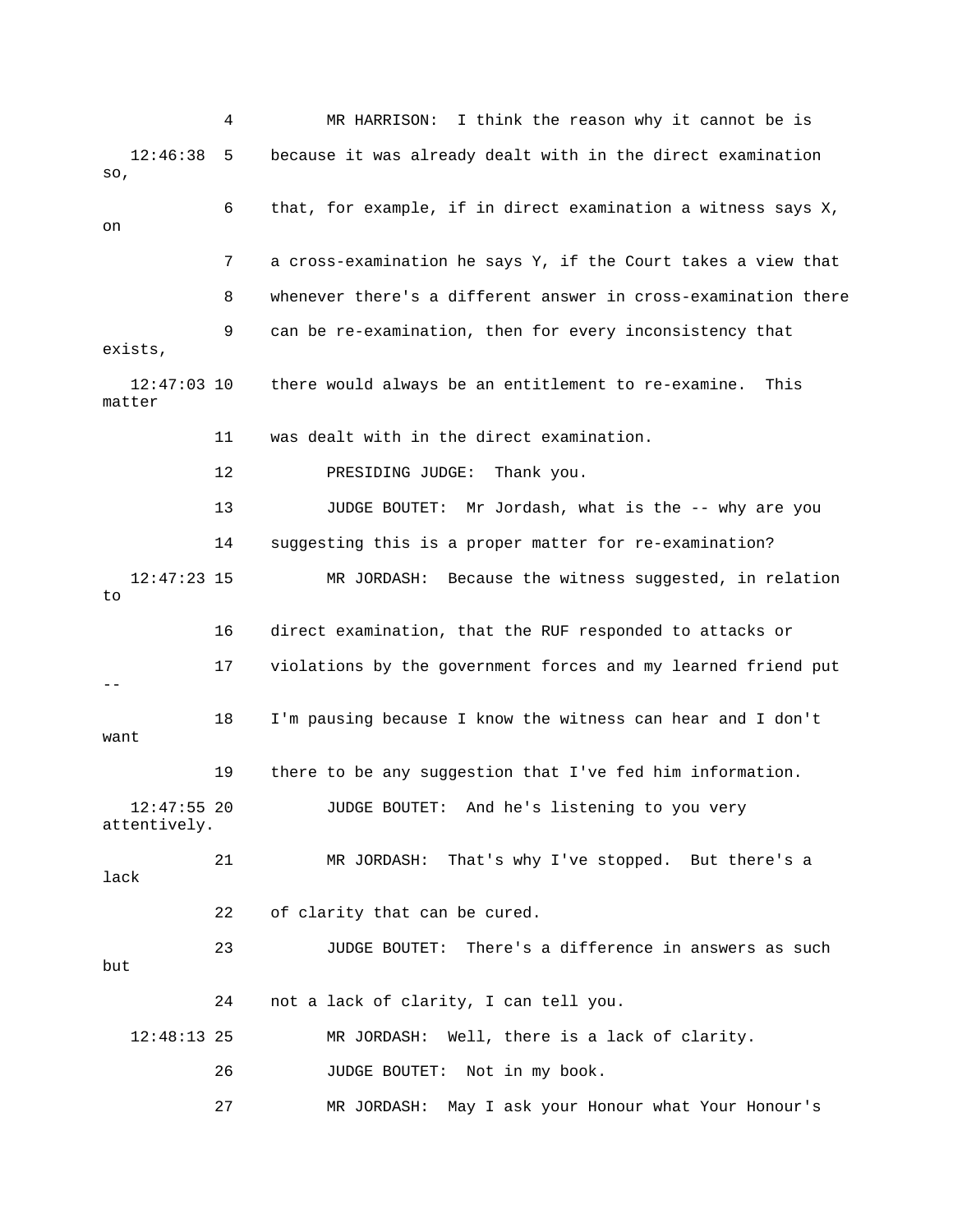4 MR HARRISON: I think the reason why it cannot be is

12:46:38 5 because it was already dealt with in the direct examination so,

6 that, for example, if in direct examination a witness says X, on

7 a cross-examination he says Y, if the Court takes a view that

8 whenever there's a different answer in cross-examination there

9 can be re-examination, then for every inconsistency that exists,

12:47:03 10 there would always be an entitlement to re-examine. This matter

11 was dealt with in the direct examination.

12 PRESIDING JUDGE: Thank you.

13 JUDGE BOUTET: Mr Jordash, what is the -- why are you

14 suggesting this is a proper matter for re-examination?

12:47:23 15 MR JORDASH: Because the witness suggested, in relation to

16 direct examination, that the RUF responded to attacks or

17 violations by the government forces and my learned friend put --

18 I'm pausing because I know the witness can hear and I don't want

19 there to be any suggestion that I've fed him information.

12:47:55 20 JUDGE BOUTET: And he's listening to you very attentively.

21 MR JORDASH: That's why I've stopped. But there's a lack

22 of clarity that can be cured.

23 JUDGE BOUTET: There's a difference in answers as such but

24 not a lack of clarity, I can tell you.

12:48:13 25 MR JORDASH: Well, there is a lack of clarity.

26 JUDGE BOUTET: Not in my book.

27 MR JORDASH: May I ask your Honour what Your Honour's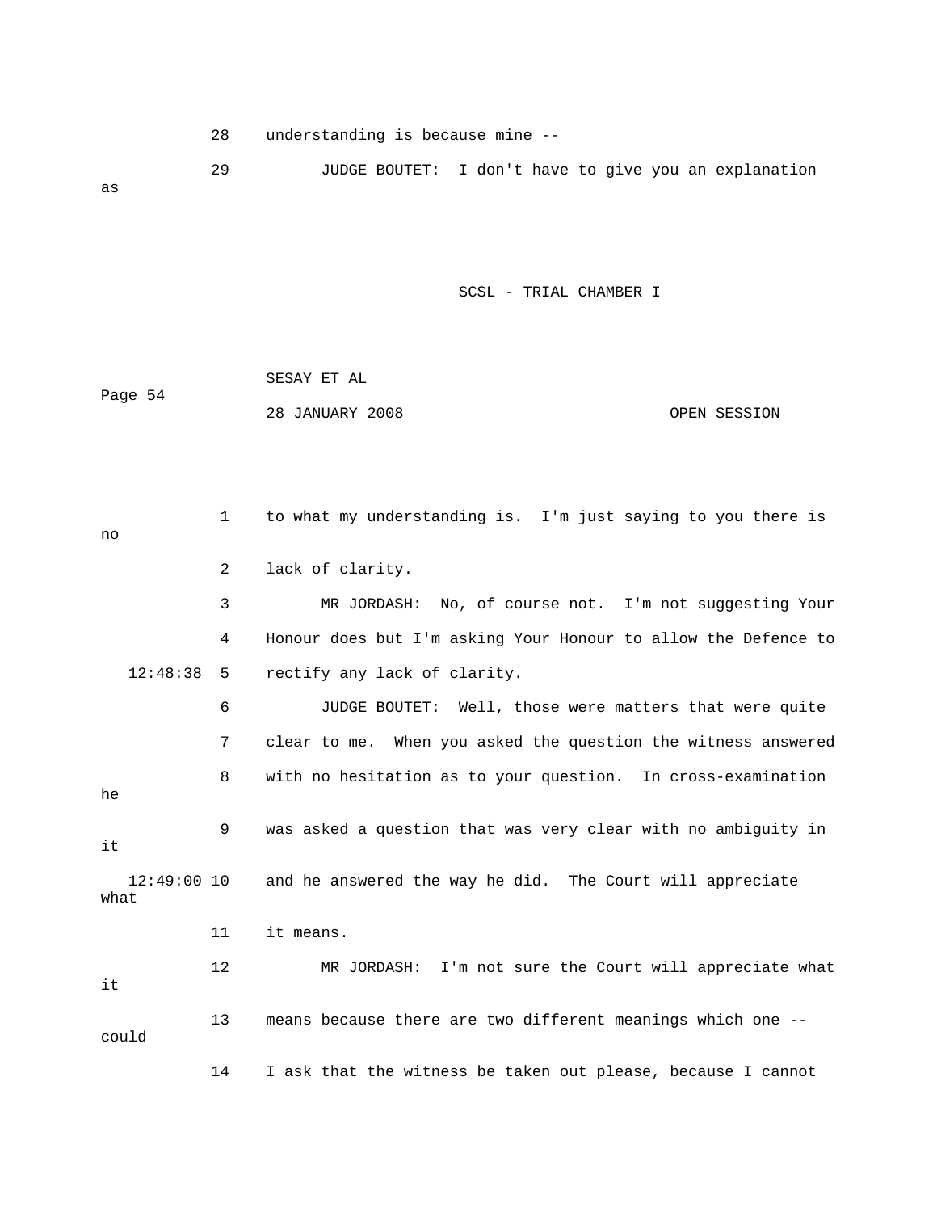28 understanding is because mine --

29 JUDGE BOUTET: I don't have to give you an explanation as

1 to what my understanding is. I'm just saying to you there is no

2 lack of clarity.

3 MR JORDASH: No, of course not. I'm not suggesting Your

4 Honour does but I'm asking Your Honour to allow the Defence to

12:48:38 5 rectify any lack of clarity.

6 JUDGE BOUTET: Well, those were matters that were quite

7 clear to me. When you asked the question the witness answered

8 with no hesitation as to your question. In cross-examination he

9 was asked a question that was very clear with no ambiguity in it

12:49:00 10 and he answered the way he did. The Court will appreciate what

11 it means.

12 MR JORDASH: I'm not sure the Court will appreciate what it

13 means because there are two different meanings which one -- could

14 I ask that the witness be taken out please, because I cannot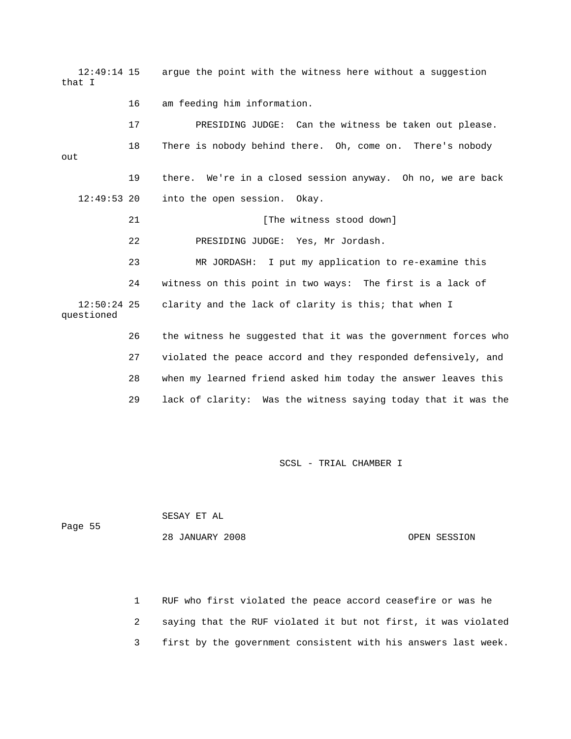12:49:14 15 argue the point with the witness here without a suggestion that I

16 am feeding him information.

17 PRESIDING JUDGE: Can the witness be taken out please.

18 There is nobody behind there. Oh, come on. There's nobody out

19 there. We're in a closed session anyway. Oh no, we are back

12:49:53 20 into the open session. Okay.

21 [The witness stood down]

22 PRESIDING JUDGE: Yes, Mr Jordash.

23 MR JORDASH: I put my application to re-examine this

24 witness on this point in two ways: The first is a lack of

12:50:24 25 clarity and the lack of clarity is this; that when I questioned

26 the witness he suggested that it was the government forces who

27 violated the peace accord and they responded defensively, and

28 when my learned friend asked him today the answer leaves this

29 lack of clarity: Was the witness saying today that it was the

1 RUF who first violated the peace accord ceasefire or was he

2 saying that the RUF violated it but not first, it was violated

3 first by the government consistent with his answers last week.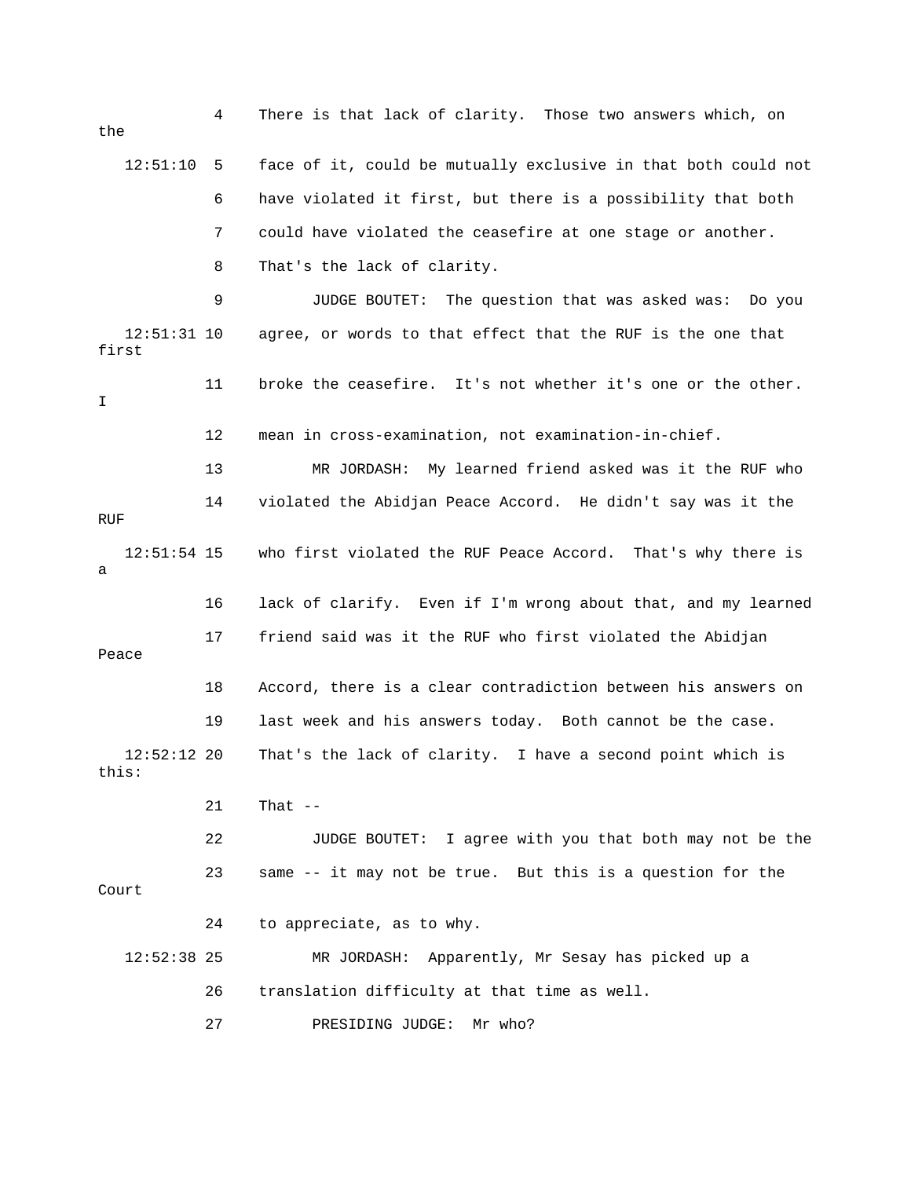4 There is that lack of clarity. Those two answers which, on the

12:51:10 5 face of it, could be mutually exclusive in that both could not

6 have violated it first, but there is a possibility that both

7 could have violated the ceasefire at one stage or another.

8 That's the lack of clarity.

9 JUDGE BOUTET: The question that was asked was: Do you

12:51:31 10 agree, or words to that effect that the RUF is the one that first

11 broke the ceasefire. It's not whether it's one or the other. I

12 mean in cross-examination, not examination-in-chief.

13 MR JORDASH: My learned friend asked was it the RUF who

14 violated the Abidjan Peace Accord. He didn't say was it the RUF

12:51:54 15 who first violated the RUF Peace Accord. That's why there is a

16 lack of clarify. Even if I'm wrong about that, and my learned

17 friend said was it the RUF who first violated the Abidjan Peace

18 Accord, there is a clear contradiction between his answers on

19 last week and his answers today. Both cannot be the case.

12:52:12 20 That's the lack of clarity. I have a second point which is this:

21 That --

22 JUDGE BOUTET: I agree with you that both may not be the

23 same -- it may not be true. But this is a question for the Court

24 to appreciate, as to why.

12:52:38 25 MR JORDASH: Apparently, Mr Sesay has picked up a

26 translation difficulty at that time as well.

27 PRESIDING JUDGE: Mr who?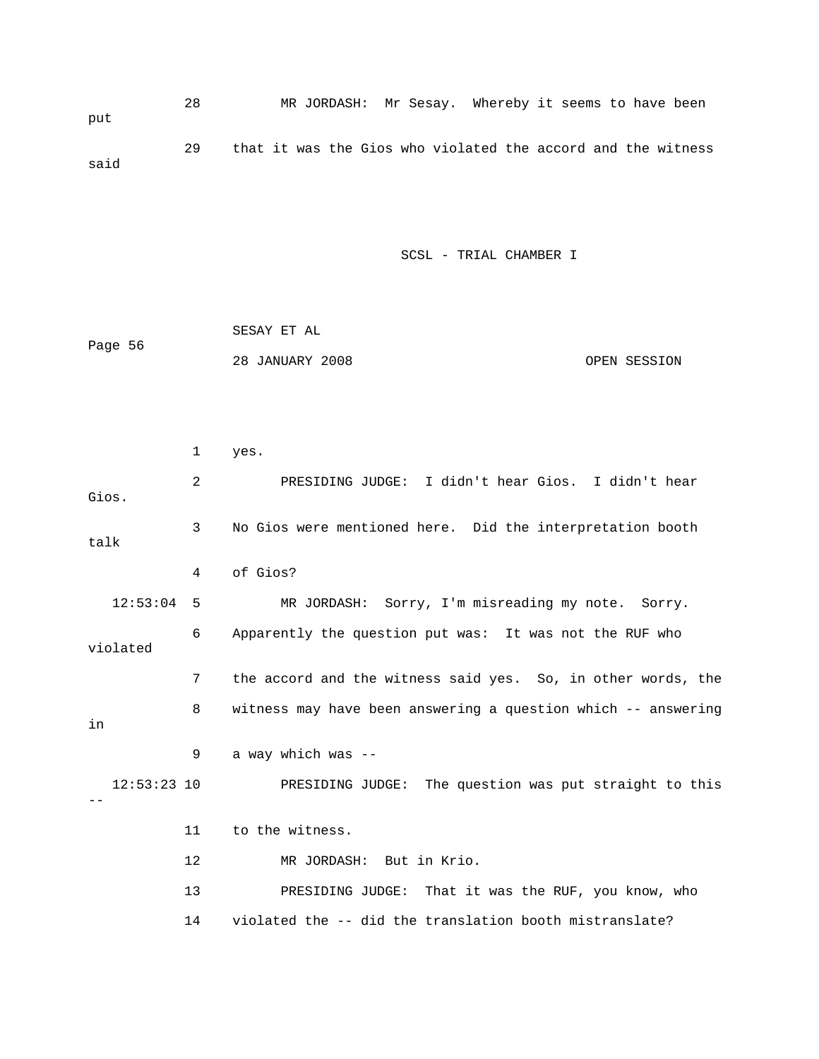28 MR JORDASH: Mr Sesay. Whereby it seems to have been put

29 that it was the Gios who violated the accord and the witness said

1 yes.

2 PRESIDING JUDGE: I didn't hear Gios. I didn't hear Gios.

3 No Gios were mentioned here. Did the interpretation booth talk

4 of Gios?

12:53:04 5 MR JORDASH: Sorry, I'm misreading my note. Sorry.

6 Apparently the question put was: It was not the RUF who violated

7 the accord and the witness said yes. So, in other words, the

8 witness may have been answering a question which -- answering in

9 a way which was --

12:53:23 10 PRESIDING JUDGE: The question was put straight to this --

11 to the witness.

12 MR JORDASH: But in Krio.

13 PRESIDING JUDGE: That it was the RUF, you know, who

14 violated the -- did the translation booth mistranslate?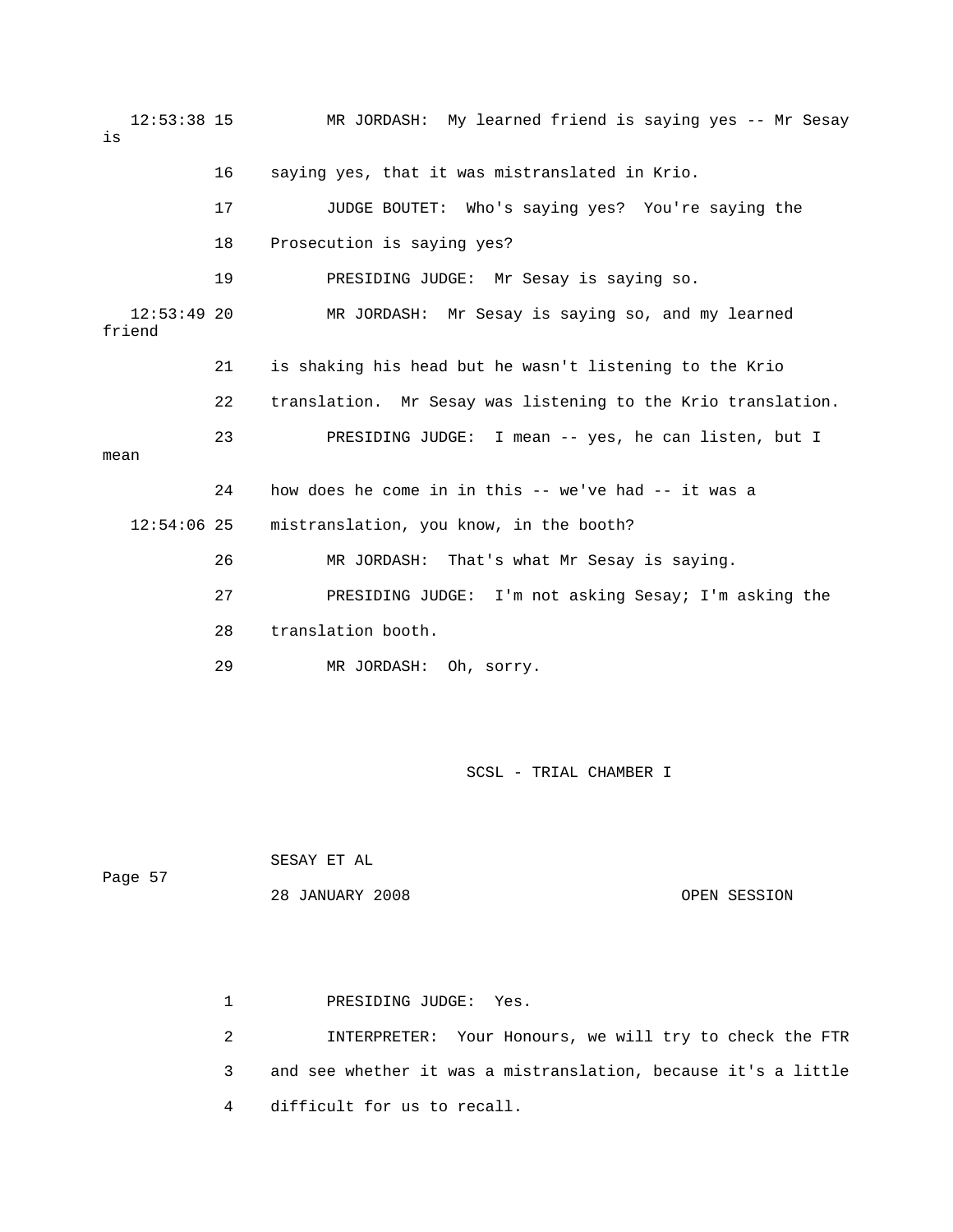12:53:38 15 MR JORDASH: My learned friend is saying yes -- Mr Sesay is

16 saying yes, that it was mistranslated in Krio.

17 JUDGE BOUTET: Who's saying yes? You're saying the

18 Prosecution is saying yes?

19 PRESIDING JUDGE: Mr Sesay is saying so.

12:53:49 20 MR JORDASH: Mr Sesay is saying so, and my learned friend

21 is shaking his head but he wasn't listening to the Krio

22 translation. Mr Sesay was listening to the Krio translation.

23 PRESIDING JUDGE: I mean -- yes, he can listen, but I mean

24 how does he come in in this -- we've had -- it was a

12:54:06 25 mistranslation, you know, in the booth?

26 MR JORDASH: That's what Mr Sesay is saying.

27 PRESIDING JUDGE: I'm not asking Sesay; I'm asking the

28 translation booth.

29 MR JORDASH: Oh, sorry.

1 PRESIDING JUDGE: Yes.

2 INTERPRETER: Your Honours, we will try to check the FTR

3 and see whether it was a mistranslation, because it's a little

4 difficult for us to recall.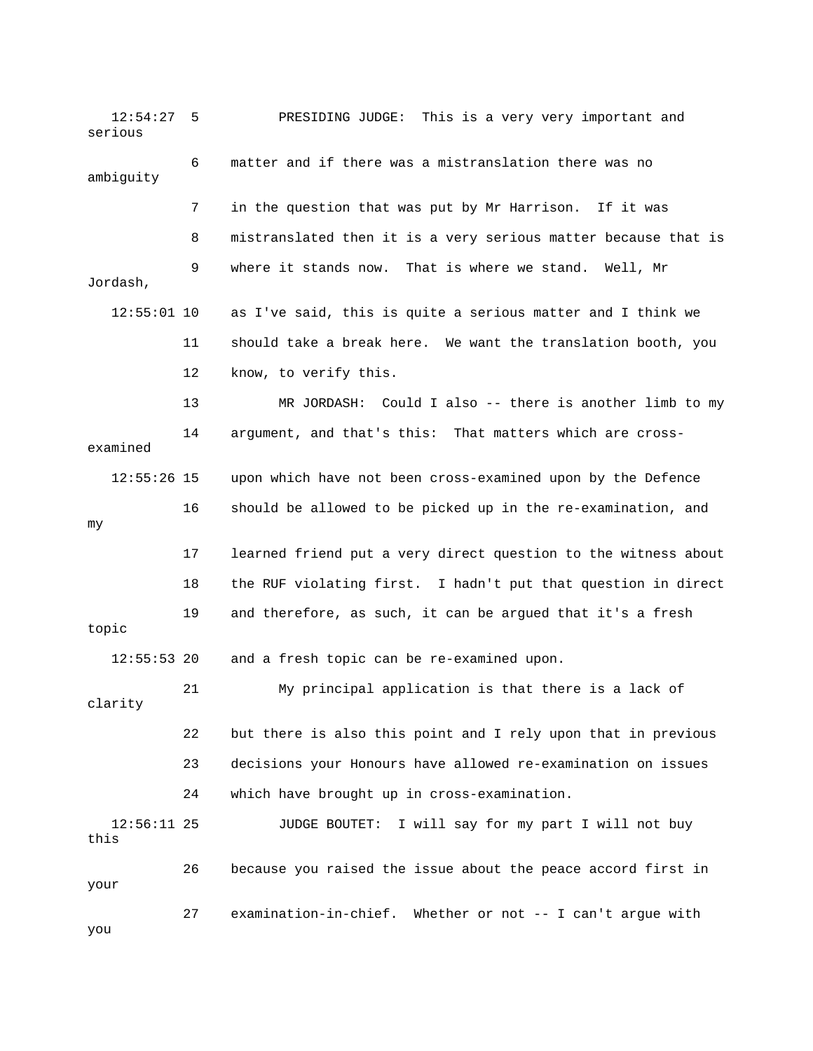12:54:27 5 PRESIDING JUDGE: This is a very very important and serious

6 matter and if there was a mistranslation there was no ambiguity

7 in the question that was put by Mr Harrison. If it was

8 mistranslated then it is a very serious matter because that is

9 where it stands now. That is where we stand. Well, Mr Jordash,

12:55:01 10 as I've said, this is quite a serious matter and I think we

11 should take a break here. We want the translation booth, you

12 know, to verify this.

13 MR JORDASH: Could I also -- there is another limb to my

14 argument, and that's this: That matters which are cross-examined

12:55:26 15 upon which have not been cross-examined upon by the Defence

16 should be allowed to be picked up in the re-examination, and my

17 learned friend put a very direct question to the witness about

18 the RUF violating first. I hadn't put that question in direct

19 and therefore, as such, it can be argued that it's a fresh topic

12:55:53 20 and a fresh topic can be re-examined upon.

21 My principal application is that there is a lack of clarity

22 but there is also this point and I rely upon that in previous

23 decisions your Honours have allowed re-examination on issues

24 which have brought up in cross-examination.

12:56:11 25 JUDGE BOUTET: I will say for my part I will not buy this

26 because you raised the issue about the peace accord first in your

27 examination-in-chief. Whether or not -- I can't argue with you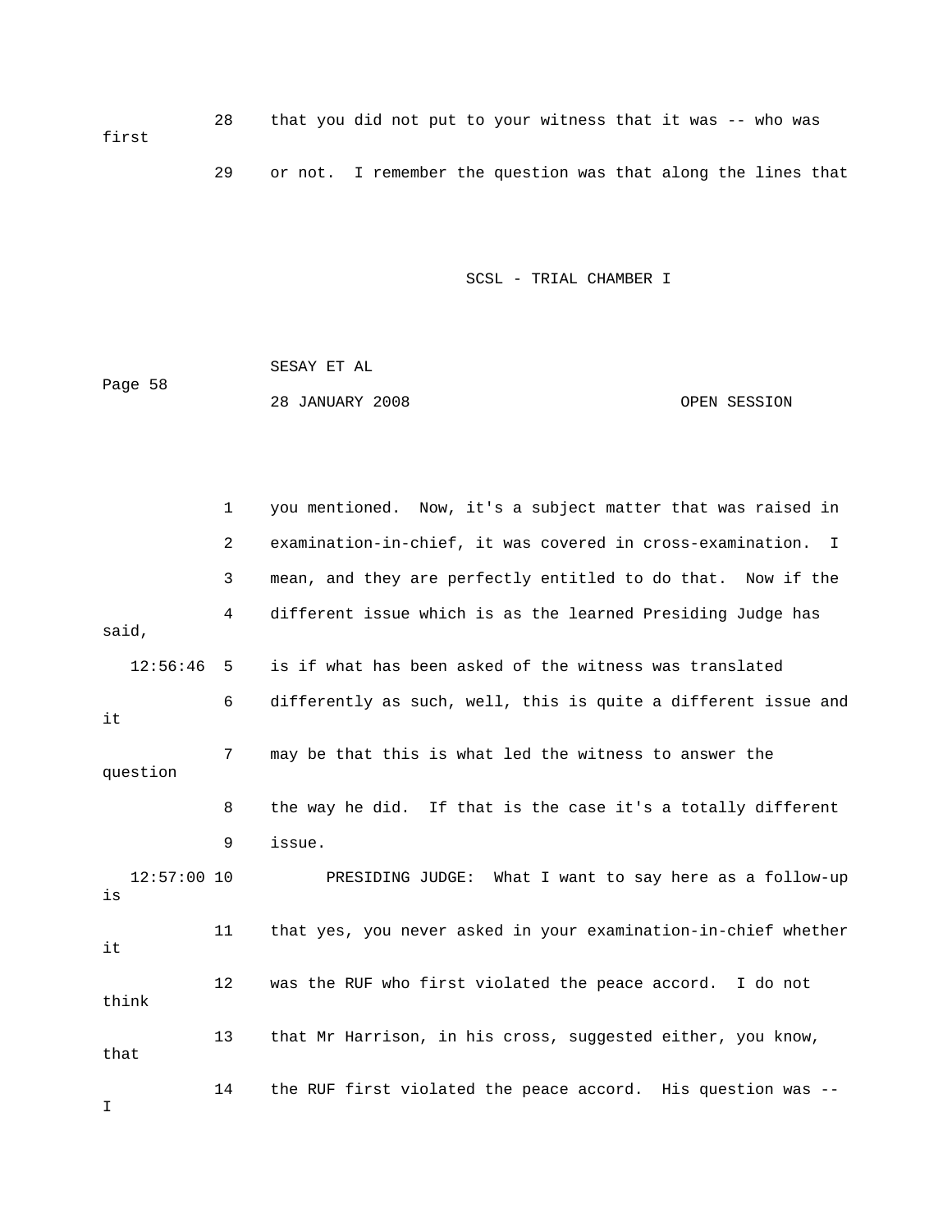28 that you did not put to your witness that it was -- who was first

29 or not. I remember the question was that along the lines that

1 you mentioned. Now, it's a subject matter that was raised in

2 examination-in-chief, it was covered in cross-examination. I

3 mean, and they are perfectly entitled to do that. Now if the

4 different issue which is as the learned Presiding Judge has said,

12:56:46 5 is if what has been asked of the witness was translated

6 differently as such, well, this is quite a different issue and it

7 may be that this is what led the witness to answer the question

8 the way he did. If that is the case it's a totally different

9 issue.

12:57:00 10 PRESIDING JUDGE: What I want to say here as a follow-up is

11 that yes, you never asked in your examination-in-chief whether it

12 was the RUF who first violated the peace accord. I do not think

13 that Mr Harrison, in his cross, suggested either, you know, that

14 the RUF first violated the peace accord. His question was -- I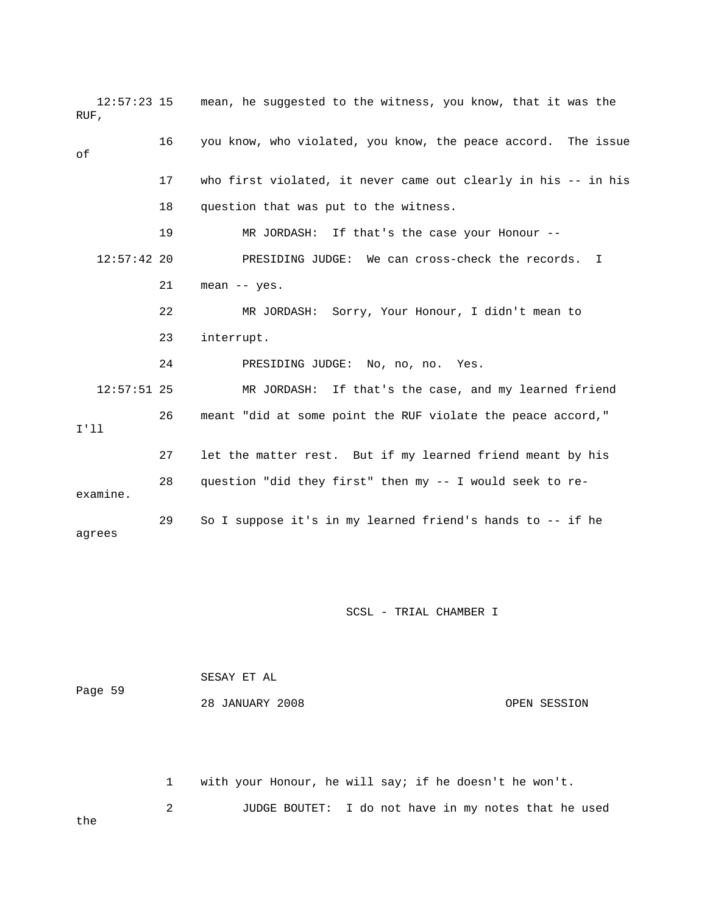12:57:23 15 mean, he suggested to the witness, you know, that it was the RUF,

16 you know, who violated, you know, the peace accord. The issue of

17 who first violated, it never came out clearly in his -- in his

18 question that was put to the witness.

19 MR JORDASH: If that's the case your Honour --

12:57:42 20 PRESIDING JUDGE: We can cross-check the records. I

21 mean -- yes.

22 MR JORDASH: Sorry, Your Honour, I didn't mean to

23 interrupt.

24 PRESIDING JUDGE: No, no, no. Yes.

12:57:51 25 MR JORDASH: If that's the case, and my learned friend

26 meant "did at some point the RUF violate the peace accord," I'll

27 let the matter rest. But if my learned friend meant by his

28 question "did they first" then my -- I would seek to re-examine.

29 So I suppose it's in my learned friend's hands to -- if he agrees

1 with your Honour, he will say; if he doesn't he won't.

2 JUDGE BOUTET: I do not have in my notes that he used the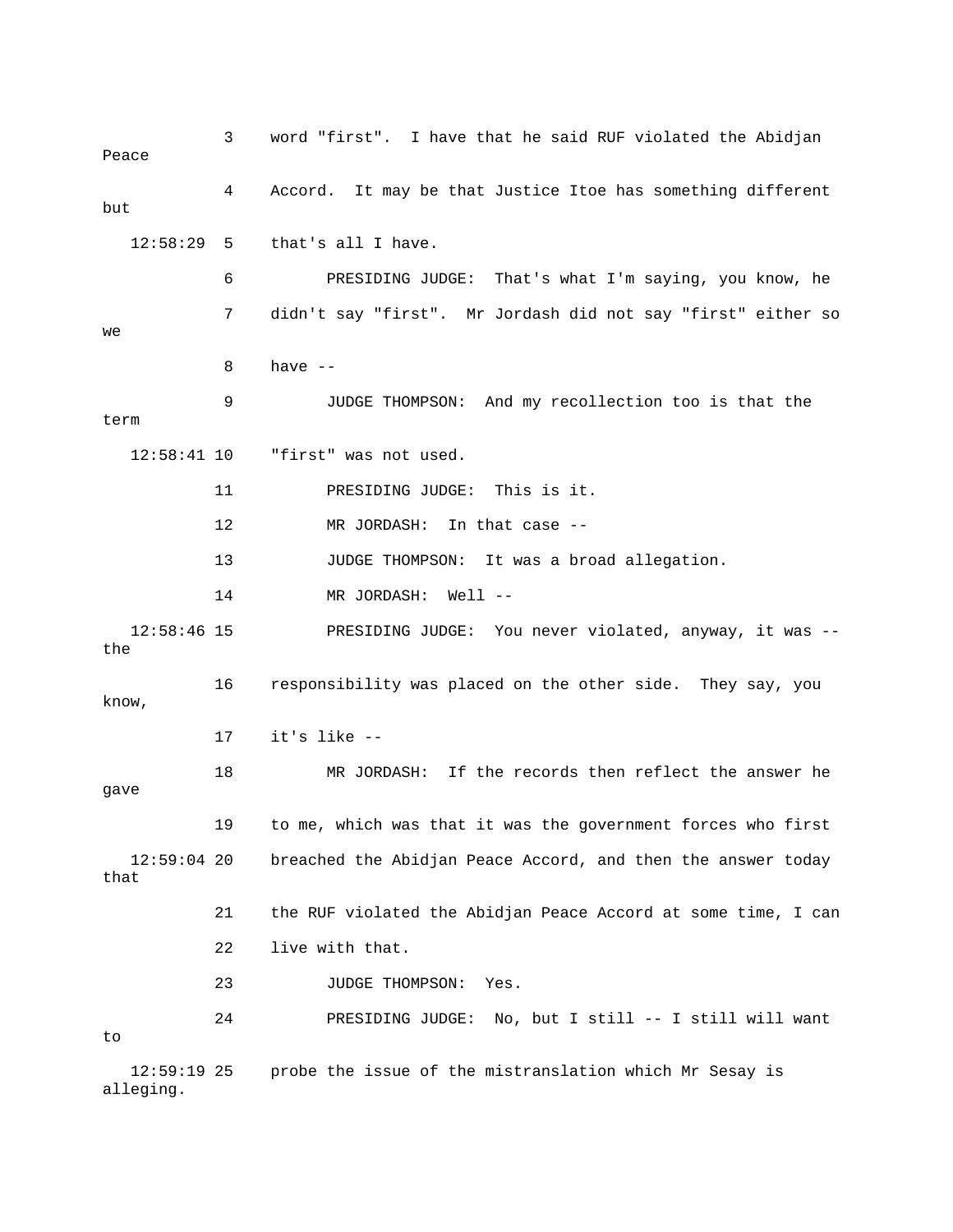3 word "first". I have that he said RUF violated the Abidjan Peace

4 Accord. It may be that Justice Itoe has something different but

12:58:29 5 that's all I have.

6 PRESIDING JUDGE: That's what I'm saying, you know, he

7 didn't say "first". Mr Jordash did not say "first" either so we

8 have --

9 JUDGE THOMPSON: And my recollection too is that the term

12:58:41 10 "first" was not used.

11 PRESIDING JUDGE: This is it.

12 MR JORDASH: In that case --

13 JUDGE THOMPSON: It was a broad allegation.

14 MR JORDASH: Well --

12:58:46 15 PRESIDING JUDGE: You never violated, anyway, it was -- the

16 responsibility was placed on the other side. They say, you know,

17 it's like --

18 MR JORDASH: If the records then reflect the answer he gave

19 to me, which was that it was the government forces who first

12:59:04 20 breached the Abidjan Peace Accord, and then the answer today that

21 the RUF violated the Abidjan Peace Accord at some time, I can

22 live with that.

23 JUDGE THOMPSON: Yes.

24 PRESIDING JUDGE: No, but I still -- I still will want to

12:59:19 25 probe the issue of the mistranslation which Mr Sesay is alleging.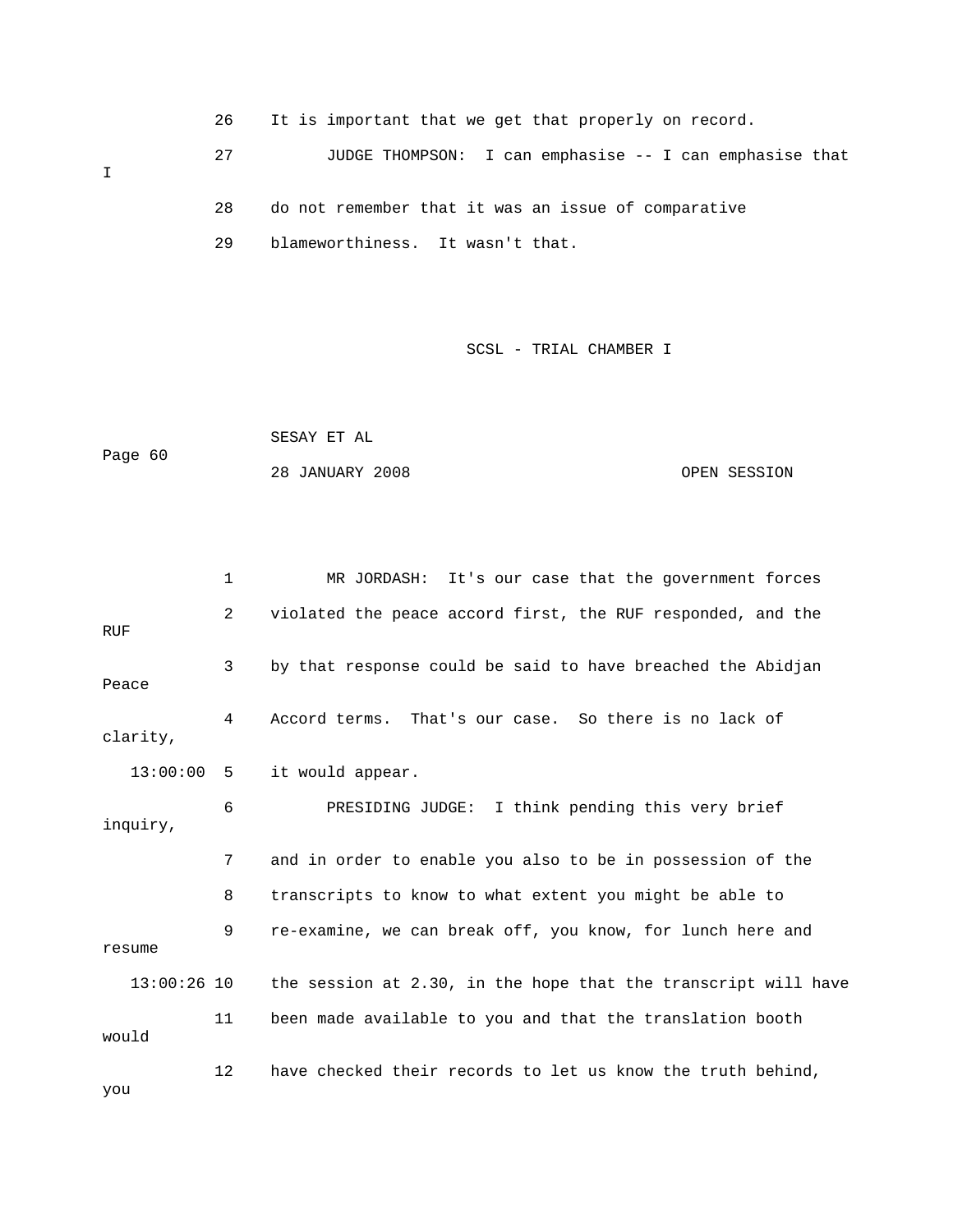26 It is important that we get that properly on record.

27 JUDGE THOMPSON: I can emphasise -- I can emphasise that I

28 do not remember that it was an issue of comparative

29 blameworthiness. It wasn't that.

1 MR JORDASH: It's our case that the government forces

2 violated the peace accord first, the RUF responded, and the RUF

3 by that response could be said to have breached the Abidjan Peace

4 Accord terms. That's our case. So there is no lack of clarity,

13:00:00 5 it would appear.

6 PRESIDING JUDGE: I think pending this very brief inquiry,

7 and in order to enable you also to be in possession of the

8 transcripts to know to what extent you might be able to

9 re-examine, we can break off, you know, for lunch here and resume

13:00:26 10 the session at 2.30, in the hope that the transcript will have

11 been made available to you and that the translation booth would

12 have checked their records to let us know the truth behind, you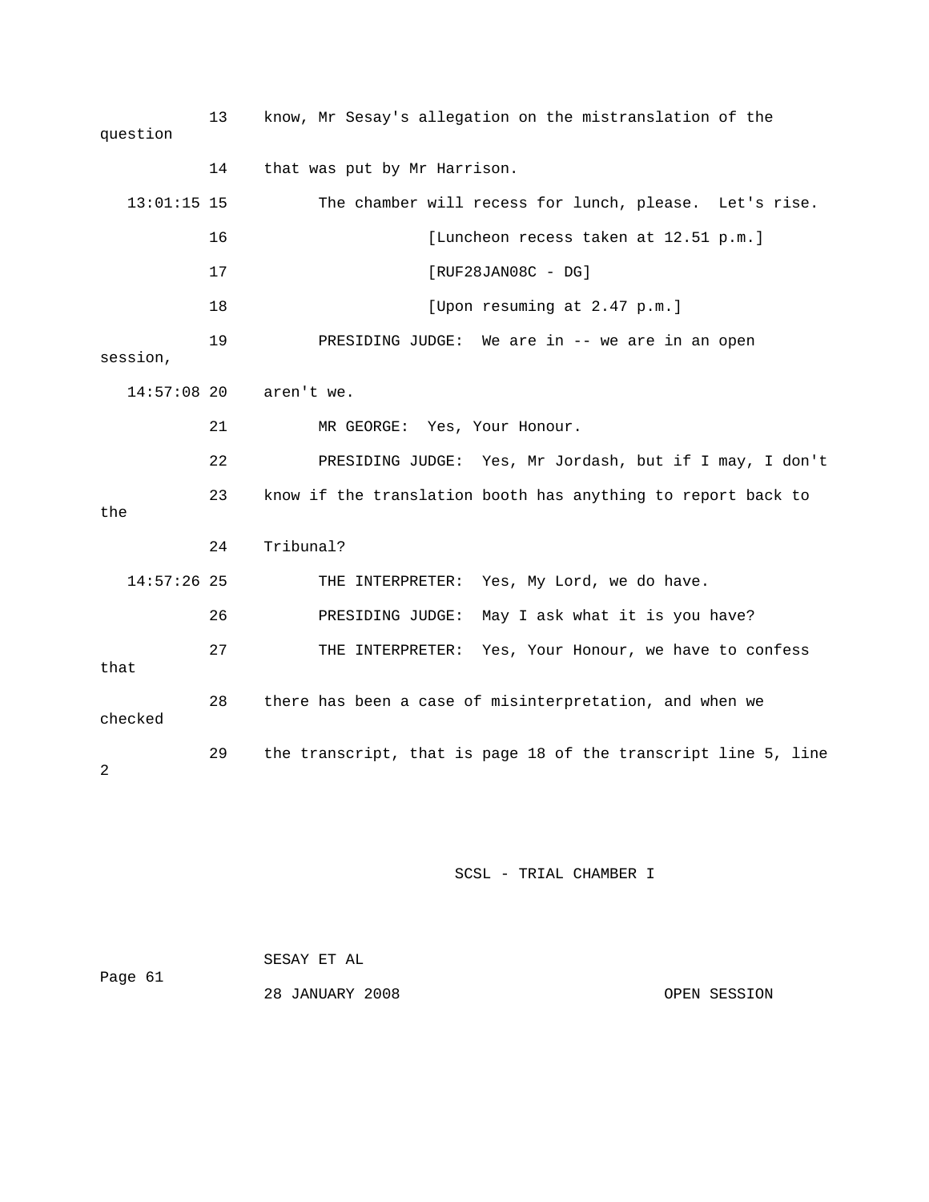13 know, Mr Sesay's allegation on the mistranslation of the question

14 that was put by Mr Harrison.

13:01:15 15 The chamber will recess for lunch, please. Let's rise.

16 [Luncheon recess taken at 12.51 p.m.]

17 [RUF28JAN08C - DG]

18 [Upon resuming at 2.47 p.m.]

19 PRESIDING JUDGE: We are in -- we are in an open session,

14:57:08 20 aren't we.

21 MR GEORGE: Yes, Your Honour.

22 PRESIDING JUDGE: Yes, Mr Jordash, but if I may, I don't

23 know if the translation booth has anything to report back to the

24 Tribunal?

14:57:26 25 THE INTERPRETER: Yes, My Lord, we do have.

26 PRESIDING JUDGE: May I ask what it is you have?

27 THE INTERPRETER: Yes, Your Honour, we have to confess that

28 there has been a case of misinterpretation, and when we checked

29 the transcript, that is page 18 of the transcript line 5, line 2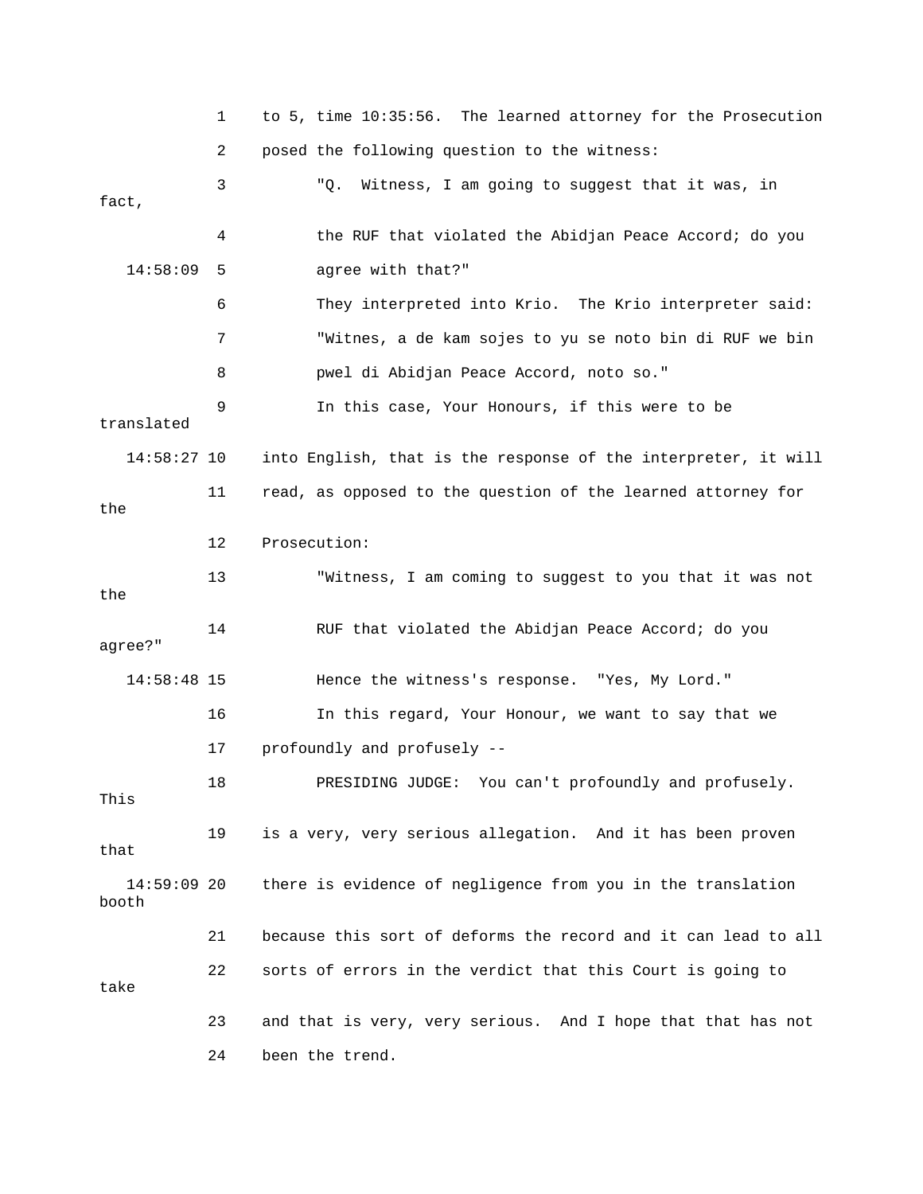to 5, time 10:35:56. The learned attorney for the Prosecution posed the following question to the witness:

"Q. Witness, I am going to suggest that it was, in fact, the RUF that violated the Abidjan Peace Accord; do you agree with that?"

They interpreted into Krio. The Krio interpreter said: "Witnes, a de kam sojes to yu se noto bin di RUF we bin pwel di Abidjan Peace Accord, noto so."

In this case, Your Honours, if this were to be translated into English, that is the response of the interpreter, it will read, as opposed to the question of the learned attorney for the Prosecution:

"Witness, I am coming to suggest to you that it was not the RUF that violated the Abidjan Peace Accord; do you agree?"

Hence the witness's response. "Yes, My Lord."

In this regard, Your Honour, we want to say that we profoundly and profusely --

PRESIDING JUDGE: You can't profoundly and profusely. This is a very, very serious allegation. And it has been proven that there is evidence of negligence from you in the translation booth because this sort of deforms the record and it can lead to all sorts of errors in the verdict that this Court is going to take and that is very, very serious. And I hope that that has not been the trend.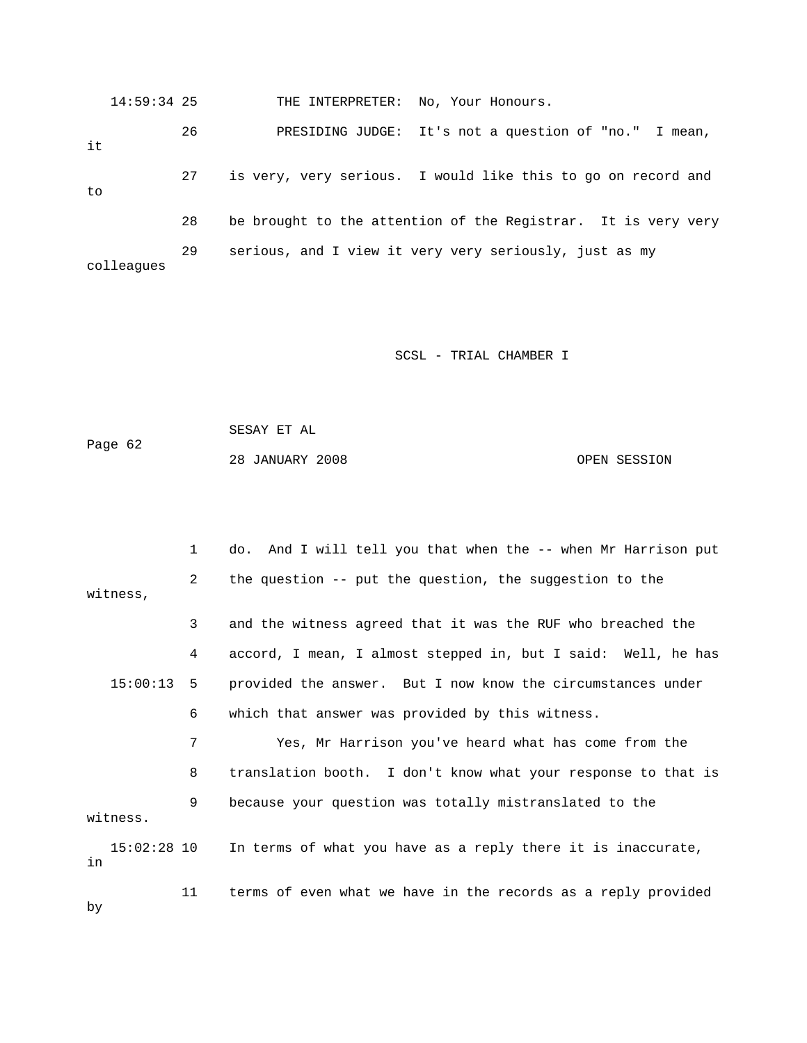14:59:34 25 THE INTERPRETER: No, Your Honours.

26 PRESIDING JUDGE: It's not a question of "no." I mean, it

27 is very, very serious. I would like this to go on record and to

28 be brought to the attention of the Registrar. It is very very

29 serious, and I view it very very seriously, just as my colleagues

1 do. And I will tell you that when the -- when Mr Harrison put

2 the question -- put the question, the suggestion to the witness,

3 and the witness agreed that it was the RUF who breached the

4 accord, I mean, I almost stepped in, but I said: Well, he has

15:00:13 5 provided the answer. But I now know the circumstances under

6 which that answer was provided by this witness.

7 Yes, Mr Harrison you've heard what has come from the

8 translation booth. I don't know what your response to that is

9 because your question was totally mistranslated to the witness.

15:02:28 10 In terms of what you have as a reply there it is inaccurate, in

11 terms of even what we have in the records as a reply provided by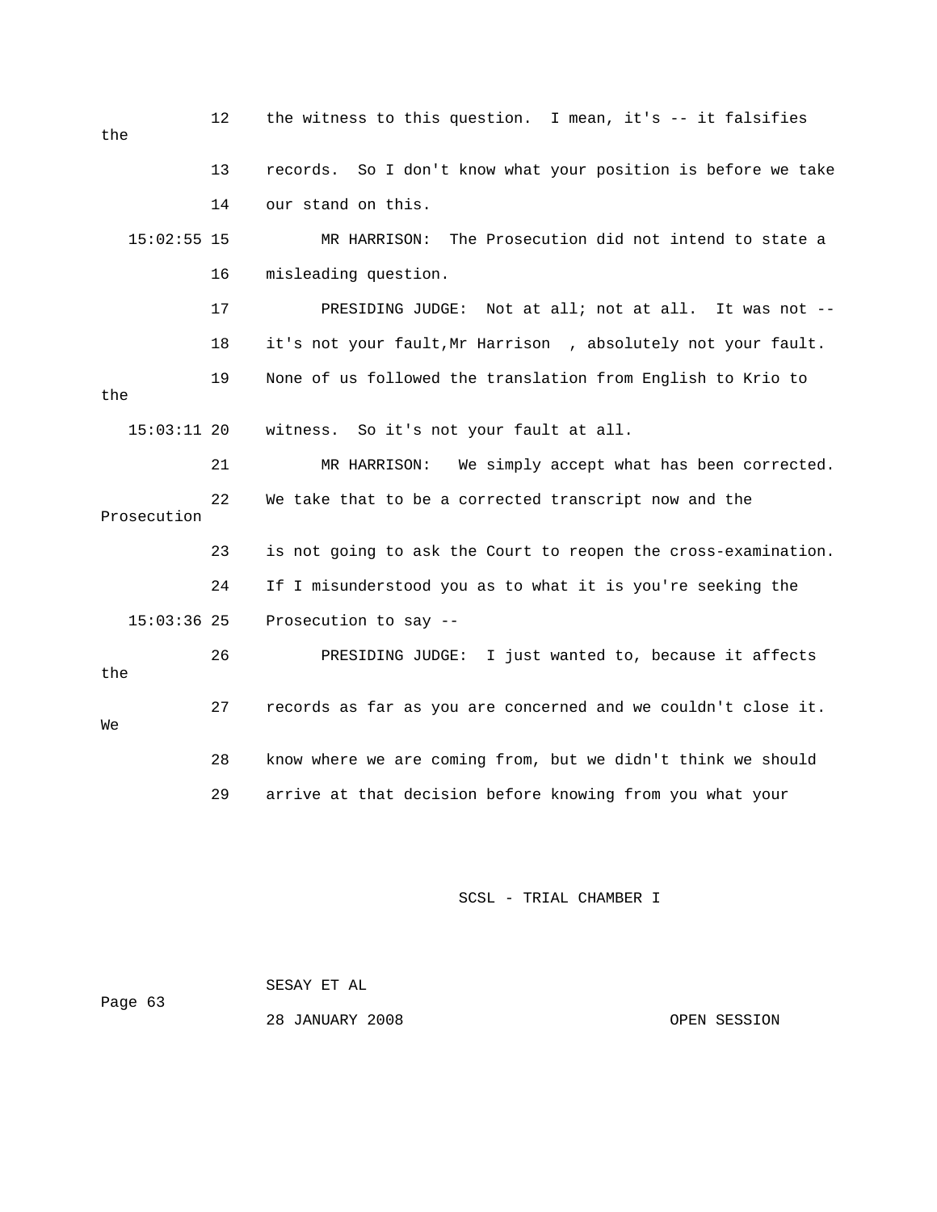12 the witness to this question. I mean, it's -- it falsifies the

13 records. So I don't know what your position is before we take

14 our stand on this.

15:02:55 15 MR HARRISON: The Prosecution did not intend to state a

16 misleading question.

17 PRESIDING JUDGE: Not at all; not at all. It was not --

18 it's not your fault,Mr Harrison , absolutely not your fault.

19 None of us followed the translation from English to Krio to the

15:03:11 20 witness. So it's not your fault at all.

21 MR HARRISON: We simply accept what has been corrected.

22 We take that to be a corrected transcript now and the Prosecution

23 is not going to ask the Court to reopen the cross-examination.

24 If I misunderstood you as to what it is you're seeking the

15:03:36 25 Prosecution to say --

26 PRESIDING JUDGE: I just wanted to, because it affects the

27 records as far as you are concerned and we couldn't close it. We

28 know where we are coming from, but we didn't think we should

29 arrive at that decision before knowing from you what your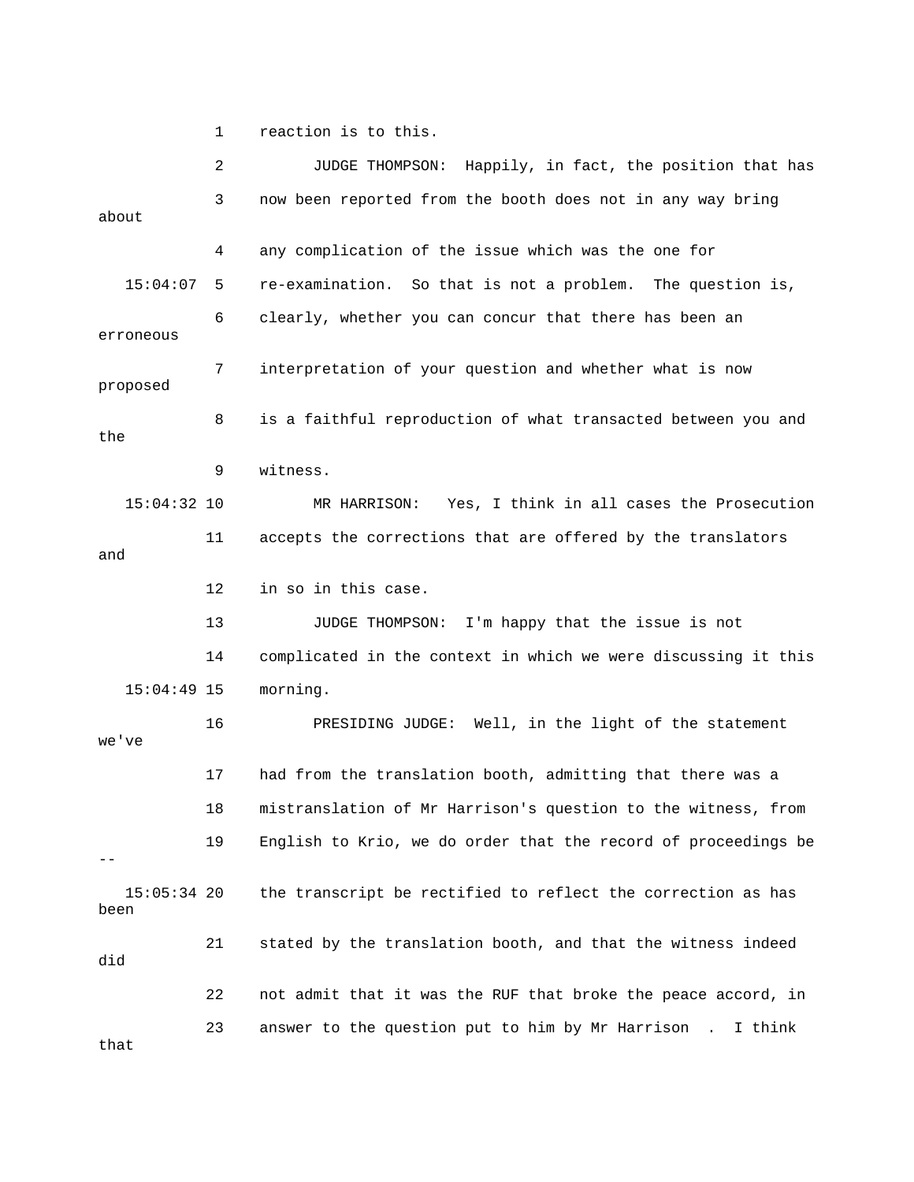1 reaction is to this.

2 JUDGE THOMPSON: Happily, in fact, the position that has

3 now been reported from the booth does not in any way bring about

4 any complication of the issue which was the one for

15:04:07 5 re-examination. So that is not a problem. The question is,

6 clearly, whether you can concur that there has been an erroneous

7 interpretation of your question and whether what is now proposed

8 is a faithful reproduction of what transacted between you and the

9 witness.

15:04:32 10 MR HARRISON: Yes, I think in all cases the Prosecution

11 accepts the corrections that are offered by the translators and

12 in so in this case.

13 JUDGE THOMPSON: I'm happy that the issue is not

14 complicated in the context in which we were discussing it this

15:04:49 15 morning.

16 PRESIDING JUDGE: Well, in the light of the statement we've

17 had from the translation booth, admitting that there was a

18 mistranslation of Mr Harrison's question to the witness, from

19 English to Krio, we do order that the record of proceedings be --

15:05:34 20 the transcript be rectified to reflect the correction as has been

21 stated by the translation booth, and that the witness indeed did

22 not admit that it was the RUF that broke the peace accord, in

23 answer to the question put to him by Mr Harrison . I think that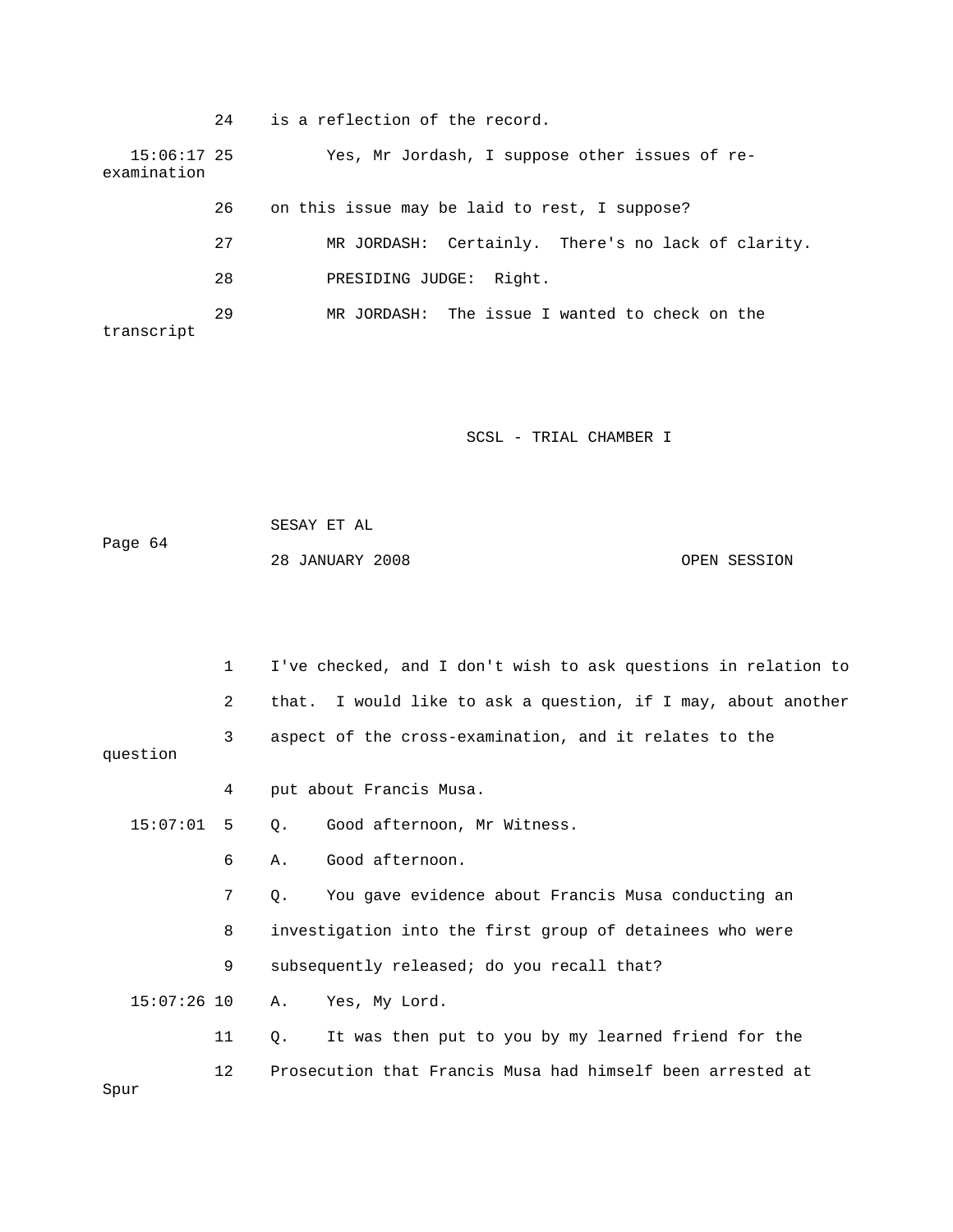24 is a reflection of the record.

15:06:17 25 Yes, Mr Jordash, I suppose other issues of re-examination

26 on this issue may be laid to rest, I suppose?

27 MR JORDASH: Certainly. There's no lack of clarity.

28 PRESIDING JUDGE: Right.

29 MR JORDASH: The issue I wanted to check on the transcript

1 I've checked, and I don't wish to ask questions in relation to

2 that. I would like to ask a question, if I may, about another

3 aspect of the cross-examination, and it relates to the question

4 put about Francis Musa.

15:07:01 5 Q. Good afternoon, Mr Witness.

6 A. Good afternoon.

7 Q. You gave evidence about Francis Musa conducting an

8 investigation into the first group of detainees who were

9 subsequently released; do you recall that?

15:07:26 10 A. Yes, My Lord.

11 Q. It was then put to you by my learned friend for the

12 Prosecution that Francis Musa had himself been arrested at Spur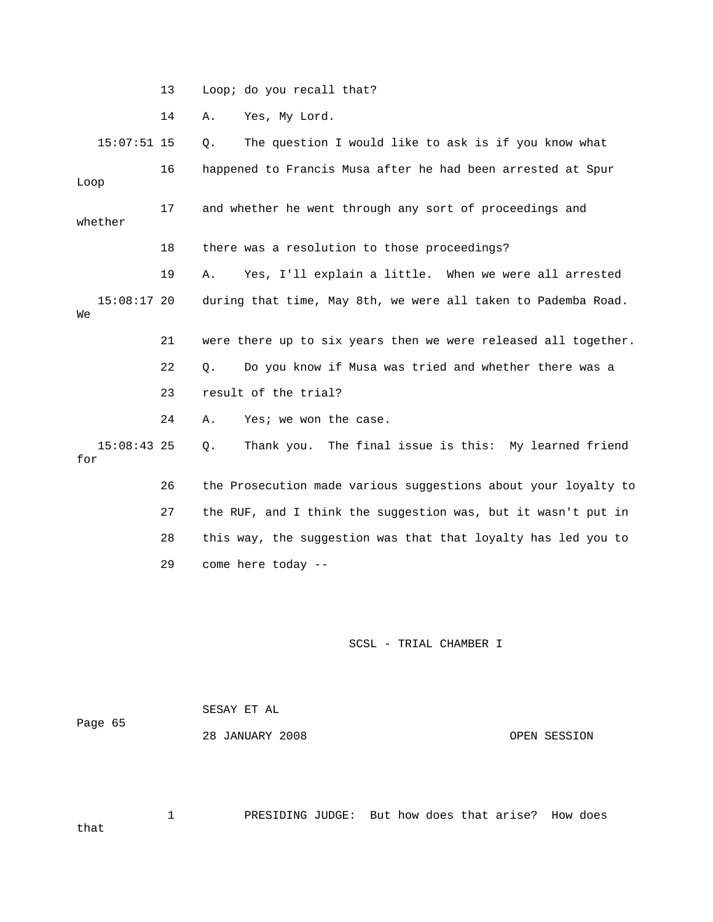13 Loop; do you recall that?

14 A. Yes, My Lord.

15:07:51 15 Q. The question I would like to ask is if you know what

16 happened to Francis Musa after he had been arrested at Spur Loop

17 and whether he went through any sort of proceedings and whether

18 there was a resolution to those proceedings?

19 A. Yes, I'll explain a little. When we were all arrested

15:08:17 20 during that time, May 8th, we were all taken to Pademba Road. We

21 were there up to six years then we were released all together.

22 Q. Do you know if Musa was tried and whether there was a

23 result of the trial?

24 A. Yes; we won the case.

15:08:43 25 Q. Thank you. The final issue is this: My learned friend for

26 the Prosecution made various suggestions about your loyalty to

27 the RUF, and I think the suggestion was, but it wasn't put in

28 this way, the suggestion was that that loyalty has led you to

29 come here today --

SCSL - TRIAL CHAMBER I

SESAY ET AL

Page 65

28 JANUARY 2008 OPEN SESSION

1 PRESIDING JUDGE: But how does that arise? How does that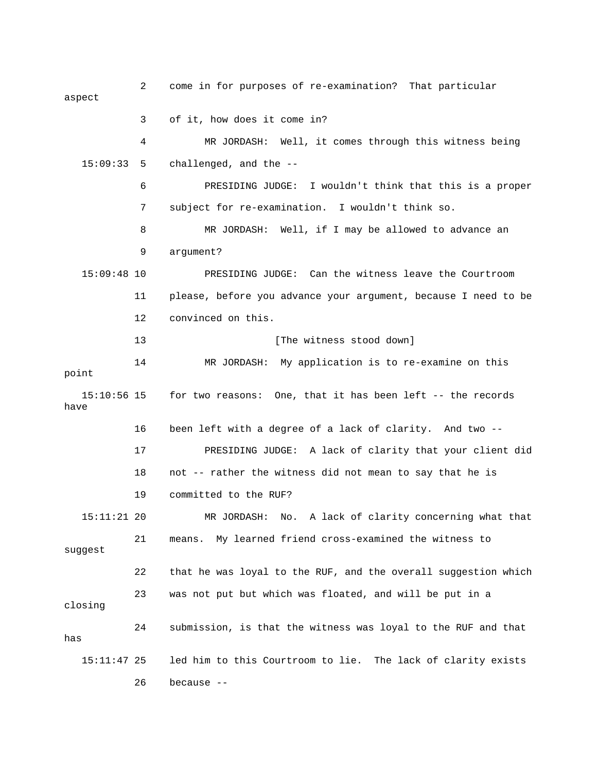2 come in for purposes of re-examination? That particular aspect

3 of it, how does it come in?

4 MR JORDASH: Well, it comes through this witness being

15:09:33 5 challenged, and the --

6 PRESIDING JUDGE: I wouldn't think that this is a proper

7 subject for re-examination. I wouldn't think so.

8 MR JORDASH: Well, if I may be allowed to advance an

9 argument?

15:09:48 10 PRESIDING JUDGE: Can the witness leave the Courtroom

11 please, before you advance your argument, because I need to be

12 convinced on this.

13 [The witness stood down]

14 MR JORDASH: My application is to re-examine on this point

15:10:56 15 for two reasons: One, that it has been left -- the records have

16 been left with a degree of a lack of clarity. And two --

17 PRESIDING JUDGE: A lack of clarity that your client did

18 not -- rather the witness did not mean to say that he is

19 committed to the RUF?

15:11:21 20 MR JORDASH: No. A lack of clarity concerning what that

21 means. My learned friend cross-examined the witness to suggest

22 that he was loyal to the RUF, and the overall suggestion which

23 was not put but which was floated, and will be put in a closing

24 submission, is that the witness was loyal to the RUF and that has

15:11:47 25 led him to this Courtroom to lie. The lack of clarity exists

26 because --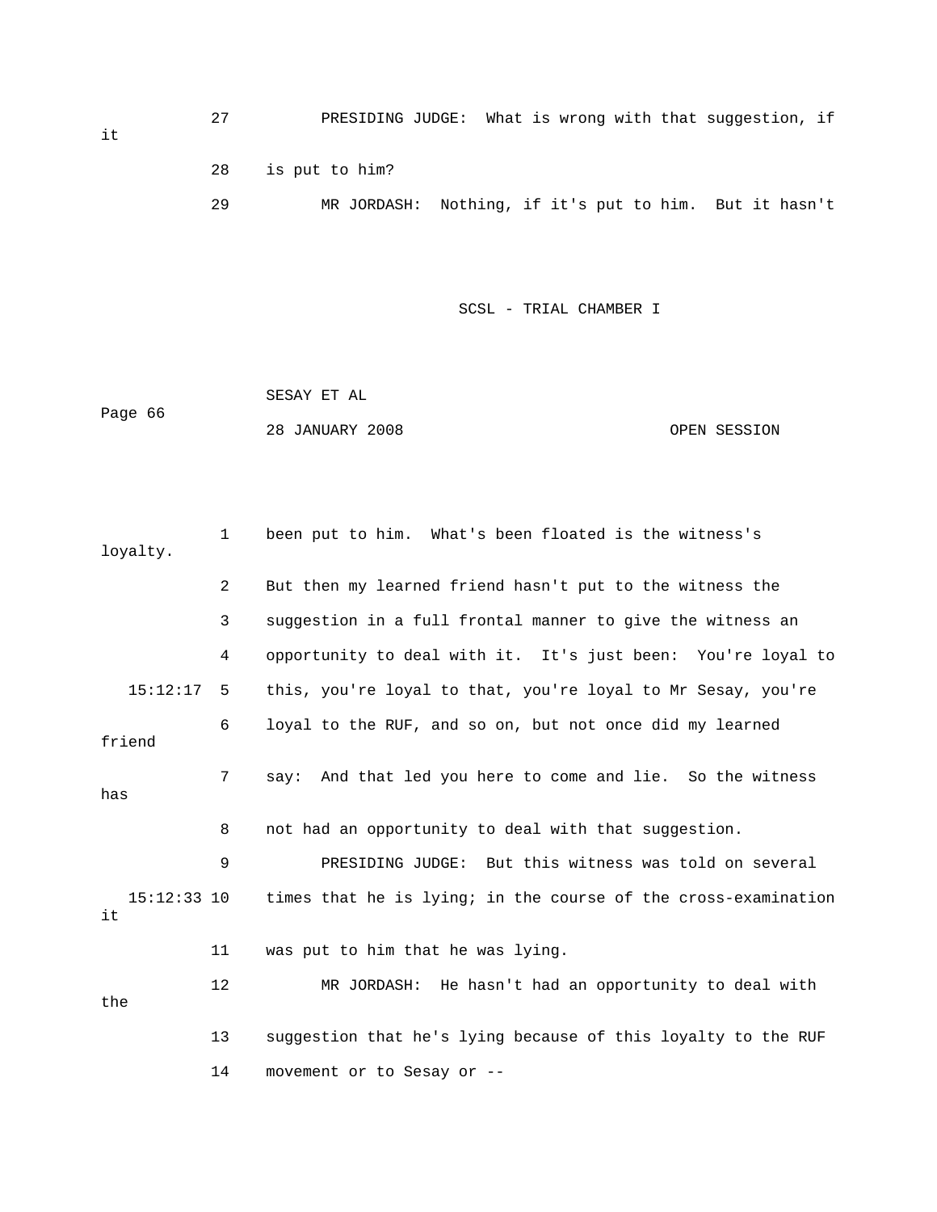PRESIDING JUDGE: What is wrong with that suggestion, if it is put to him?

MR JORDASH: Nothing, if it's put to him. But it hasn't been put to him. What's been floated is the witness's loyalty. But then my learned friend hasn't put to the witness the suggestion in a full frontal manner to give the witness an opportunity to deal with it. It's just been: You're loyal to this, you're loyal to that, you're loyal to Mr Sesay, you're loyal to the RUF, and so on, but not once did my learned friend say: And that led you here to come and lie. So the witness has not had an opportunity to deal with that suggestion.

PRESIDING JUDGE: But this witness was told on several times that he is lying; in the course of the cross-examination it was put to him that he was lying.

MR JORDASH: He hasn't had an opportunity to deal with the suggestion that he's lying because of this loyalty to the RUF movement or to Sesay or --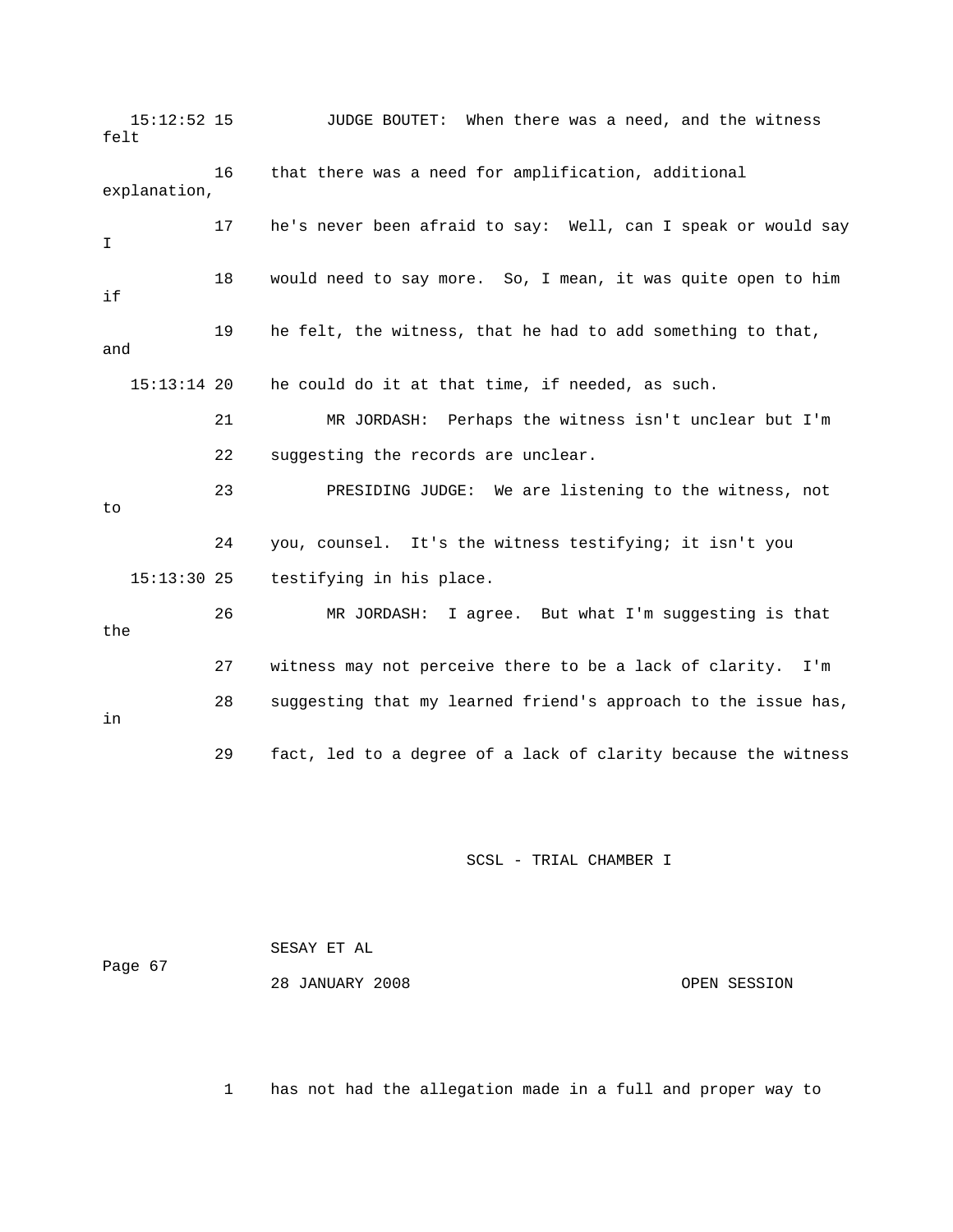15:12:52 15 JUDGE BOUTET: When there was a need, and the witness felt

16 that there was a need for amplification, additional explanation,

17 he's never been afraid to say: Well, can I speak or would say I

18 would need to say more. So, I mean, it was quite open to him if

19 he felt, the witness, that he had to add something to that, and

15:13:14 20 he could do it at that time, if needed, as such.

21 MR JORDASH: Perhaps the witness isn't unclear but I'm

22 suggesting the records are unclear.

23 PRESIDING JUDGE: We are listening to the witness, not to

24 you, counsel. It's the witness testifying; it isn't you

15:13:30 25 testifying in his place.

26 MR JORDASH: I agree. But what I'm suggesting is that the

27 witness may not perceive there to be a lack of clarity. I'm

28 suggesting that my learned friend's approach to the issue has, in

29 fact, led to a degree of a lack of clarity because the witness

1 has not had the allegation made in a full and proper way to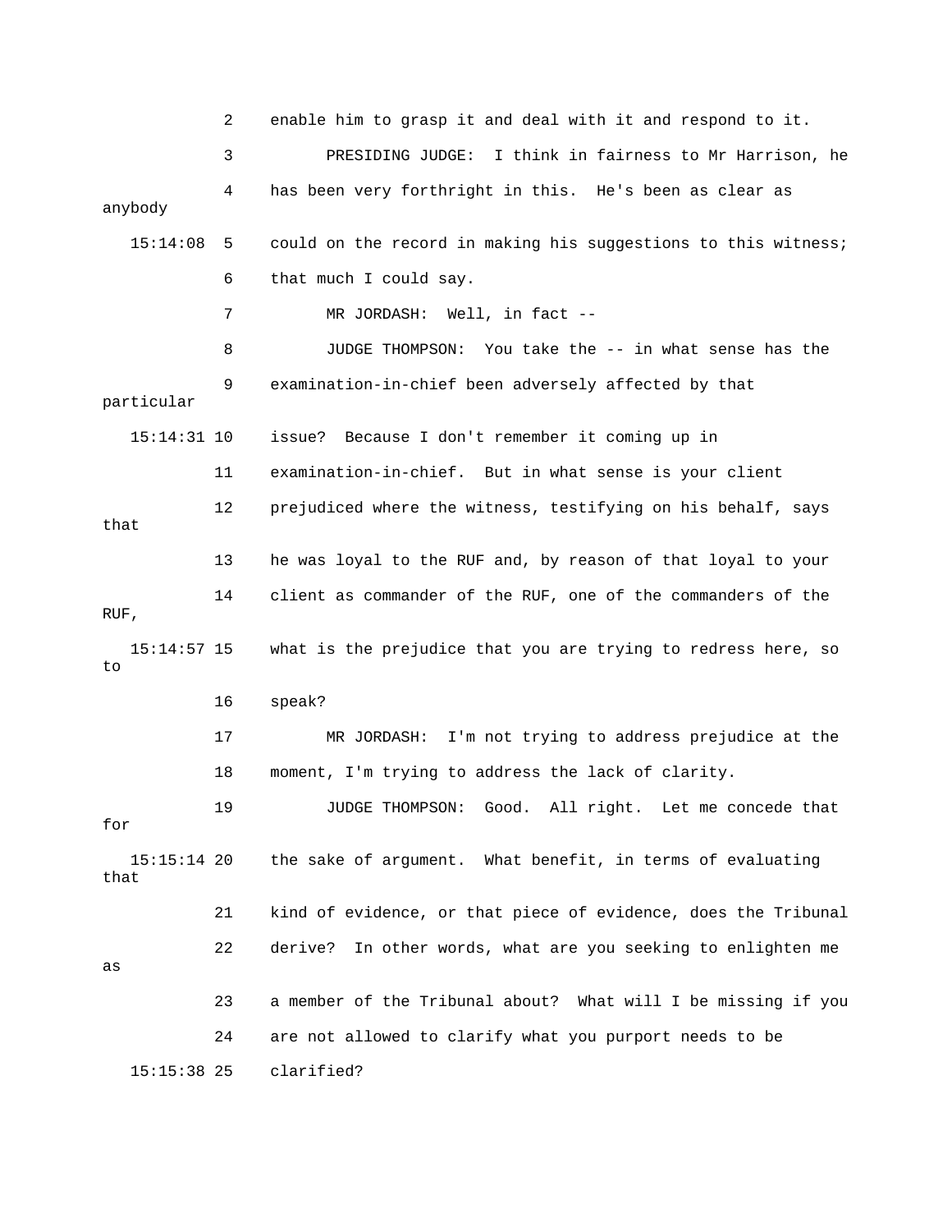2 enable him to grasp it and deal with it and respond to it.

3 PRESIDING JUDGE: I think in fairness to Mr Harrison, he

4 has been very forthright in this. He's been as clear as anybody

15:14:08 5 could on the record in making his suggestions to this witness;

6 that much I could say.

7 MR JORDASH: Well, in fact --

8 JUDGE THOMPSON: You take the -- in what sense has the

9 examination-in-chief been adversely affected by that particular

15:14:31 10 issue? Because I don't remember it coming up in

11 examination-in-chief. But in what sense is your client

12 prejudiced where the witness, testifying on his behalf, says that

13 he was loyal to the RUF and, by reason of that loyal to your

14 client as commander of the RUF, one of the commanders of the RUF,

15:14:57 15 what is the prejudice that you are trying to redress here, so to

16 speak?

17 MR JORDASH: I'm not trying to address prejudice at the

18 moment, I'm trying to address the lack of clarity.

19 JUDGE THOMPSON: Good. All right. Let me concede that for

15:15:14 20 the sake of argument. What benefit, in terms of evaluating that

21 kind of evidence, or that piece of evidence, does the Tribunal

22 derive? In other words, what are you seeking to enlighten me as

23 a member of the Tribunal about? What will I be missing if you

24 are not allowed to clarify what you purport needs to be

15:15:38 25 clarified?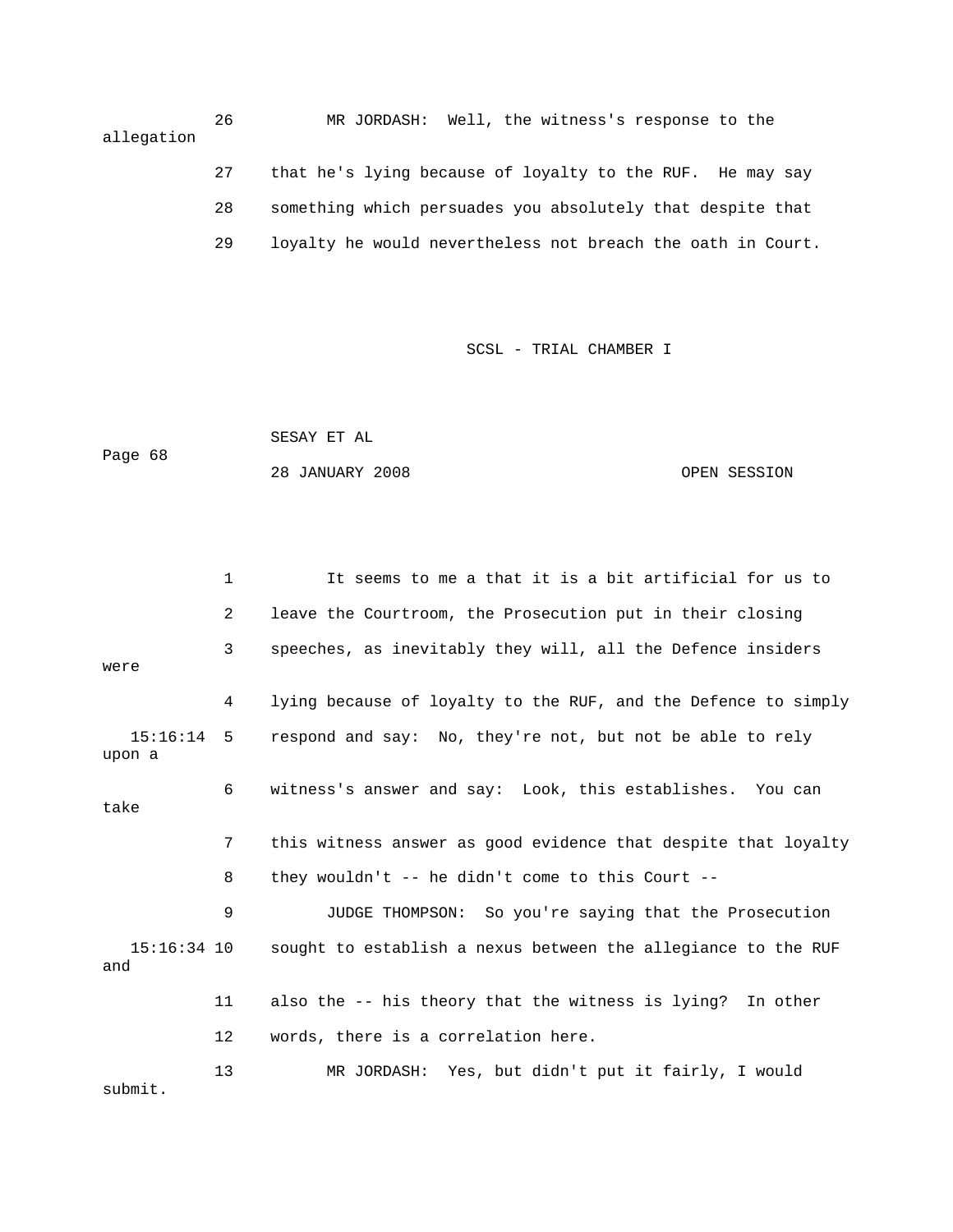26 MR JORDASH: Well, the witness's response to the allegation

27 that he's lying because of loyalty to the RUF. He may say

28 something which persuades you absolutely that despite that

29 loyalty he would nevertheless not breach the oath in Court.

1 It seems to me a that it is a bit artificial for us to

2 leave the Courtroom, the Prosecution put in their closing

3 speeches, as inevitably they will, all the Defence insiders were

4 lying because of loyalty to the RUF, and the Defence to simply

15:16:14 5 respond and say: No, they're not, but not be able to rely upon a

6 witness's answer and say: Look, this establishes. You can take

7 this witness answer as good evidence that despite that loyalty

8 they wouldn't -- he didn't come to this Court --

9 JUDGE THOMPSON: So you're saying that the Prosecution

15:16:34 10 sought to establish a nexus between the allegiance to the RUF and

11 also the -- his theory that the witness is lying? In other

12 words, there is a correlation here.

13 MR JORDASH: Yes, but didn't put it fairly, I would submit.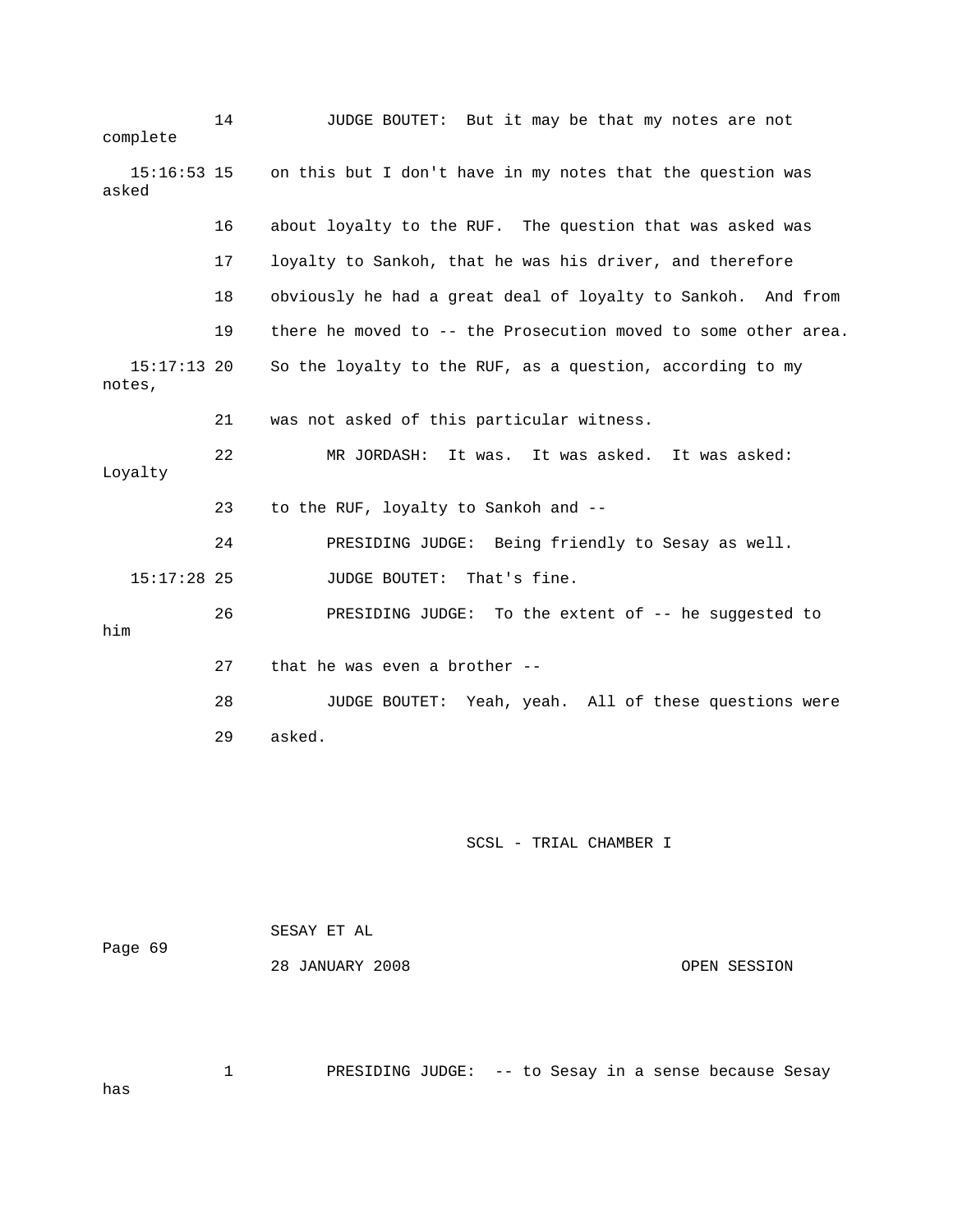14 JUDGE BOUTET: But it may be that my notes are not complete

15:16:53 15 on this but I don't have in my notes that the question was asked

16 about loyalty to the RUF. The question that was asked was

17 loyalty to Sankoh, that he was his driver, and therefore

18 obviously he had a great deal of loyalty to Sankoh. And from

19 there he moved to -- the Prosecution moved to some other area.

15:17:13 20 So the loyalty to the RUF, as a question, according to my notes,

21 was not asked of this particular witness.

22 MR JORDASH: It was. It was asked. It was asked: Loyalty

23 to the RUF, loyalty to Sankoh and --

24 PRESIDING JUDGE: Being friendly to Sesay as well.

15:17:28 25 JUDGE BOUTET: That's fine.

26 PRESIDING JUDGE: To the extent of -- he suggested to him

27 that he was even a brother --

28 JUDGE BOUTET: Yeah, yeah. All of these questions were

29 asked.

1 PRESIDING JUDGE: -- to Sesay in a sense because Sesay has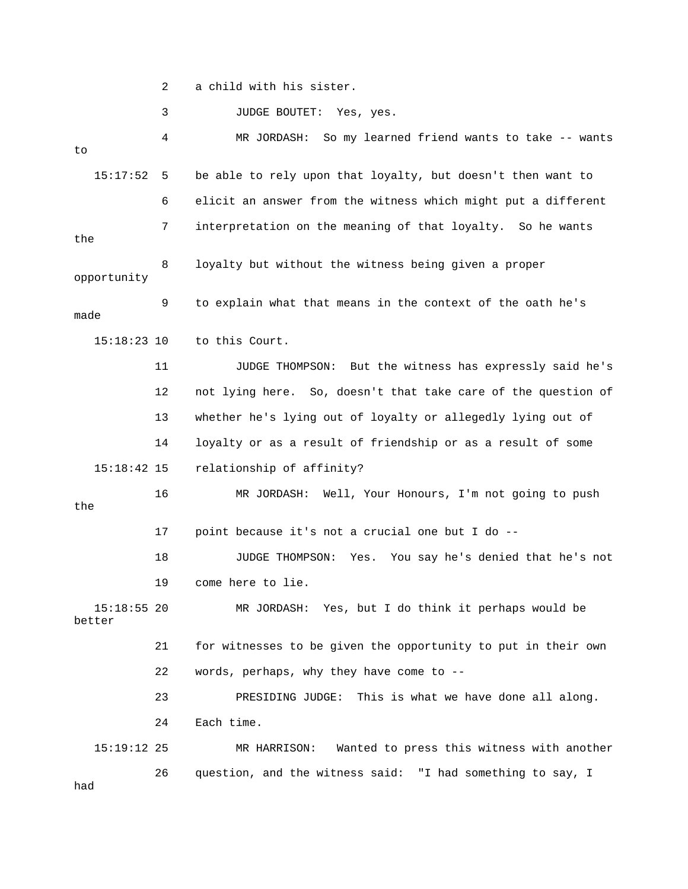2 a child with his sister.

3 JUDGE BOUTET: Yes, yes.

4 MR JORDASH: So my learned friend wants to take -- wants to

15:17:52 5 be able to rely upon that loyalty, but doesn't then want to

6 elicit an answer from the witness which might put a different

7 interpretation on the meaning of that loyalty. So he wants the

8 loyalty but without the witness being given a proper opportunity

9 to explain what that means in the context of the oath he's made

15:18:23 10 to this Court.

11 JUDGE THOMPSON: But the witness has expressly said he's

12 not lying here. So, doesn't that take care of the question of

13 whether he's lying out of loyalty or allegedly lying out of

14 loyalty or as a result of friendship or as a result of some

15:18:42 15 relationship of affinity?

16 MR JORDASH: Well, Your Honours, I'm not going to push the

17 point because it's not a crucial one but I do --

18 JUDGE THOMPSON: Yes. You say he's denied that he's not

19 come here to lie.

15:18:55 20 MR JORDASH: Yes, but I do think it perhaps would be better

21 for witnesses to be given the opportunity to put in their own

22 words, perhaps, why they have come to --

23 PRESIDING JUDGE: This is what we have done all along.

24 Each time.

15:19:12 25 MR HARRISON: Wanted to press this witness with another

26 question, and the witness said: "I had something to say, I had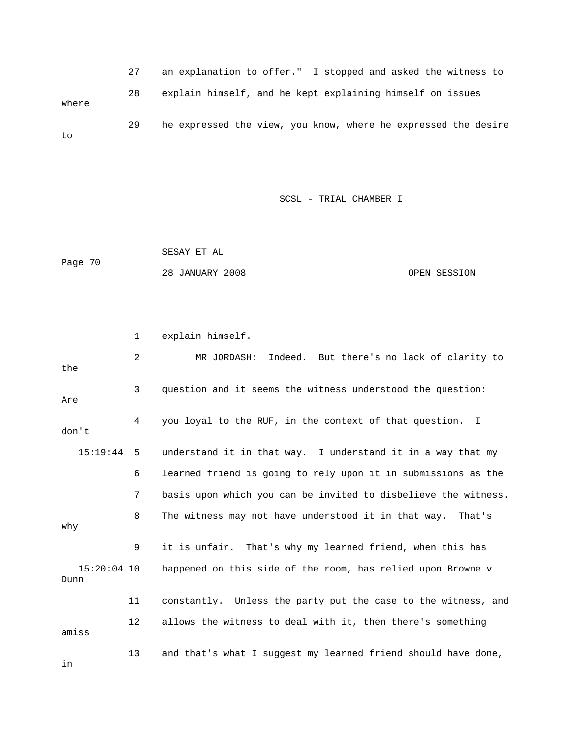27 an explanation to offer." I stopped and asked the witness to
28 explain himself, and he kept explaining himself on issues where
29 he expressed the view, you know, where he expressed the desire to

1 explain himself.

2 MR JORDASH: Indeed. But there's no lack of clarity to the
3 question and it seems the witness understood the question: Are
4 you loyal to the RUF, in the context of that question. I don't
15:19:44 5 understand it in that way. I understand it in a way that my
6 learned friend is going to rely upon it in submissions as the
7 basis upon which you can be invited to disbelieve the witness.
8 The witness may not have understood it in that way. That's why
9 it is unfair. That's why my learned friend, when this has
15:20:04 10 happened on this side of the room, has relied upon Browne v Dunn
11 constantly. Unless the party put the case to the witness, and
12 allows the witness to deal with it, then there's something amiss
13 and that's what I suggest my learned friend should have done, in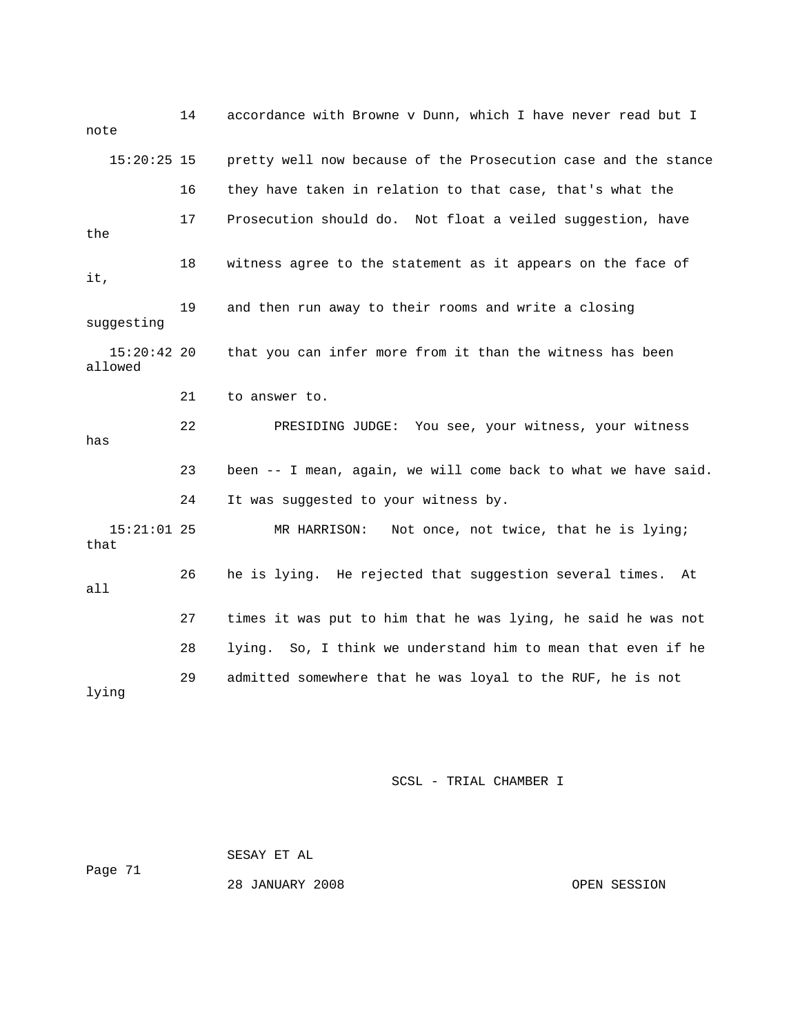14 accordance with Browne v Dunn, which I have never read but I note

15:20:25 15 pretty well now because of the Prosecution case and the stance

16 they have taken in relation to that case, that's what the

17 Prosecution should do. Not float a veiled suggestion, have the

18 witness agree to the statement as it appears on the face of it,

19 and then run away to their rooms and write a closing suggesting

15:20:42 20 that you can infer more from it than the witness has been allowed

21 to answer to.

22 PRESIDING JUDGE: You see, your witness, your witness has

23 been -- I mean, again, we will come back to what we have said.

24 It was suggested to your witness by.

15:21:01 25 MR HARRISON: Not once, not twice, that he is lying; that

26 he is lying. He rejected that suggestion several times. At all

27 times it was put to him that he was lying, he said he was not

28 lying. So, I think we understand him to mean that even if he

29 admitted somewhere that he was loyal to the RUF, he is not lying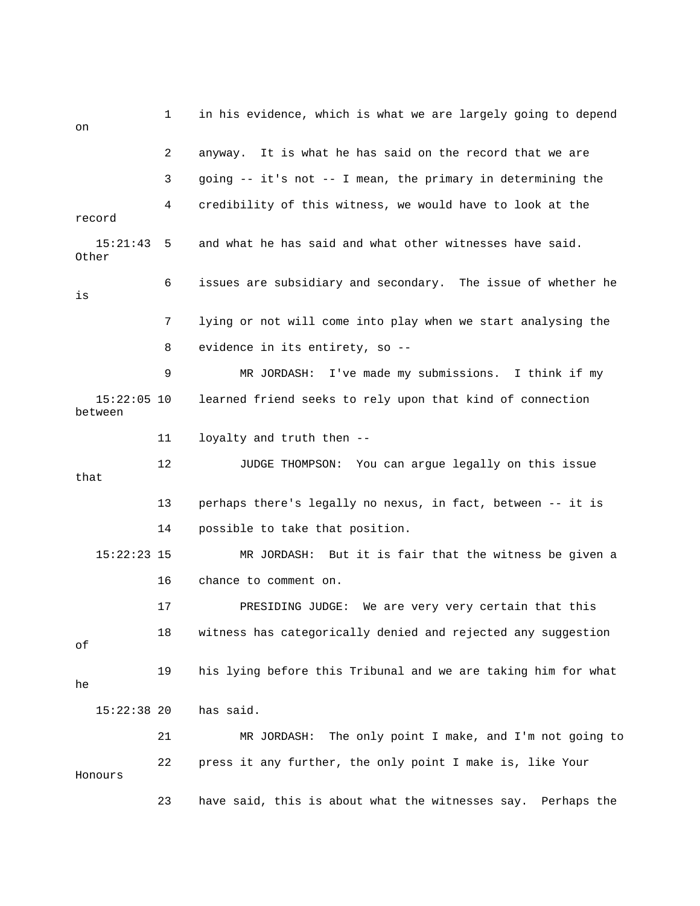1 in his evidence, which is what we are largely going to depend on

2 anyway. It is what he has said on the record that we are

3 going -- it's not -- I mean, the primary in determining the

4 credibility of this witness, we would have to look at the record

15:21:43 5 and what he has said and what other witnesses have said. Other

6 issues are subsidiary and secondary. The issue of whether he is

7 lying or not will come into play when we start analysing the

8 evidence in its entirety, so --

9 MR JORDASH: I've made my submissions. I think if my

15:22:05 10 learned friend seeks to rely upon that kind of connection between

11 loyalty and truth then --

12 JUDGE THOMPSON: You can argue legally on this issue that

13 perhaps there's legally no nexus, in fact, between -- it is

14 possible to take that position.

15:22:23 15 MR JORDASH: But it is fair that the witness be given a

16 chance to comment on.

17 PRESIDING JUDGE: We are very very certain that this

18 witness has categorically denied and rejected any suggestion of

19 his lying before this Tribunal and we are taking him for what he

15:22:38 20 has said.

21 MR JORDASH: The only point I make, and I'm not going to

22 press it any further, the only point I make is, like Your Honours

23 have said, this is about what the witnesses say. Perhaps the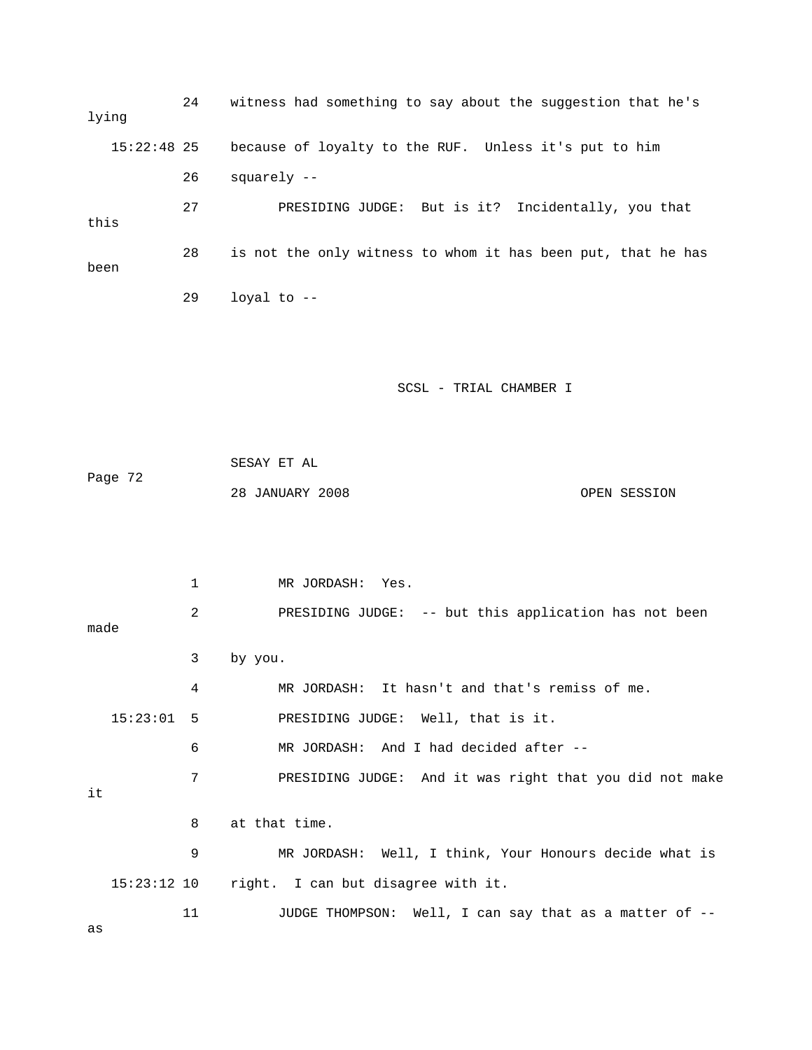24 witness had something to say about the suggestion that he's lying

15:22:48 25 because of loyalty to the RUF. Unless it's put to him

26 squarely --

27 PRESIDING JUDGE: But is it? Incidentally, you that this

28 is not the only witness to whom it has been put, that he has been

29 loyal to --

1 MR JORDASH: Yes.

2 PRESIDING JUDGE: -- but this application has not been made

3 by you.

4 MR JORDASH: It hasn't and that's remiss of me.

15:23:01 5 PRESIDING JUDGE: Well, that is it.

6 MR JORDASH: And I had decided after --

7 PRESIDING JUDGE: And it was right that you did not make it

8 at that time.

9 MR JORDASH: Well, I think, Your Honours decide what is

15:23:12 10 right. I can but disagree with it.

11 JUDGE THOMPSON: Well, I can say that as a matter of -- as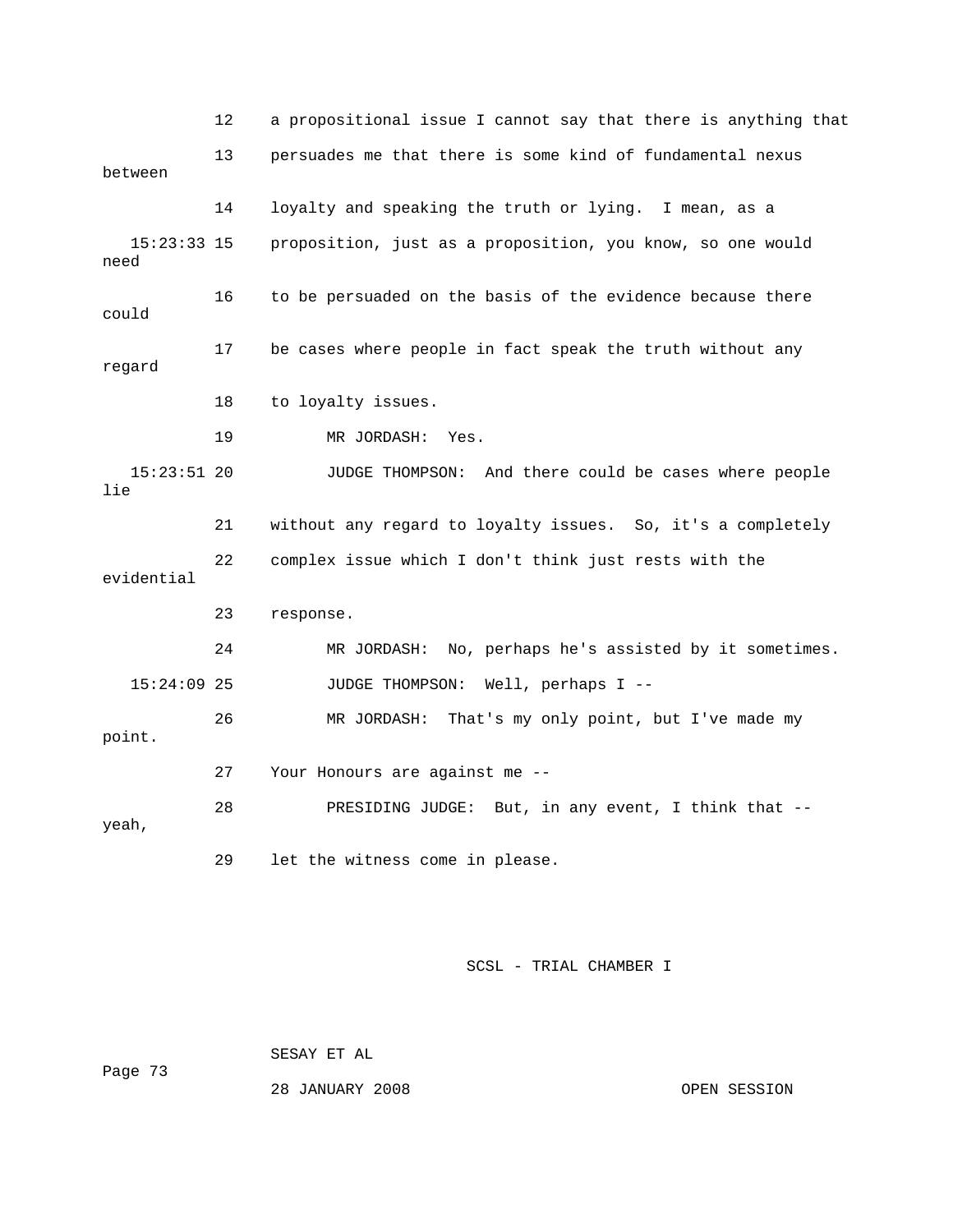12 a propositional issue I cannot say that there is anything that

13 persuades me that there is some kind of fundamental nexus between

14 loyalty and speaking the truth or lying. I mean, as a

15:23:33 15 proposition, just as a proposition, you know, so one would need

16 to be persuaded on the basis of the evidence because there could

17 be cases where people in fact speak the truth without any regard

18 to loyalty issues.

19 MR JORDASH: Yes.

15:23:51 20 JUDGE THOMPSON: And there could be cases where people lie

21 without any regard to loyalty issues. So, it's a completely

22 complex issue which I don't think just rests with the evidential

23 response.

24 MR JORDASH: No, perhaps he's assisted by it sometimes.

15:24:09 25 JUDGE THOMPSON: Well, perhaps I --

26 MR JORDASH: That's my only point, but I've made my point.

27 Your Honours are against me --

28 PRESIDING JUDGE: But, in any event, I think that -- yeah,

29 let the witness come in please.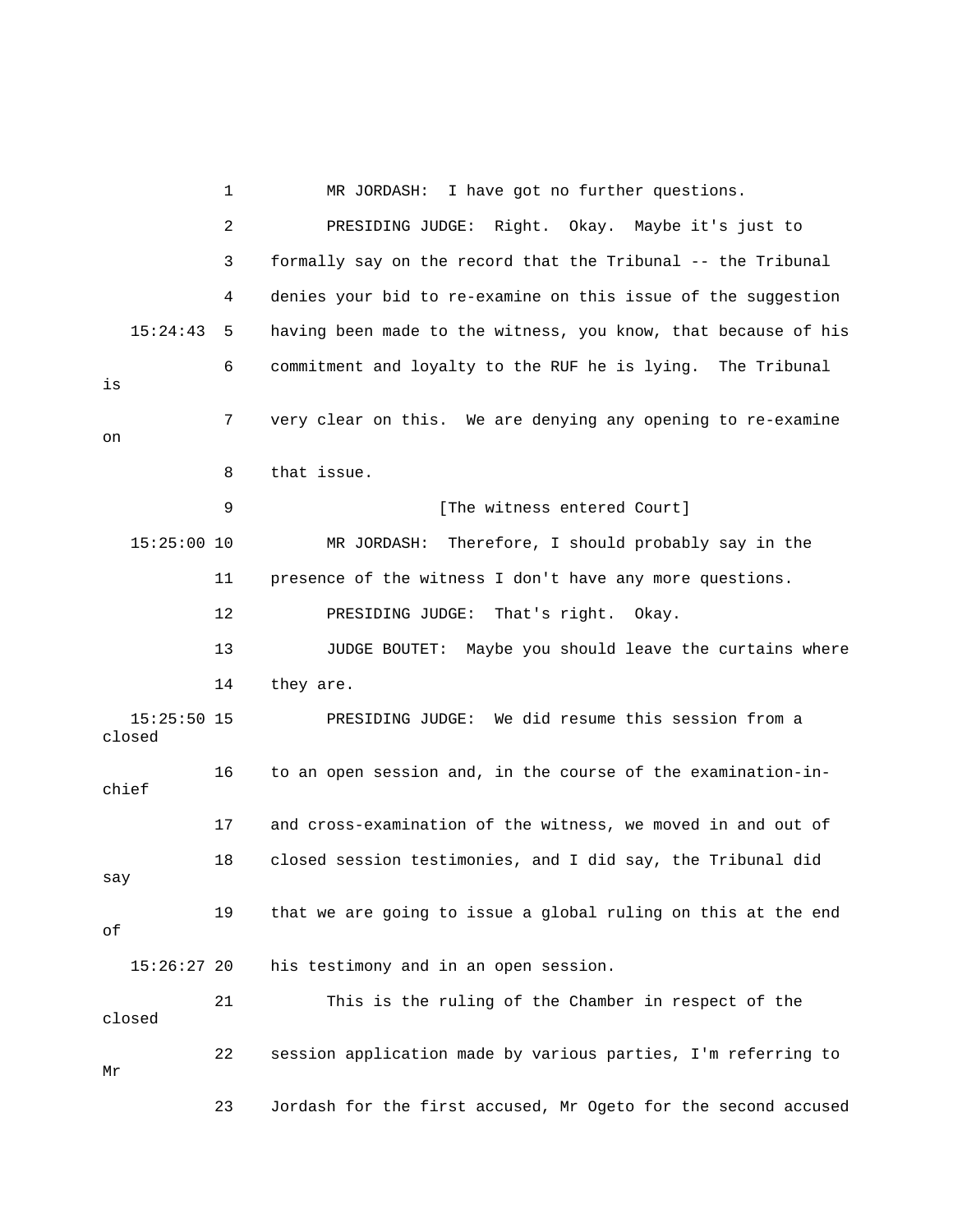1 MR JORDASH: I have got no further questions.

2 PRESIDING JUDGE: Right. Okay. Maybe it's just to

3 formally say on the record that the Tribunal -- the Tribunal

4 denies your bid to re-examine on this issue of the suggestion

15:24:43 5 having been made to the witness, you know, that because of his

6 commitment and loyalty to the RUF he is lying. The Tribunal is

7 very clear on this. We are denying any opening to re-examine on

8 that issue.

9 [The witness entered Court]

15:25:00 10 MR JORDASH: Therefore, I should probably say in the

11 presence of the witness I don't have any more questions.

12 PRESIDING JUDGE: That's right. Okay.

13 JUDGE BOUTET: Maybe you should leave the curtains where

14 they are.

15:25:50 15 PRESIDING JUDGE: We did resume this session from a closed

16 to an open session and, in the course of the examination-in-chief

17 and cross-examination of the witness, we moved in and out of

18 closed session testimonies, and I did say, the Tribunal did say

19 that we are going to issue a global ruling on this at the end of

15:26:27 20 his testimony and in an open session.

21 This is the ruling of the Chamber in respect of the closed

22 session application made by various parties, I'm referring to Mr

23 Jordash for the first accused, Mr Ogeto for the second accused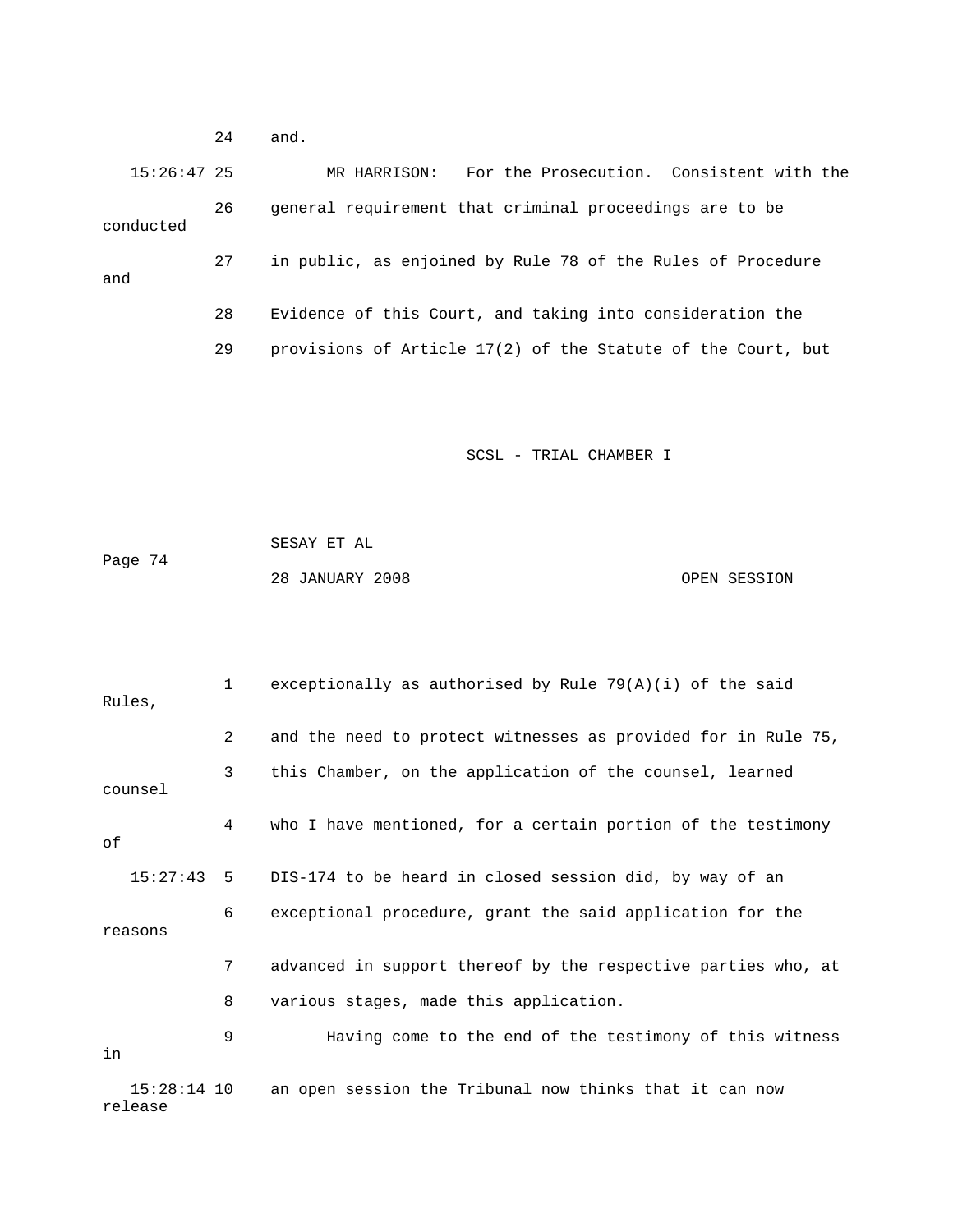and.

MR HARRISON: For the Prosecution. Consistent with the general requirement that criminal proceedings are to be conducted in public, as enjoined by Rule 78 of the Rules of Procedure and Evidence of this Court, and taking into consideration the provisions of Article 17(2) of the Statute of the Court, but exceptionally as authorised by Rule 79(A)(i) of the said Rules, and the need to protect witnesses as provided for in Rule 75, this Chamber, on the application of the counsel, learned counsel who I have mentioned, for a certain portion of the testimony of DIS-174 to be heard in closed session did, by way of an exceptional procedure, grant the said application for the reasons advanced in support thereof by the respective parties who, at various stages, made this application.

Having come to the end of the testimony of this witness in an open session the Tribunal now thinks that it can now release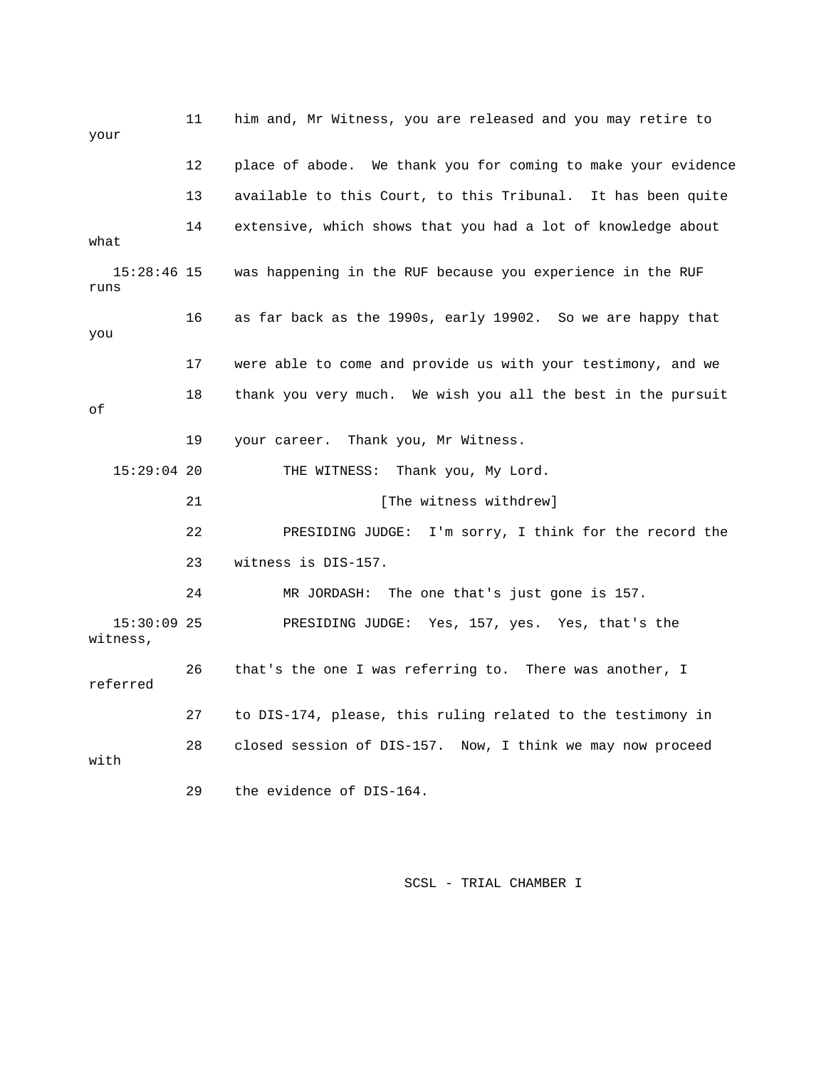11 him and, Mr Witness, you are released and you may retire to your

12 place of abode. We thank you for coming to make your evidence

13 available to this Court, to this Tribunal. It has been quite

14 extensive, which shows that you had a lot of knowledge about what

15:28:46 15 was happening in the RUF because you experience in the RUF runs

16 as far back as the 1990s, early 19902. So we are happy that you

17 were able to come and provide us with your testimony, and we

18 thank you very much. We wish you all the best in the pursuit of

19 your career. Thank you, Mr Witness.

15:29:04 20 THE WITNESS: Thank you, My Lord.

21 [The witness withdrew]

22 PRESIDING JUDGE: I'm sorry, I think for the record the

23 witness is DIS-157.

24 MR JORDASH: The one that's just gone is 157.

15:30:09 25 PRESIDING JUDGE: Yes, 157, yes. Yes, that's the witness,

26 that's the one I was referring to. There was another, I referred

27 to DIS-174, please, this ruling related to the testimony in

28 closed session of DIS-157. Now, I think we may now proceed with

29 the evidence of DIS-164.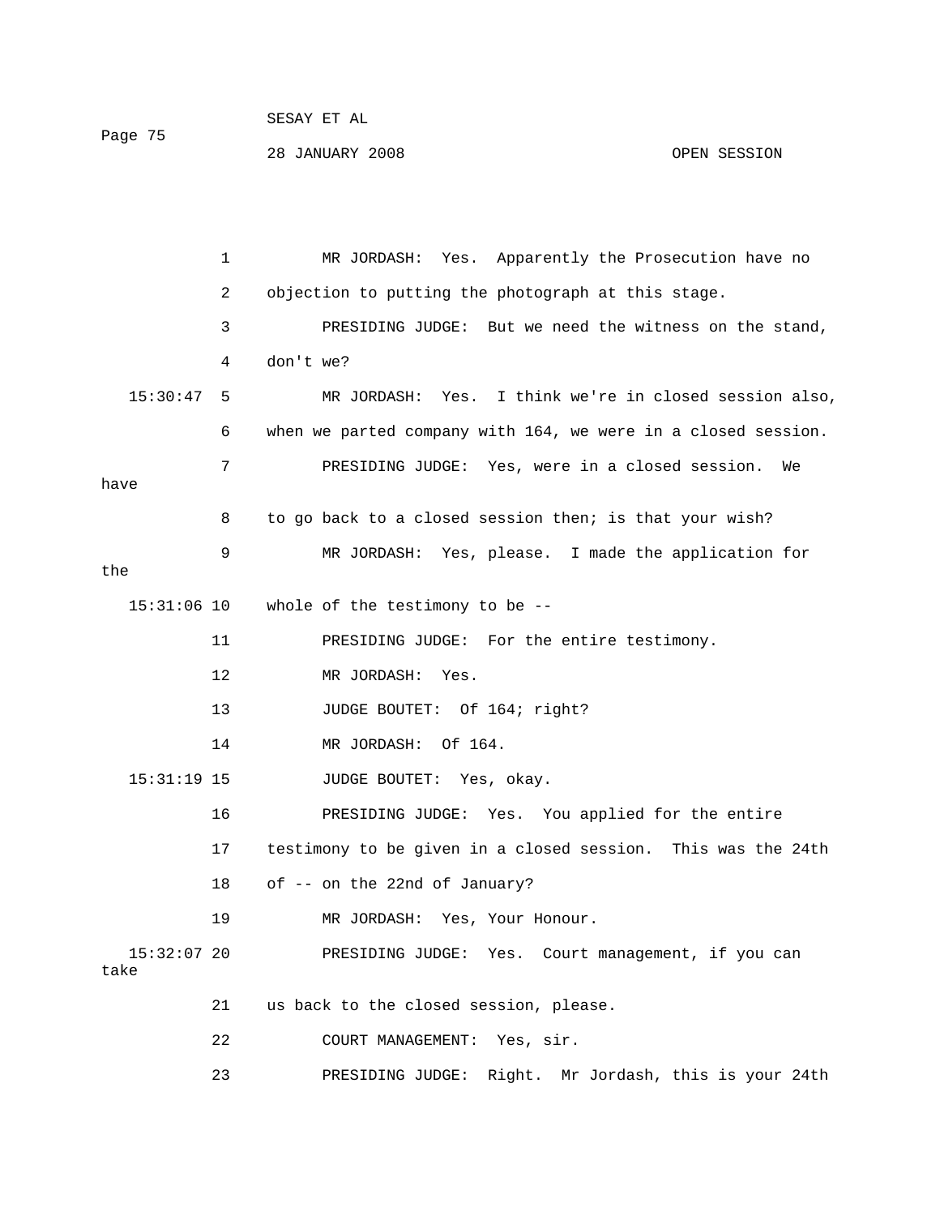1 MR JORDASH: Yes. Apparently the Prosecution have no

2 objection to putting the photograph at this stage.

3 PRESIDING JUDGE: But we need the witness on the stand,

4 don't we?

15:30:47 5 MR JORDASH: Yes. I think we're in closed session also,

6 when we parted company with 164, we were in a closed session.

7 PRESIDING JUDGE: Yes, were in a closed session. We have

8 to go back to a closed session then; is that your wish?

9 MR JORDASH: Yes, please. I made the application for the

15:31:06 10 whole of the testimony to be --

11 PRESIDING JUDGE: For the entire testimony.

12 MR JORDASH: Yes.

13 JUDGE BOUTET: Of 164; right?

14 MR JORDASH: Of 164.

15:31:19 15 JUDGE BOUTET: Yes, okay.

16 PRESIDING JUDGE: Yes. You applied for the entire

17 testimony to be given in a closed session. This was the 24th

18 of -- on the 22nd of January?

19 MR JORDASH: Yes, Your Honour.

15:32:07 20 PRESIDING JUDGE: Yes. Court management, if you can take

21 us back to the closed session, please.

22 COURT MANAGEMENT: Yes, sir.

23 PRESIDING JUDGE: Right. Mr Jordash, this is your 24th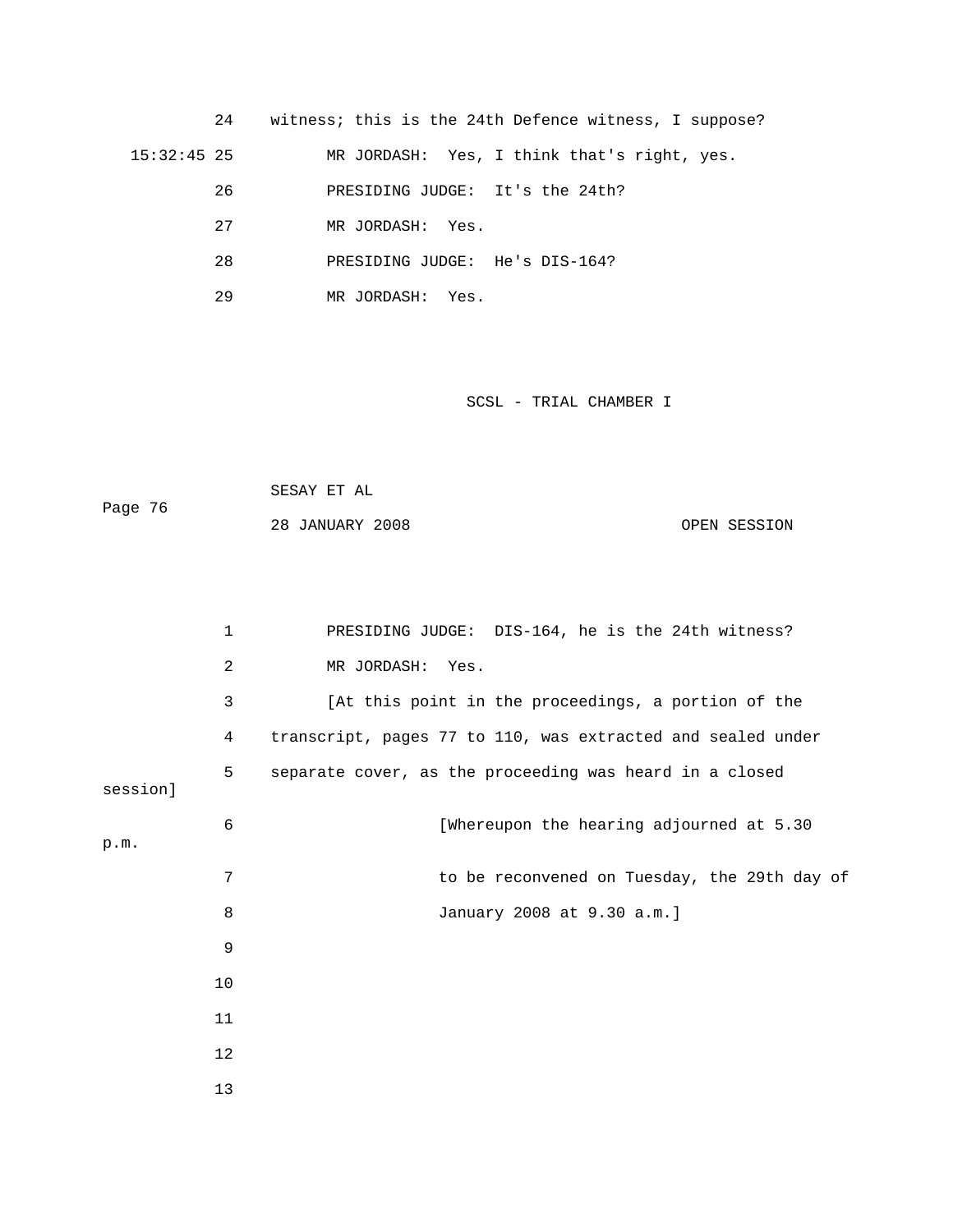24 witness; this is the 24th Defence witness, I suppose?

15:32:45 25 MR JORDASH: Yes, I think that's right, yes.

26 PRESIDING JUDGE: It's the 24th?

27 MR JORDASH: Yes.

28 PRESIDING JUDGE: He's DIS-164?

29 MR JORDASH: Yes.

1 PRESIDING JUDGE: DIS-164, he is the 24th witness?

2 MR JORDASH: Yes.

3 [At this point in the proceedings, a portion of the

4 transcript, pages 77 to 110, was extracted and sealed under

5 separate cover, as the proceeding was heard in a closed session]

6 [Whereupon the hearing adjourned at 5.30 p.m.

7 to be reconvened on Tuesday, the 29th day of

8 January 2008 at 9.30 a.m.]

9

10

11

12

13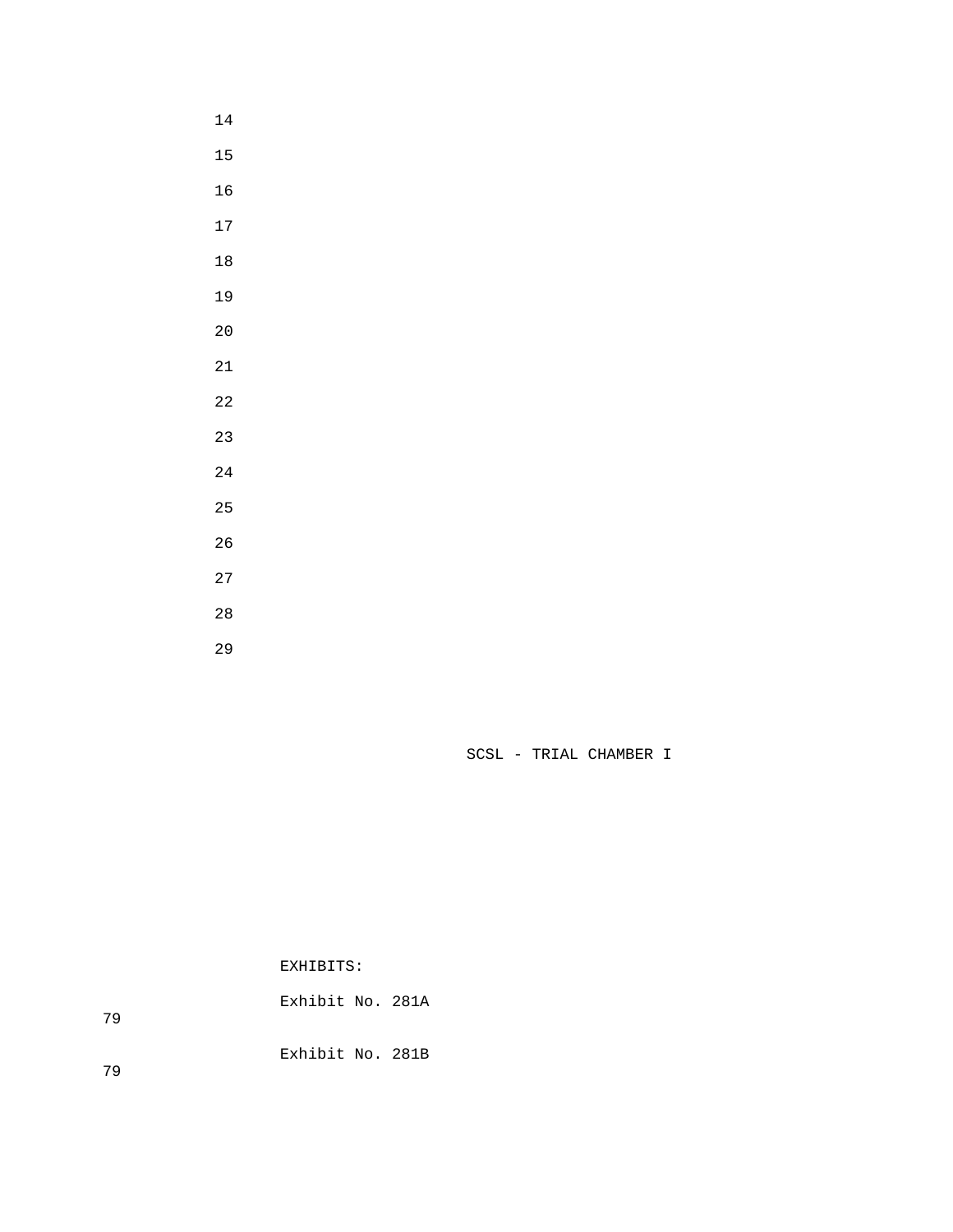EXHIBITS:

Exhibit No. 281A 79

Exhibit No. 281B 79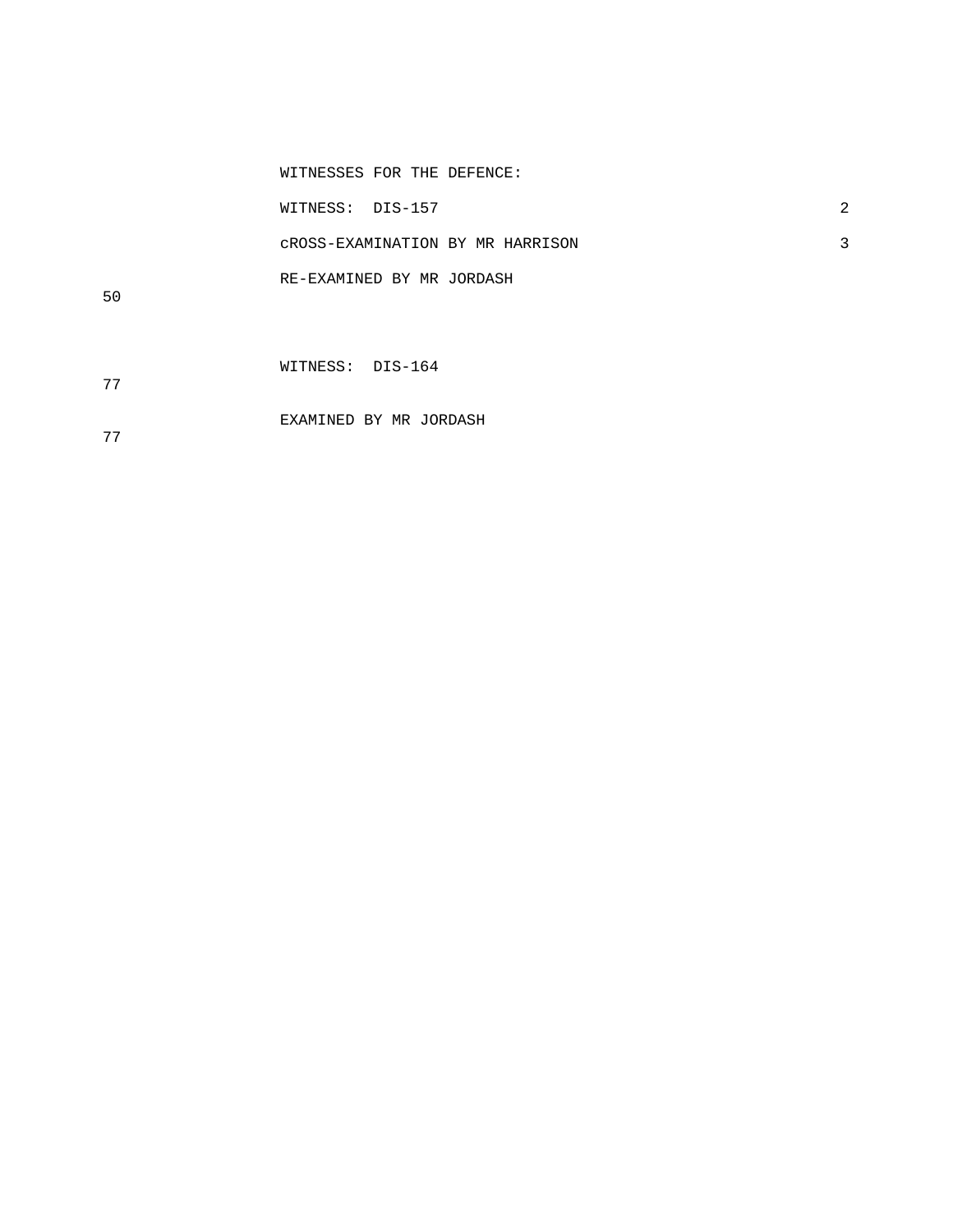WITNESSES FOR THE DEFENCE:

| | |
|---|---|
| WITNESS: DIS-157 | 2 |
| cROSS-EXAMINATION BY MR HARRISON | 3 |
| RE-EXAMINED BY MR JORDASH | 50 |
| WITNESS: DIS-164 | 77 |
| EXAMINED BY MR JORDASH | 77 |